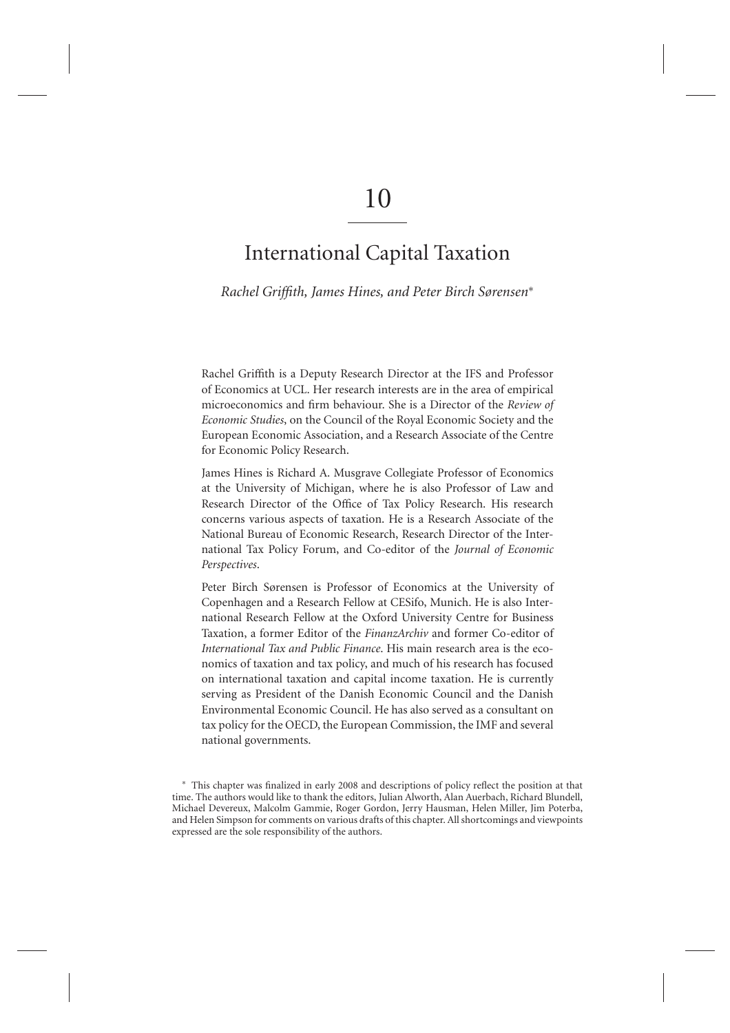# 10

# International Capital Taxation

*Rachel Griffith, James Hines, and Peter Birch Sørensen**

Rachel Griffith is a Deputy Research Director at the IFS and Professor of Economics at UCL. Her research interests are in the area of empirical microeconomics and firm behaviour. She is a Director of the *Review of Economic Studies*, on the Council of the Royal Economic Society and the European Economic Association, and a Research Associate of the Centre for Economic Policy Research.

James Hines is Richard A. Musgrave Collegiate Professor of Economics at the University of Michigan, where he is also Professor of Law and Research Director of the Office of Tax Policy Research. His research concerns various aspects of taxation. He is a Research Associate of the National Bureau of Economic Research, Research Director of the International Tax Policy Forum, and Co-editor of the *Journal of Economic Perspectives*.

Peter Birch Sørensen is Professor of Economics at the University of Copenhagen and a Research Fellow at CESifo, Munich. He is also International Research Fellow at the Oxford University Centre for Business Taxation, a former Editor of the *FinanzArchiv* and former Co-editor of *International Tax and Public Finance*. His main research area is the economics of taxation and tax policy, and much of his research has focused on international taxation and capital income taxation. He is currently serving as President of the Danish Economic Council and the Danish Environmental Economic Council. He has also served as a consultant on tax policy for the OECD, the European Commission, the IMF and several national governments.

\* This chapter was finalized in early 2008 and descriptions of policy reflect the position at that time. The authors would like to thank the editors, Julian Alworth, Alan Auerbach, Richard Blundell, Michael Devereux, Malcolm Gammie, Roger Gordon, Jerry Hausman, Helen Miller, Jim Poterba, and Helen Simpson for comments on various drafts of this chapter. All shortcomings and viewpoints expressed are the sole responsibility of the authors.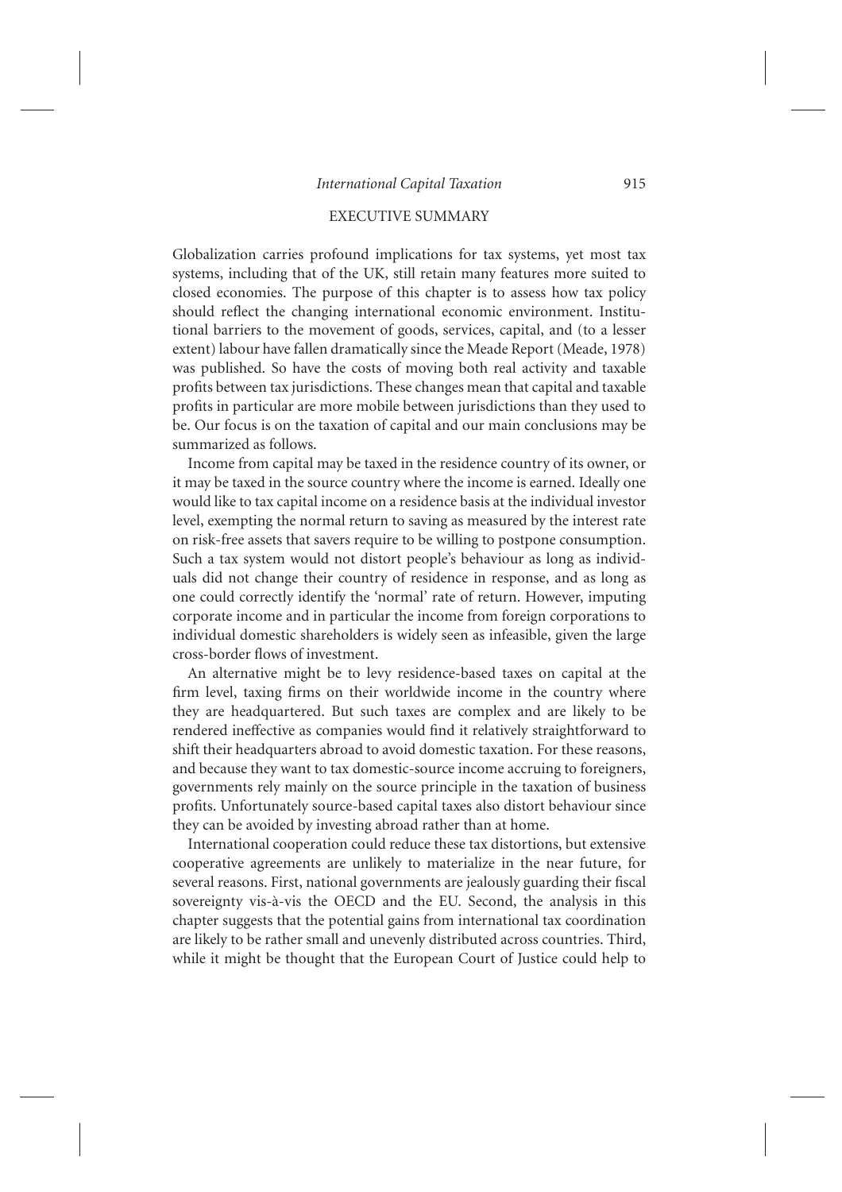## EXECUTIVE SUMMARY

Globalization carries profound implications for tax systems, yet most tax systems, including that of the UK, still retain many features more suited to closed economies. The purpose of this chapter is to assess how tax policy should reflect the changing international economic environment. Institutional barriers to the movement of goods, services, capital, and (to a lesser extent) labour have fallen dramatically since the Meade Report (Meade, 1978) was published. So have the costs of moving both real activity and taxable profits between tax jurisdictions. These changes mean that capital and taxable profits in particular are more mobile between jurisdictions than they used to be. Our focus is on the taxation of capital and our main conclusions may be summarized as follows.

Income from capital may be taxed in the residence country of its owner, or it may be taxed in the source country where the income is earned. Ideally one would like to tax capital income on a residence basis at the individual investor level, exempting the normal return to saving as measured by the interest rate on risk-free assets that savers require to be willing to postpone consumption. Such a tax system would not distort people's behaviour as long as individuals did not change their country of residence in response, and as long as one could correctly identify the 'normal' rate of return. However, imputing corporate income and in particular the income from foreign corporations to individual domestic shareholders is widely seen as infeasible, given the large cross-border flows of investment.

An alternative might be to levy residence-based taxes on capital at the firm level, taxing firms on their worldwide income in the country where they are headquartered. But such taxes are complex and are likely to be rendered ineffective as companies would find it relatively straightforward to shift their headquarters abroad to avoid domestic taxation. For these reasons, and because they want to tax domestic-source income accruing to foreigners, governments rely mainly on the source principle in the taxation of business profits. Unfortunately source-based capital taxes also distort behaviour since they can be avoided by investing abroad rather than at home.

International cooperation could reduce these tax distortions, but extensive cooperative agreements are unlikely to materialize in the near future, for several reasons. First, national governments are jealously guarding their fiscal sovereignty vis-à-vis the OECD and the EU. Second, the analysis in this chapter suggests that the potential gains from international tax coordination are likely to be rather small and unevenly distributed across countries. Third, while it might be thought that the European Court of Justice could help to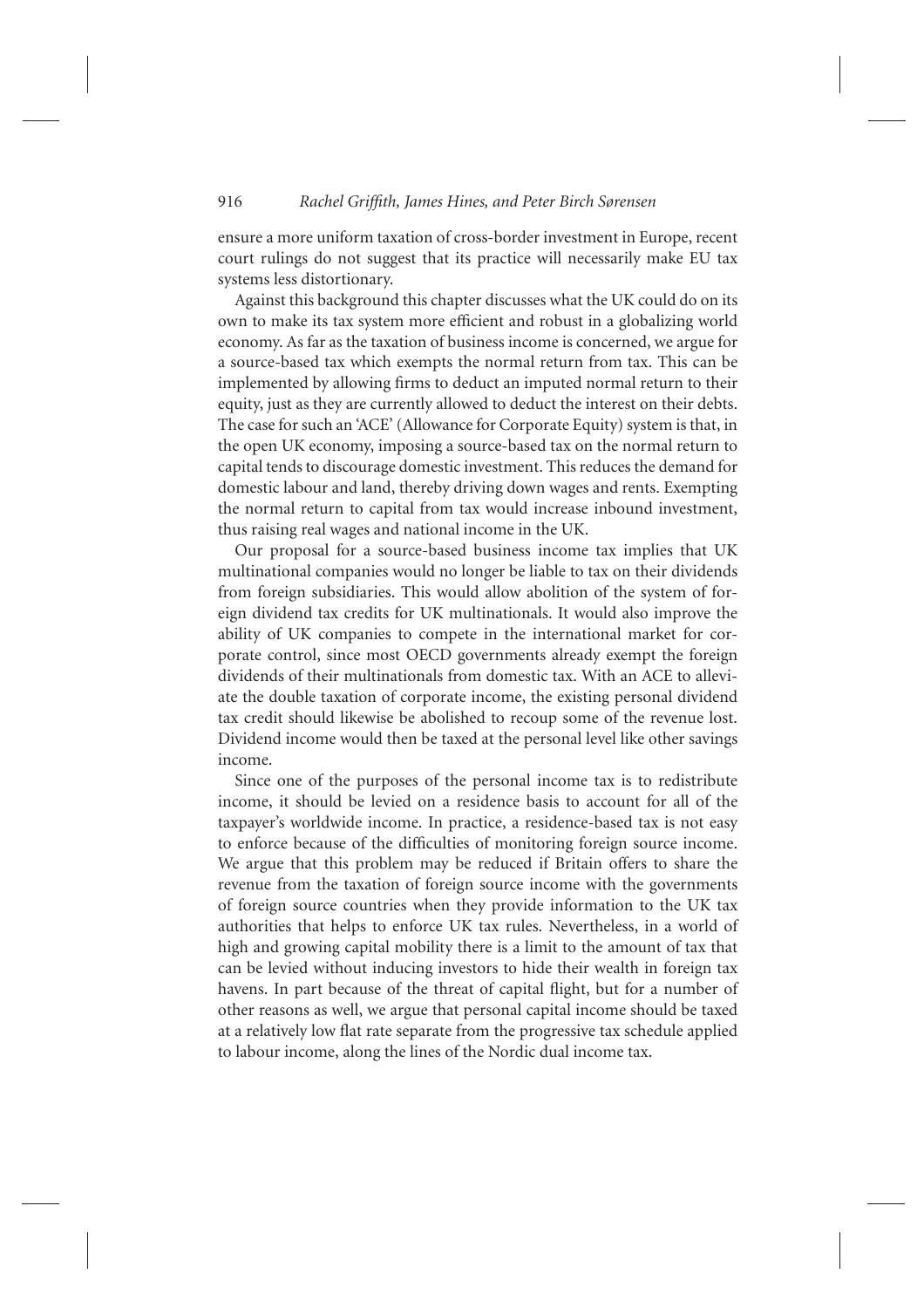ensure a more uniform taxation of cross-border investment in Europe, recent court rulings do not suggest that its practice will necessarily make EU tax systems less distortionary.

Against this background this chapter discusses what the UK could do on its own to make its tax system more efficient and robust in a globalizing world economy. As far as the taxation of business income is concerned, we argue for a source-based tax which exempts the normal return from tax. This can be implemented by allowing firms to deduct an imputed normal return to their equity, just as they are currently allowed to deduct the interest on their debts. The case for such an 'ACE' (Allowance for Corporate Equity) system is that, in the open UK economy, imposing a source-based tax on the normal return to capital tends to discourage domestic investment. This reduces the demand for domestic labour and land, thereby driving down wages and rents. Exempting the normal return to capital from tax would increase inbound investment, thus raising real wages and national income in the UK.

Our proposal for a source-based business income tax implies that UK multinational companies would no longer be liable to tax on their dividends from foreign subsidiaries. This would allow abolition of the system of foreign dividend tax credits for UK multinationals. It would also improve the ability of UK companies to compete in the international market for corporate control, since most OECD governments already exempt the foreign dividends of their multinationals from domestic tax. With an ACE to alleviate the double taxation of corporate income, the existing personal dividend tax credit should likewise be abolished to recoup some of the revenue lost. Dividend income would then be taxed at the personal level like other savings income.

Since one of the purposes of the personal income tax is to redistribute income, it should be levied on a residence basis to account for all of the taxpayer's worldwide income. In practice, a residence-based tax is not easy to enforce because of the difficulties of monitoring foreign source income. We argue that this problem may be reduced if Britain offers to share the revenue from the taxation of foreign source income with the governments of foreign source countries when they provide information to the UK tax authorities that helps to enforce UK tax rules. Nevertheless, in a world of high and growing capital mobility there is a limit to the amount of tax that can be levied without inducing investors to hide their wealth in foreign tax havens. In part because of the threat of capital flight, but for a number of other reasons as well, we argue that personal capital income should be taxed at a relatively low flat rate separate from the progressive tax schedule applied to labour income, along the lines of the Nordic dual income tax.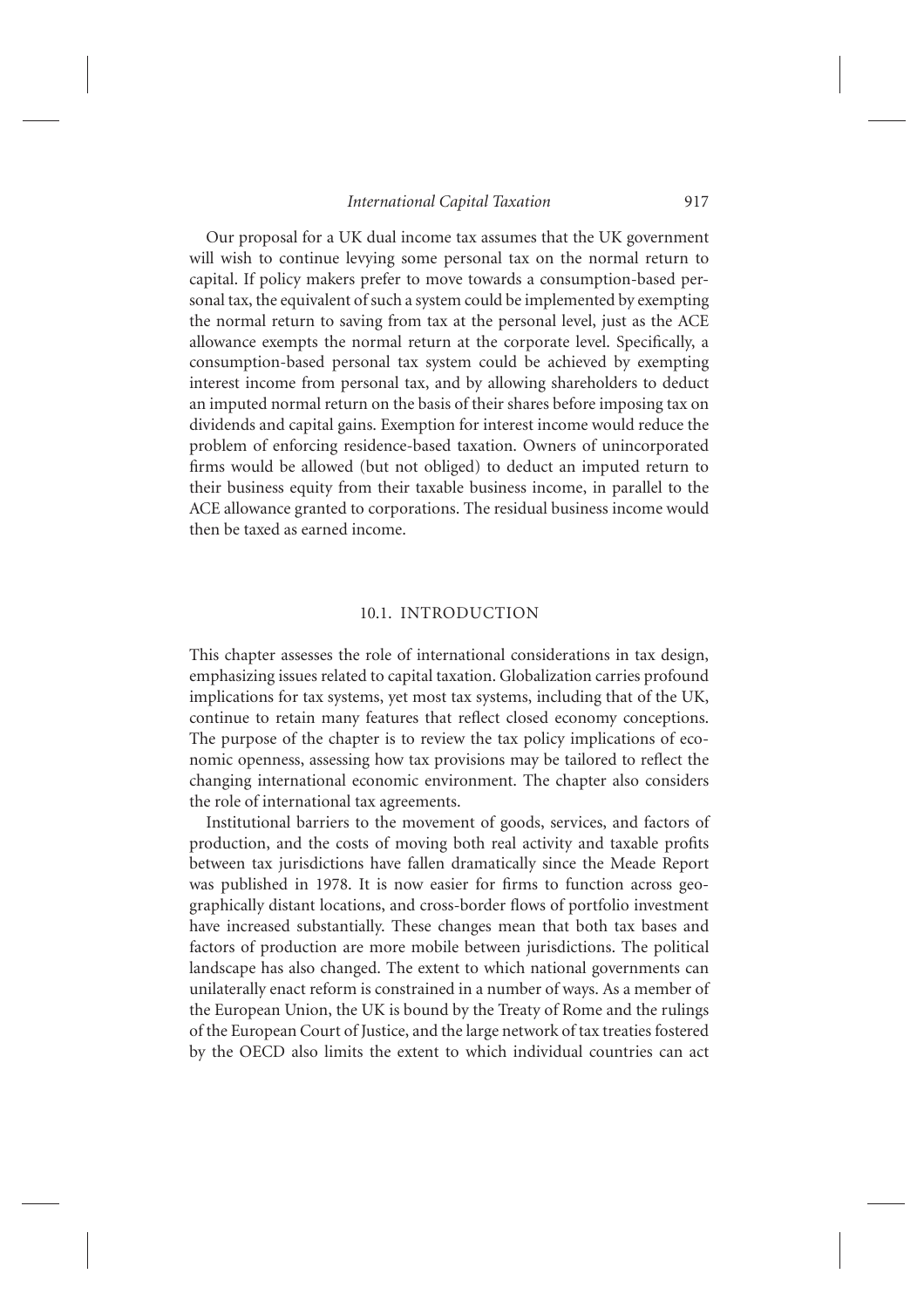Our proposal for a UK dual income tax assumes that the UK government will wish to continue levying some personal tax on the normal return to capital. If policy makers prefer to move towards a consumption-based personal tax, the equivalent of such a system could be implemented by exempting the normal return to saving from tax at the personal level, just as the ACE allowance exempts the normal return at the corporate level. Specifically, a consumption-based personal tax system could be achieved by exempting interest income from personal tax, and by allowing shareholders to deduct an imputed normal return on the basis of their shares before imposing tax on dividends and capital gains. Exemption for interest income would reduce the problem of enforcing residence-based taxation. Owners of unincorporated firms would be allowed (but not obliged) to deduct an imputed return to their business equity from their taxable business income, in parallel to the ACE allowance granted to corporations. The residual business income would then be taxed as earned income.

## 10.1. INTRODUCTION

This chapter assesses the role of international considerations in tax design, emphasizing issues related to capital taxation. Globalization carries profound implications for tax systems, yet most tax systems, including that of the UK, continue to retain many features that reflect closed economy conceptions. The purpose of the chapter is to review the tax policy implications of economic openness, assessing how tax provisions may be tailored to reflect the changing international economic environment. The chapter also considers the role of international tax agreements.

Institutional barriers to the movement of goods, services, and factors of production, and the costs of moving both real activity and taxable profits between tax jurisdictions have fallen dramatically since the Meade Report was published in 1978. It is now easier for firms to function across geographically distant locations, and cross-border flows of portfolio investment have increased substantially. These changes mean that both tax bases and factors of production are more mobile between jurisdictions. The political landscape has also changed. The extent to which national governments can unilaterally enact reform is constrained in a number of ways. As a member of the European Union, the UK is bound by the Treaty of Rome and the rulings of the European Court of Justice, and the large network of tax treaties fostered by the OECD also limits the extent to which individual countries can act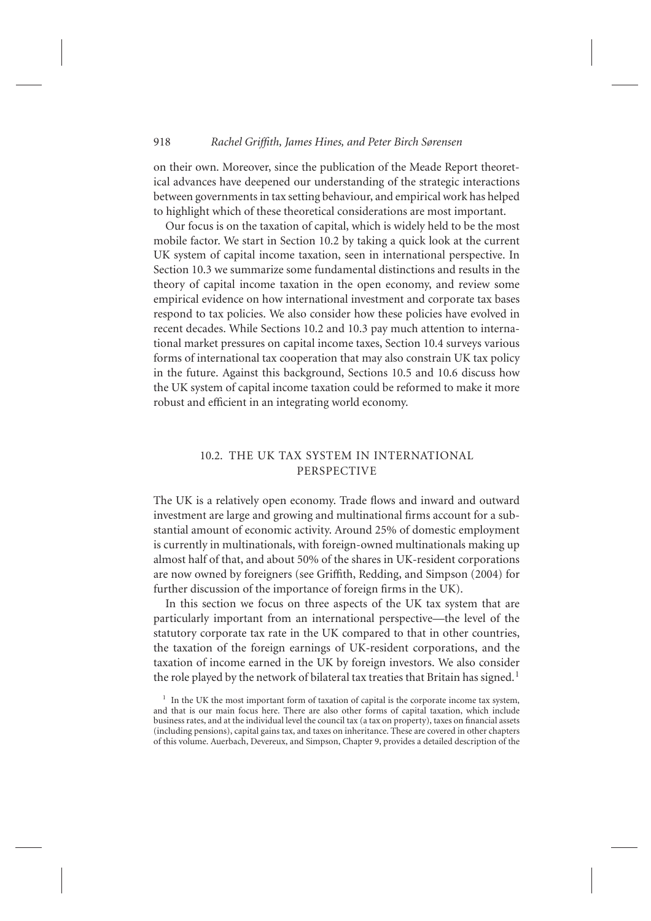on their own. Moreover, since the publication of the Meade Report theoretical advances have deepened our understanding of the strategic interactions between governments in tax setting behaviour, and empirical work has helped to highlight which of these theoretical considerations are most important.

Our focus is on the taxation of capital, which is widely held to be the most mobile factor. We start in Section 10.2 by taking a quick look at the current UK system of capital income taxation, seen in international perspective. In Section 10.3 we summarize some fundamental distinctions and results in the theory of capital income taxation in the open economy, and review some empirical evidence on how international investment and corporate tax bases respond to tax policies. We also consider how these policies have evolved in recent decades. While Sections 10.2 and 10.3 pay much attention to international market pressures on capital income taxes, Section 10.4 surveys various forms of international tax cooperation that may also constrain UK tax policy in the future. Against this background, Sections 10.5 and 10.6 discuss how the UK system of capital income taxation could be reformed to make it more robust and efficient in an integrating world economy.

## 10.2. THE UK TAX SYSTEM IN INTERNATIONAL PERSPECTIVE

The UK is a relatively open economy. Trade flows and inward and outward investment are large and growing and multinational firms account for a substantial amount of economic activity. Around 25% of domestic employment is currently in multinationals, with foreign-owned multinationals making up almost half of that, and about 50% of the shares in UK-resident corporations are now owned by foreigners (see Griffith, Redding, and Simpson (2004) for further discussion of the importance of foreign firms in the UK).

In this section we focus on three aspects of the UK tax system that are particularly important from an international perspective—the level of the statutory corporate tax rate in the UK compared to that in other countries, the taxation of the foreign earnings of UK-resident corporations, and the taxation of income earned in the UK by foreign investors. We also consider the role played by the network of bilateral tax treaties that Britain has signed.[1]

[1] In the UK the most important form of taxation of capital is the corporate income tax system, and that is our main focus here. There are also other forms of capital taxation, which include business rates, and at the individual level the council tax (a tax on property), taxes on financial assets (including pensions), capital gains tax, and taxes on inheritance. These are covered in other chapters of this volume. Auerbach, Devereux, and Simpson, Chapter 9, provides a detailed description of the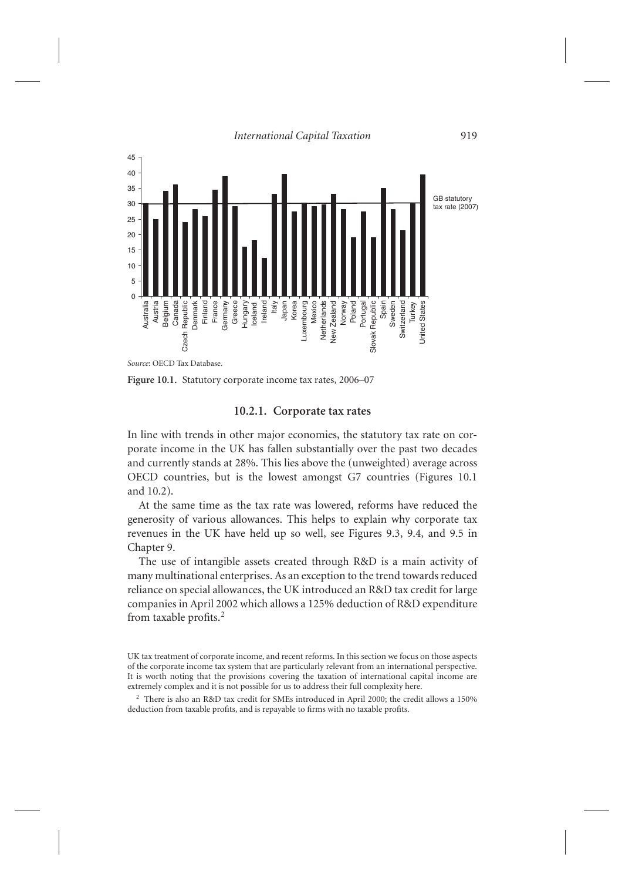Source: OECD Tax Database.

**Figure 10.1.** Statutory corporate income tax rates, 2006–07

### 10.2.1. Corporate tax rates

In line with trends in other major economies, the statutory tax rate on corporate income in the UK has fallen substantially over the past two decades and currently stands at 28%. This lies above the (unweighted) average across OECD countries, but is the lowest amongst G7 countries (Figures 10.1 and 10.2).

At the same time as the tax rate was lowered, reforms have reduced the generosity of various allowances. This helps to explain why corporate tax revenues in the UK have held up so well, see Figures 9.3, 9.4, and 9.5 in Chapter 9.

The use of intangible assets created through R&D is a main activity of many multinational enterprises. As an exception to the trend towards reduced reliance on special allowances, the UK introduced an R&D tax credit for large companies in April 2002 which allows a 125% deduction of R&D expenditure from taxable profits.[2]

UK tax treatment of corporate income, and recent reforms. In this section we focus on those aspects of the corporate income tax system that are particularly relevant from an international perspective. It is worth noting that the provisions covering the taxation of international capital income are extremely complex and it is not possible for us to address their full complexity here.

[2] There is also an R&D tax credit for SMEs introduced in April 2000; the credit allows a 150% deduction from taxable profits, and is repayable to firms with no taxable profits.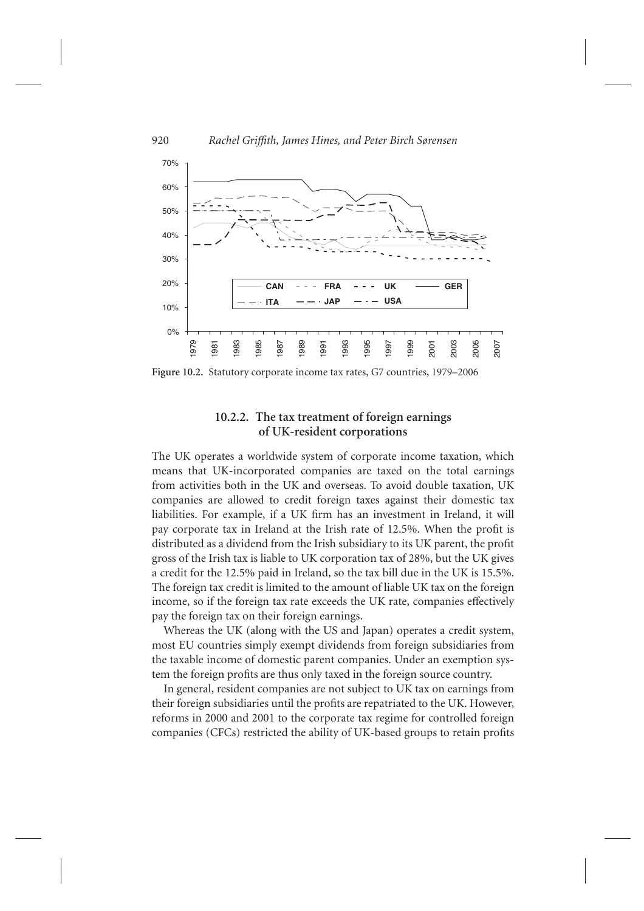Figure 10.2. Statutory corporate income tax rates, G7 countries, 1979–2006

### 10.2.2. The tax treatment of foreign earnings of UK-resident corporations

The UK operates a worldwide system of corporate income taxation, which means that UK-incorporated companies are taxed on the total earnings from activities both in the UK and overseas. To avoid double taxation, UK companies are allowed to credit foreign taxes against their domestic tax liabilities. For example, if a UK firm has an investment in Ireland, it will pay corporate tax in Ireland at the Irish rate of 12.5%. When the profit is distributed as a dividend from the Irish subsidiary to its UK parent, the profit gross of the Irish tax is liable to UK corporation tax of 28%, but the UK gives a credit for the 12.5% paid in Ireland, so the tax bill due in the UK is 15.5%. The foreign tax credit is limited to the amount of liable UK tax on the foreign income, so if the foreign tax rate exceeds the UK rate, companies effectively pay the foreign tax on their foreign earnings.

Whereas the UK (along with the US and Japan) operates a credit system, most EU countries simply exempt dividends from foreign subsidiaries from the taxable income of domestic parent companies. Under an exemption system the foreign profits are thus only taxed in the foreign source country.

In general, resident companies are not subject to UK tax on earnings from their foreign subsidiaries until the profits are repatriated to the UK. However, reforms in 2000 and 2001 to the corporate tax regime for controlled foreign companies (CFCs) restricted the ability of UK-based groups to retain profits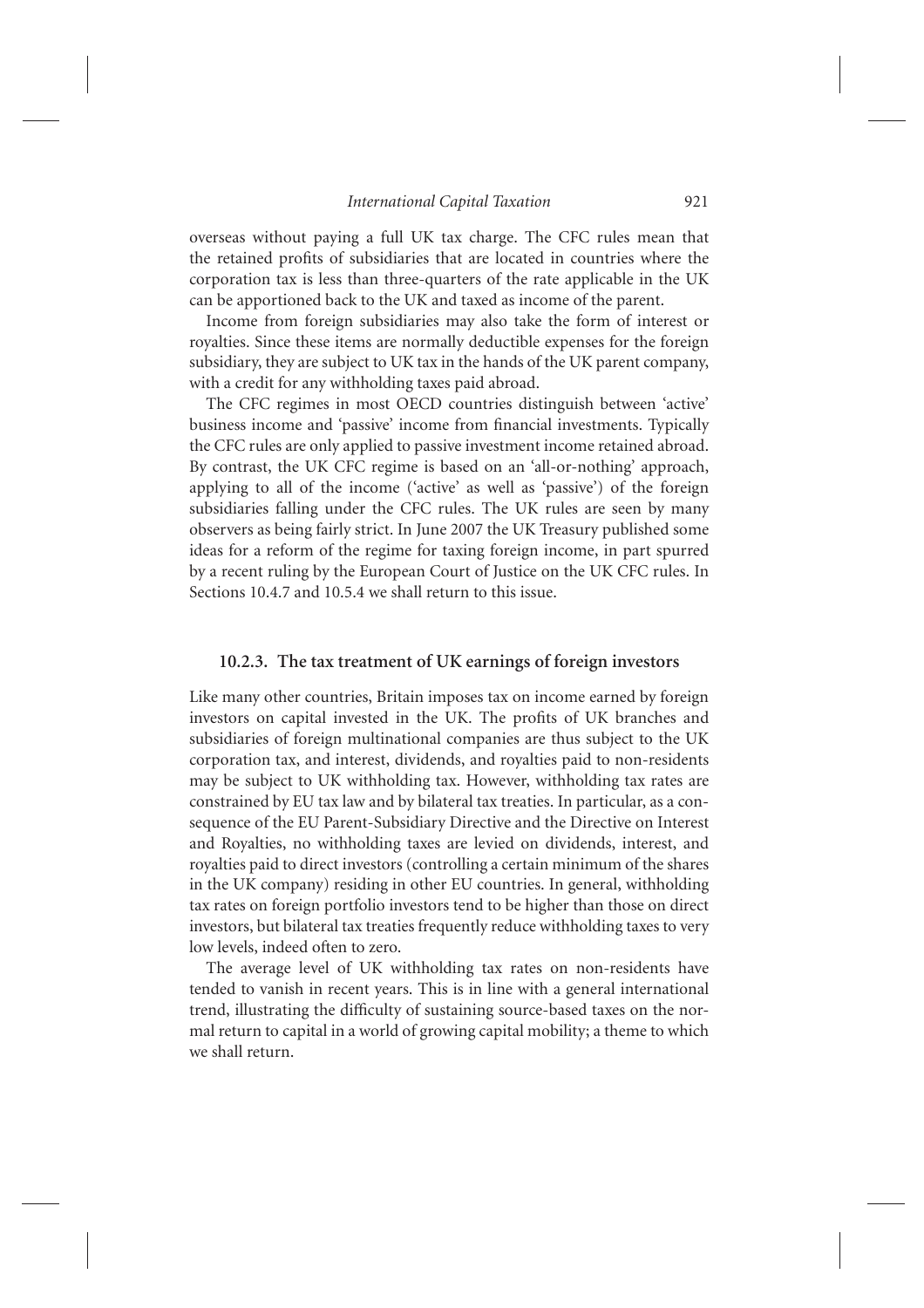overseas without paying a full UK tax charge. The CFC rules mean that the retained profits of subsidiaries that are located in countries where the corporation tax is less than three-quarters of the rate applicable in the UK can be apportioned back to the UK and taxed as income of the parent.

Income from foreign subsidiaries may also take the form of interest or royalties. Since these items are normally deductible expenses for the foreign subsidiary, they are subject to UK tax in the hands of the UK parent company, with a credit for any withholding taxes paid abroad.

The CFC regimes in most OECD countries distinguish between 'active' business income and 'passive' income from financial investments. Typically the CFC rules are only applied to passive investment income retained abroad. By contrast, the UK CFC regime is based on an 'all-or-nothing' approach, applying to all of the income ('active' as well as 'passive') of the foreign subsidiaries falling under the CFC rules. The UK rules are seen by many observers as being fairly strict. In June 2007 the UK Treasury published some ideas for a reform of the regime for taxing foreign income, in part spurred by a recent ruling by the European Court of Justice on the UK CFC rules. In Sections 10.4.7 and 10.5.4 we shall return to this issue.

### 10.2.3. The tax treatment of UK earnings of foreign investors

Like many other countries, Britain imposes tax on income earned by foreign investors on capital invested in the UK. The profits of UK branches and subsidiaries of foreign multinational companies are thus subject to the UK corporation tax, and interest, dividends, and royalties paid to non-residents may be subject to UK withholding tax. However, withholding tax rates are constrained by EU tax law and by bilateral tax treaties. In particular, as a consequence of the EU Parent-Subsidiary Directive and the Directive on Interest and Royalties, no withholding taxes are levied on dividends, interest, and royalties paid to direct investors (controlling a certain minimum of the shares in the UK company) residing in other EU countries. In general, withholding tax rates on foreign portfolio investors tend to be higher than those on direct investors, but bilateral tax treaties frequently reduce withholding taxes to very low levels, indeed often to zero.

The average level of UK withholding tax rates on non-residents have tended to vanish in recent years. This is in line with a general international trend, illustrating the difficulty of sustaining source-based taxes on the normal return to capital in a world of growing capital mobility; a theme to which we shall return.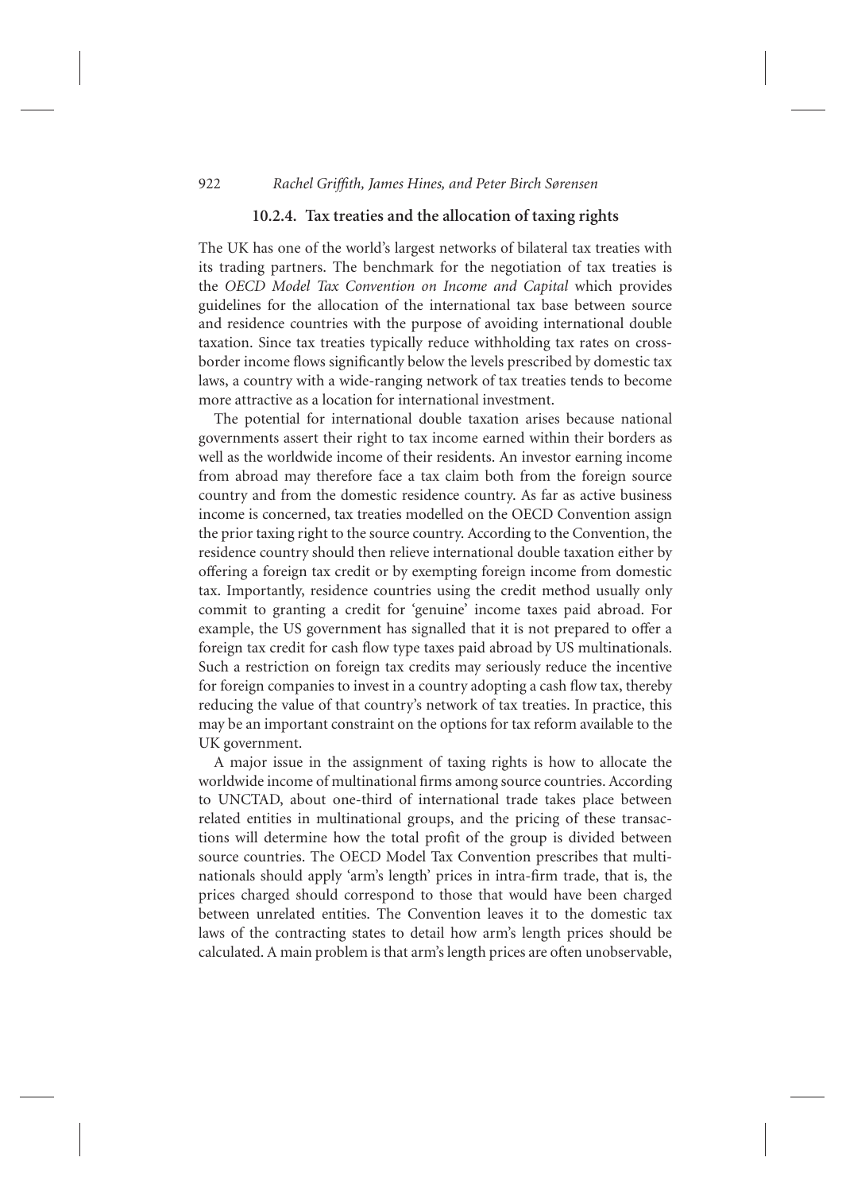### 10.2.4. Tax treaties and the allocation of taxing rights

The UK has one of the world's largest networks of bilateral tax treaties with its trading partners. The benchmark for the negotiation of tax treaties is the *OECD Model Tax Convention on Income and Capital* which provides guidelines for the allocation of the international tax base between source and residence countries with the purpose of avoiding international double taxation. Since tax treaties typically reduce withholding tax rates on cross-border income flows significantly below the levels prescribed by domestic tax laws, a country with a wide-ranging network of tax treaties tends to become more attractive as a location for international investment.

The potential for international double taxation arises because national governments assert their right to tax income earned within their borders as well as the worldwide income of their residents. An investor earning income from abroad may therefore face a tax claim both from the foreign source country and from the domestic residence country. As far as active business income is concerned, tax treaties modelled on the OECD Convention assign the prior taxing right to the source country. According to the Convention, the residence country should then relieve international double taxation either by offering a foreign tax credit or by exempting foreign income from domestic tax. Importantly, residence countries using the credit method usually only commit to granting a credit for 'genuine' income taxes paid abroad. For example, the US government has signalled that it is not prepared to offer a foreign tax credit for cash flow type taxes paid abroad by US multinationals. Such a restriction on foreign tax credits may seriously reduce the incentive for foreign companies to invest in a country adopting a cash flow tax, thereby reducing the value of that country's network of tax treaties. In practice, this may be an important constraint on the options for tax reform available to the UK government.

A major issue in the assignment of taxing rights is how to allocate the worldwide income of multinational firms among source countries. According to UNCTAD, about one-third of international trade takes place between related entities in multinational groups, and the pricing of these transactions will determine how the total profit of the group is divided between source countries. The OECD Model Tax Convention prescribes that multinationals should apply 'arm's length' prices in intra-firm trade, that is, the prices charged should correspond to those that would have been charged between unrelated entities. The Convention leaves it to the domestic tax laws of the contracting states to detail how arm's length prices should be calculated. A main problem is that arm's length prices are often unobservable,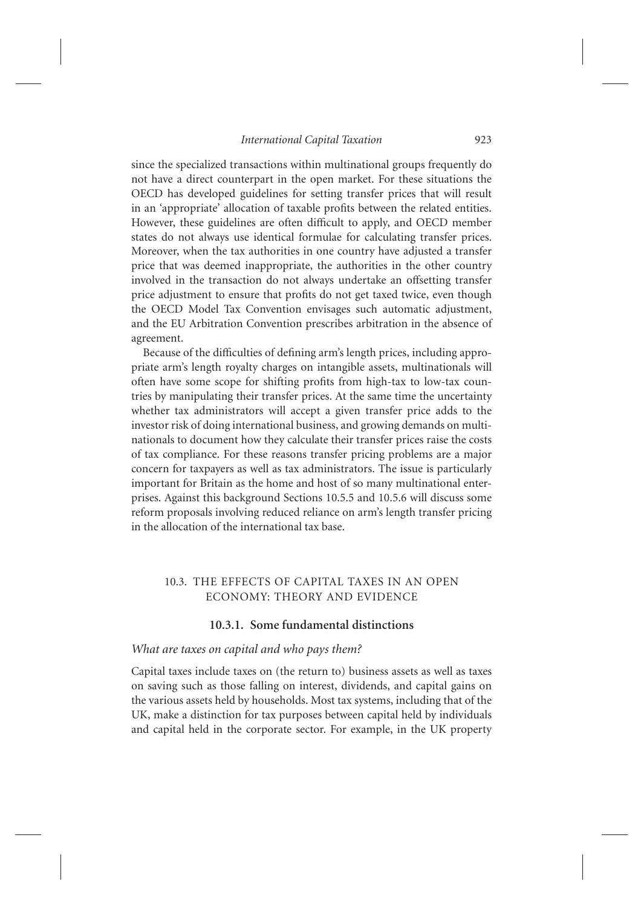since the specialized transactions within multinational groups frequently do not have a direct counterpart in the open market. For these situations the OECD has developed guidelines for setting transfer prices that will result in an 'appropriate' allocation of taxable profits between the related entities. However, these guidelines are often difficult to apply, and OECD member states do not always use identical formulae for calculating transfer prices. Moreover, when the tax authorities in one country have adjusted a transfer price that was deemed inappropriate, the authorities in the other country involved in the transaction do not always undertake an offsetting transfer price adjustment to ensure that profits do not get taxed twice, even though the OECD Model Tax Convention envisages such automatic adjustment, and the EU Arbitration Convention prescribes arbitration in the absence of agreement.

Because of the difficulties of defining arm's length prices, including appropriate arm's length royalty charges on intangible assets, multinationals will often have some scope for shifting profits from high-tax to low-tax countries by manipulating their transfer prices. At the same time the uncertainty whether tax administrators will accept a given transfer price adds to the investor risk of doing international business, and growing demands on multinationals to document how they calculate their transfer prices raise the costs of tax compliance. For these reasons transfer pricing problems are a major concern for taxpayers as well as tax administrators. The issue is particularly important for Britain as the home and host of so many multinational enterprises. Against this background Sections 10.5.5 and 10.5.6 will discuss some reform proposals involving reduced reliance on arm's length transfer pricing in the allocation of the international tax base.

## 10.3. THE EFFECTS OF CAPITAL TAXES IN AN OPEN ECONOMY: THEORY AND EVIDENCE

### 10.3.1. Some fundamental distinctions

*What are taxes on capital and who pays them?*

Capital taxes include taxes on (the return to) business assets as well as taxes on saving such as those falling on interest, dividends, and capital gains on the various assets held by households. Most tax systems, including that of the UK, make a distinction for tax purposes between capital held by individuals and capital held in the corporate sector. For example, in the UK property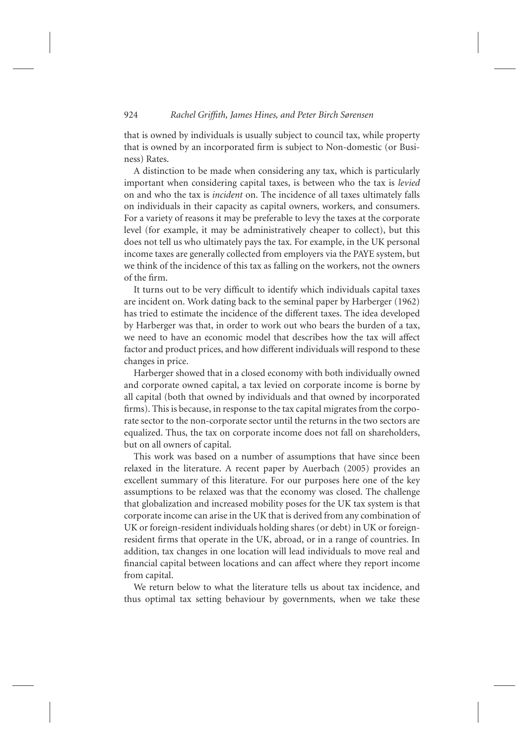that is owned by individuals is usually subject to council tax, while property that is owned by an incorporated firm is subject to Non-domestic (or Business) Rates.

A distinction to be made when considering any tax, which is particularly important when considering capital taxes, is between who the tax is *levied* on and who the tax is *incident* on. The incidence of all taxes ultimately falls on individuals in their capacity as capital owners, workers, and consumers. For a variety of reasons it may be preferable to levy the taxes at the corporate level (for example, it may be administratively cheaper to collect), but this does not tell us who ultimately pays the tax. For example, in the UK personal income taxes are generally collected from employers via the PAYE system, but we think of the incidence of this tax as falling on the workers, not the owners of the firm.

It turns out to be very difficult to identify which individuals capital taxes are incident on. Work dating back to the seminal paper by Harberger (1962) has tried to estimate the incidence of the different taxes. The idea developed by Harberger was that, in order to work out who bears the burden of a tax, we need to have an economic model that describes how the tax will affect factor and product prices, and how different individuals will respond to these changes in price.

Harberger showed that in a closed economy with both individually owned and corporate owned capital, a tax levied on corporate income is borne by all capital (both that owned by individuals and that owned by incorporated firms). This is because, in response to the tax capital migrates from the corporate sector to the non-corporate sector until the returns in the two sectors are equalized. Thus, the tax on corporate income does not fall on shareholders, but on all owners of capital.

This work was based on a number of assumptions that have since been relaxed in the literature. A recent paper by Auerbach (2005) provides an excellent summary of this literature. For our purposes here one of the key assumptions to be relaxed was that the economy was closed. The challenge that globalization and increased mobility poses for the UK tax system is that corporate income can arise in the UK that is derived from any combination of UK or foreign-resident individuals holding shares (or debt) in UK or foreign-resident firms that operate in the UK, abroad, or in a range of countries. In addition, tax changes in one location will lead individuals to move real and financial capital between locations and can affect where they report income from capital.

We return below to what the literature tells us about tax incidence, and thus optimal tax setting behaviour by governments, when we take these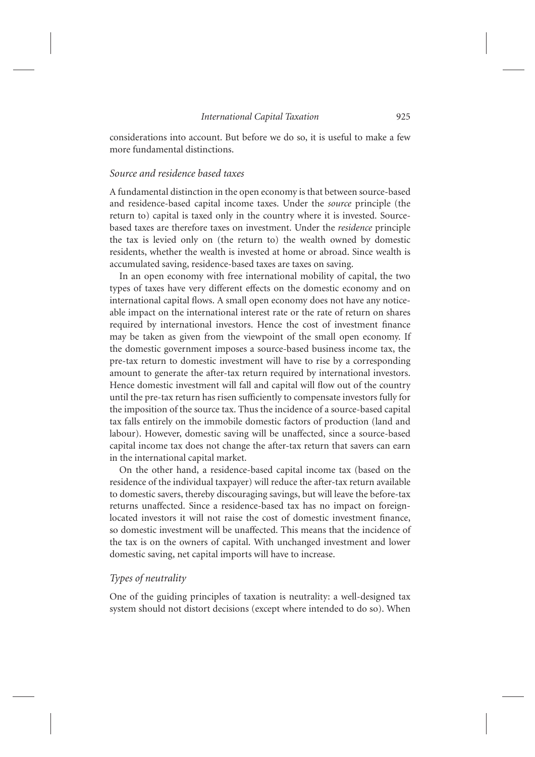considerations into account. But before we do so, it is useful to make a few more fundamental distinctions.

### *Source and residence based taxes*

A fundamental distinction in the open economy is that between source-based and residence-based capital income taxes. Under the *source* principle (the return to) capital is taxed only in the country where it is invested. Source-based taxes are therefore taxes on investment. Under the *residence* principle the tax is levied only on (the return to) the wealth owned by domestic residents, whether the wealth is invested at home or abroad. Since wealth is accumulated saving, residence-based taxes are taxes on saving.

In an open economy with free international mobility of capital, the two types of taxes have very different effects on the domestic economy and on international capital flows. A small open economy does not have any noticeable impact on the international interest rate or the rate of return on shares required by international investors. Hence the cost of investment finance may be taken as given from the viewpoint of the small open economy. If the domestic government imposes a source-based business income tax, the pre-tax return to domestic investment will have to rise by a corresponding amount to generate the after-tax return required by international investors. Hence domestic investment will fall and capital will flow out of the country until the pre-tax return has risen sufficiently to compensate investors fully for the imposition of the source tax. Thus the incidence of a source-based capital tax falls entirely on the immobile domestic factors of production (land and labour). However, domestic saving will be unaffected, since a source-based capital income tax does not change the after-tax return that savers can earn in the international capital market.

On the other hand, a residence-based capital income tax (based on the residence of the individual taxpayer) will reduce the after-tax return available to domestic savers, thereby discouraging savings, but will leave the before-tax returns unaffected. Since a residence-based tax has no impact on foreign-located investors it will not raise the cost of domestic investment finance, so domestic investment will be unaffected. This means that the incidence of the tax is on the owners of capital. With unchanged investment and lower domestic saving, net capital imports will have to increase.

### *Types of neutrality*

One of the guiding principles of taxation is neutrality: a well-designed tax system should not distort decisions (except where intended to do so). When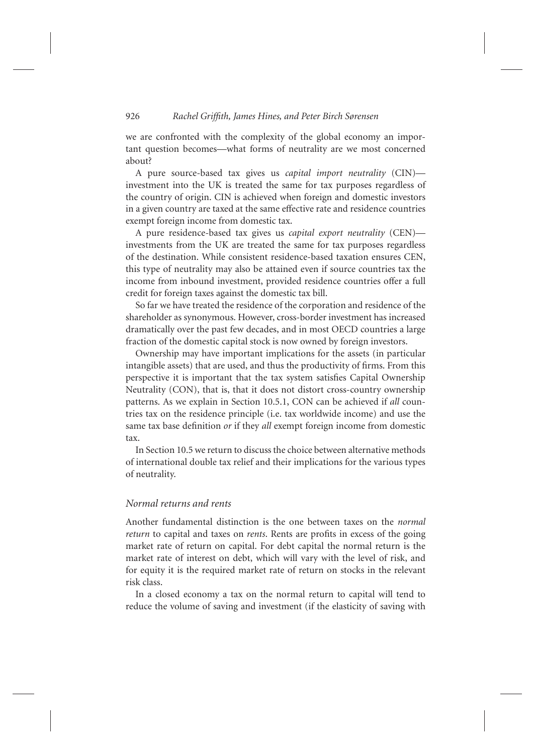we are confronted with the complexity of the global economy an important question becomes—what forms of neutrality are we most concerned about?

A pure source-based tax gives us *capital import neutrality* (CIN)—investment into the UK is treated the same for tax purposes regardless of the country of origin. CIN is achieved when foreign and domestic investors in a given country are taxed at the same effective rate and residence countries exempt foreign income from domestic tax.

A pure residence-based tax gives us *capital export neutrality* (CEN)—investments from the UK are treated the same for tax purposes regardless of the destination. While consistent residence-based taxation ensures CEN, this type of neutrality may also be attained even if source countries tax the income from inbound investment, provided residence countries offer a full credit for foreign taxes against the domestic tax bill.

So far we have treated the residence of the corporation and residence of the shareholder as synonymous. However, cross-border investment has increased dramatically over the past few decades, and in most OECD countries a large fraction of the domestic capital stock is now owned by foreign investors.

Ownership may have important implications for the assets (in particular intangible assets) that are used, and thus the productivity of firms. From this perspective it is important that the tax system satisfies Capital Ownership Neutrality (CON), that is, that it does not distort cross-country ownership patterns. As we explain in Section 10.5.1, CON can be achieved if *all* countries tax on the residence principle (i.e. tax worldwide income) and use the same tax base definition *or* if they *all* exempt foreign income from domestic tax.

In Section 10.5 we return to discuss the choice between alternative methods of international double tax relief and their implications for the various types of neutrality.

### *Normal returns and rents*

Another fundamental distinction is the one between taxes on the *normal return* to capital and taxes on *rents*. Rents are profits in excess of the going market rate of return on capital. For debt capital the normal return is the market rate of interest on debt, which will vary with the level of risk, and for equity it is the required market rate of return on stocks in the relevant risk class.

In a closed economy a tax on the normal return to capital will tend to reduce the volume of saving and investment (if the elasticity of saving with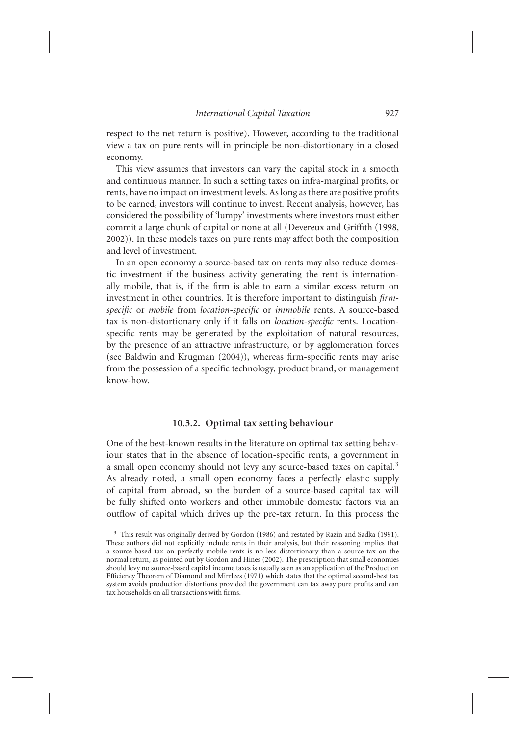respect to the net return is positive). However, according to the traditional view a tax on pure rents will in principle be non-distortionary in a closed economy.

This view assumes that investors can vary the capital stock in a smooth and continuous manner. In such a setting taxes on infra-marginal profits, or rents, have no impact on investment levels. As long as there are positive profits to be earned, investors will continue to invest. Recent analysis, however, has considered the possibility of 'lumpy' investments where investors must either commit a large chunk of capital or none at all (Devereux and Griffith (1998, 2002)). In these models taxes on pure rents may affect both the composition and level of investment.

In an open economy a source-based tax on rents may also reduce domestic investment if the business activity generating the rent is internationally mobile, that is, if the firm is able to earn a similar excess return on investment in other countries. It is therefore important to distinguish *firm-specific* or *mobile* from *location-specific* or *immobile* rents. A source-based tax is non-distortionary only if it falls on *location-specific* rents. Location-specific rents may be generated by the exploitation of natural resources, by the presence of an attractive infrastructure, or by agglomeration forces (see Baldwin and Krugman (2004)), whereas firm-specific rents may arise from the possession of a specific technology, product brand, or management know-how.

### 10.3.2. Optimal tax setting behaviour

One of the best-known results in the literature on optimal tax setting behaviour states that in the absence of location-specific rents, a government in a small open economy should not levy any source-based taxes on capital.[3] As already noted, a small open economy faces a perfectly elastic supply of capital from abroad, so the burden of a source-based capital tax will be fully shifted onto workers and other immobile domestic factors via an outflow of capital which drives up the pre-tax return. In this process the

[3] This result was originally derived by Gordon (1986) and restated by Razin and Sadka (1991). These authors did not explicitly include rents in their analysis, but their reasoning implies that a source-based tax on perfectly mobile rents is no less distortionary than a source tax on the normal return, as pointed out by Gordon and Hines (2002). The prescription that small economies should levy no source-based capital income taxes is usually seen as an application of the Production Efficiency Theorem of Diamond and Mirrlees (1971) which states that the optimal second-best tax system avoids production distortions provided the government can tax away pure profits and can tax households on all transactions with firms.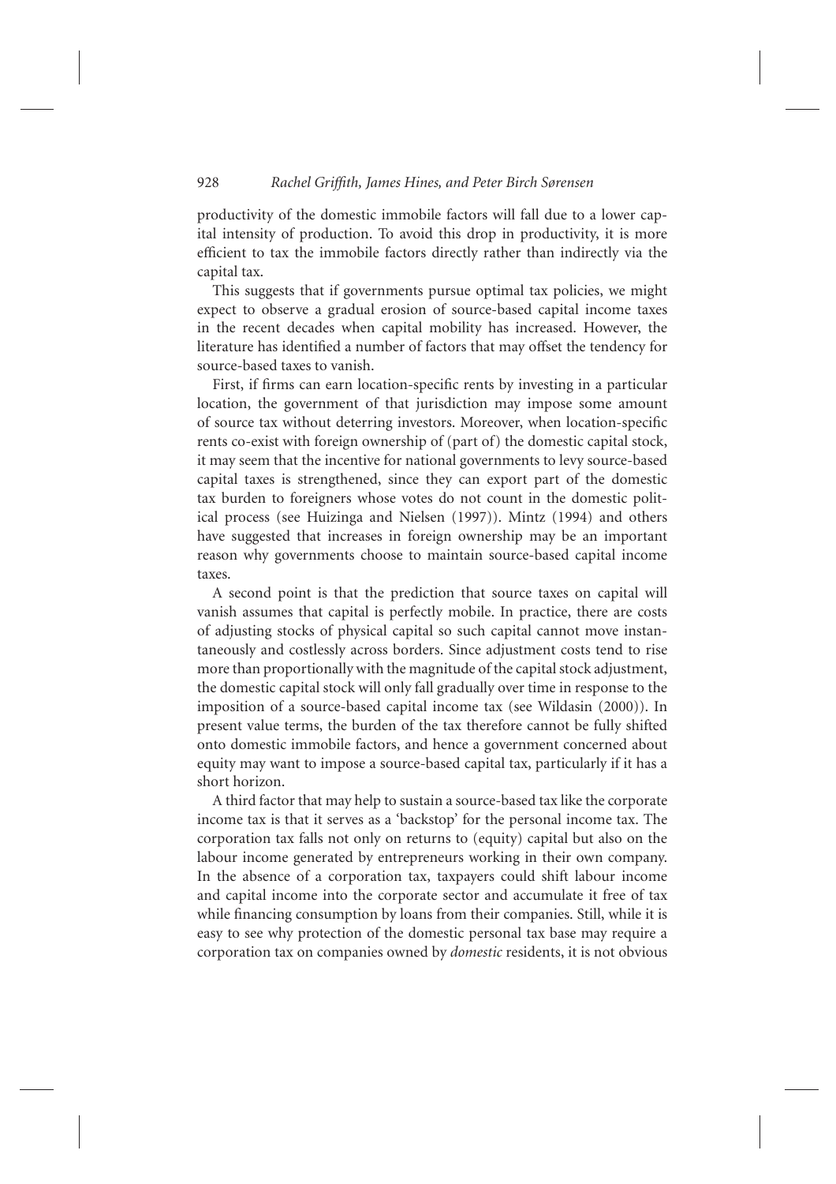productivity of the domestic immobile factors will fall due to a lower capital intensity of production. To avoid this drop in productivity, it is more efficient to tax the immobile factors directly rather than indirectly via the capital tax.

This suggests that if governments pursue optimal tax policies, we might expect to observe a gradual erosion of source-based capital income taxes in the recent decades when capital mobility has increased. However, the literature has identified a number of factors that may offset the tendency for source-based taxes to vanish.

First, if firms can earn location-specific rents by investing in a particular location, the government of that jurisdiction may impose some amount of source tax without deterring investors. Moreover, when location-specific rents co-exist with foreign ownership of (part of) the domestic capital stock, it may seem that the incentive for national governments to levy source-based capital taxes is strengthened, since they can export part of the domestic tax burden to foreigners whose votes do not count in the domestic political process (see Huizinga and Nielsen (1997)). Mintz (1994) and others have suggested that increases in foreign ownership may be an important reason why governments choose to maintain source-based capital income taxes.

A second point is that the prediction that source taxes on capital will vanish assumes that capital is perfectly mobile. In practice, there are costs of adjusting stocks of physical capital so such capital cannot move instantaneously and costlessly across borders. Since adjustment costs tend to rise more than proportionally with the magnitude of the capital stock adjustment, the domestic capital stock will only fall gradually over time in response to the imposition of a source-based capital income tax (see Wildasin (2000)). In present value terms, the burden of the tax therefore cannot be fully shifted onto domestic immobile factors, and hence a government concerned about equity may want to impose a source-based capital tax, particularly if it has a short horizon.

A third factor that may help to sustain a source-based tax like the corporate income tax is that it serves as a 'backstop' for the personal income tax. The corporation tax falls not only on returns to (equity) capital but also on the labour income generated by entrepreneurs working in their own company. In the absence of a corporation tax, taxpayers could shift labour income and capital income into the corporate sector and accumulate it free of tax while financing consumption by loans from their companies. Still, while it is easy to see why protection of the domestic personal tax base may require a corporation tax on companies owned by *domestic* residents, it is not obvious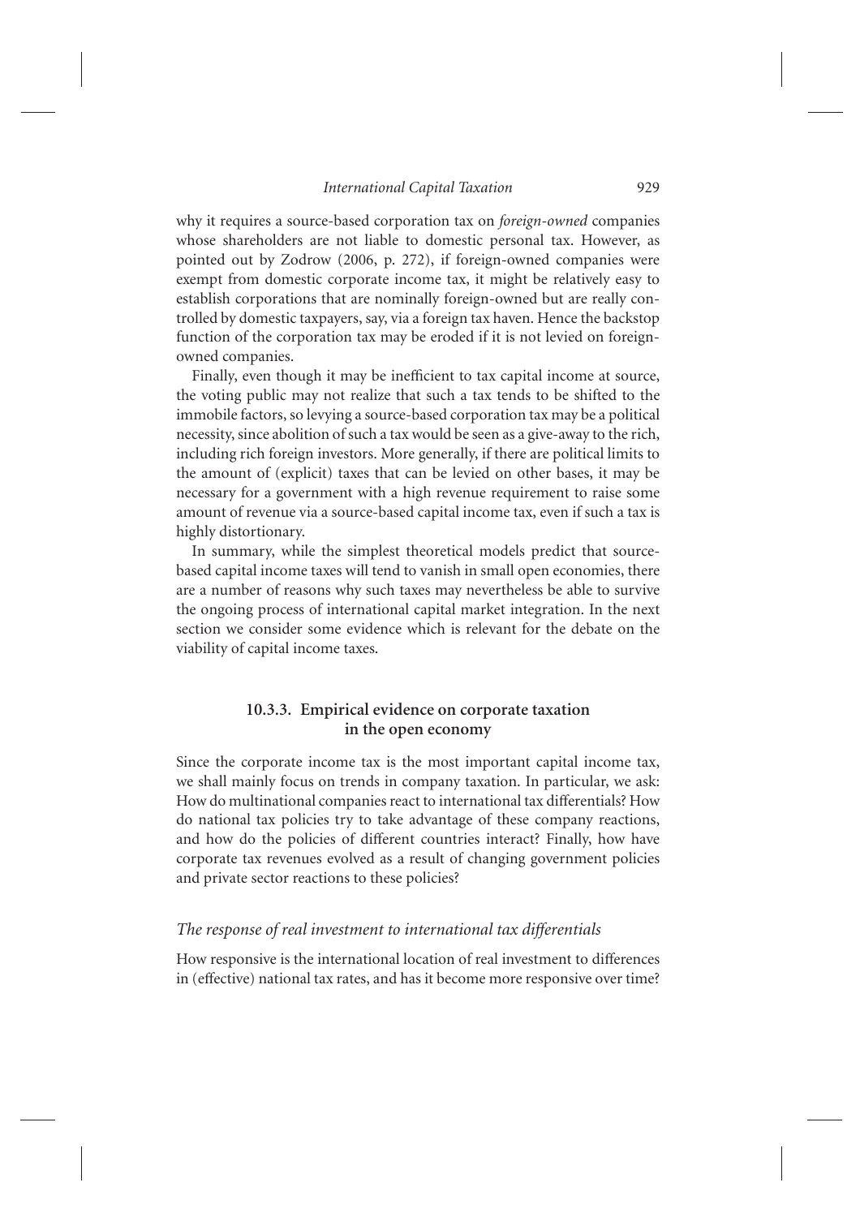why it requires a source-based corporation tax on *foreign-owned* companies whose shareholders are not liable to domestic personal tax. However, as pointed out by Zodrow (2006, p. 272), if foreign-owned companies were exempt from domestic corporate income tax, it might be relatively easy to establish corporations that are nominally foreign-owned but are really controlled by domestic taxpayers, say, via a foreign tax haven. Hence the backstop function of the corporation tax may be eroded if it is not levied on foreign-owned companies.

Finally, even though it may be inefficient to tax capital income at source, the voting public may not realize that such a tax tends to be shifted to the immobile factors, so levying a source-based corporation tax may be a political necessity, since abolition of such a tax would be seen as a give-away to the rich, including rich foreign investors. More generally, if there are political limits to the amount of (explicit) taxes that can be levied on other bases, it may be necessary for a government with a high revenue requirement to raise some amount of revenue via a source-based capital income tax, even if such a tax is highly distortionary.

In summary, while the simplest theoretical models predict that source-based capital income taxes will tend to vanish in small open economies, there are a number of reasons why such taxes may nevertheless be able to survive the ongoing process of international capital market integration. In the next section we consider some evidence which is relevant for the debate on the viability of capital income taxes.

### 10.3.3. Empirical evidence on corporate taxation in the open economy

Since the corporate income tax is the most important capital income tax, we shall mainly focus on trends in company taxation. In particular, we ask: How do multinational companies react to international tax differentials? How do national tax policies try to take advantage of these company reactions, and how do the policies of different countries interact? Finally, how have corporate tax revenues evolved as a result of changing government policies and private sector reactions to these policies?

#### *The response of real investment to international tax differentials*

How responsive is the international location of real investment to differences in (effective) national tax rates, and has it become more responsive over time?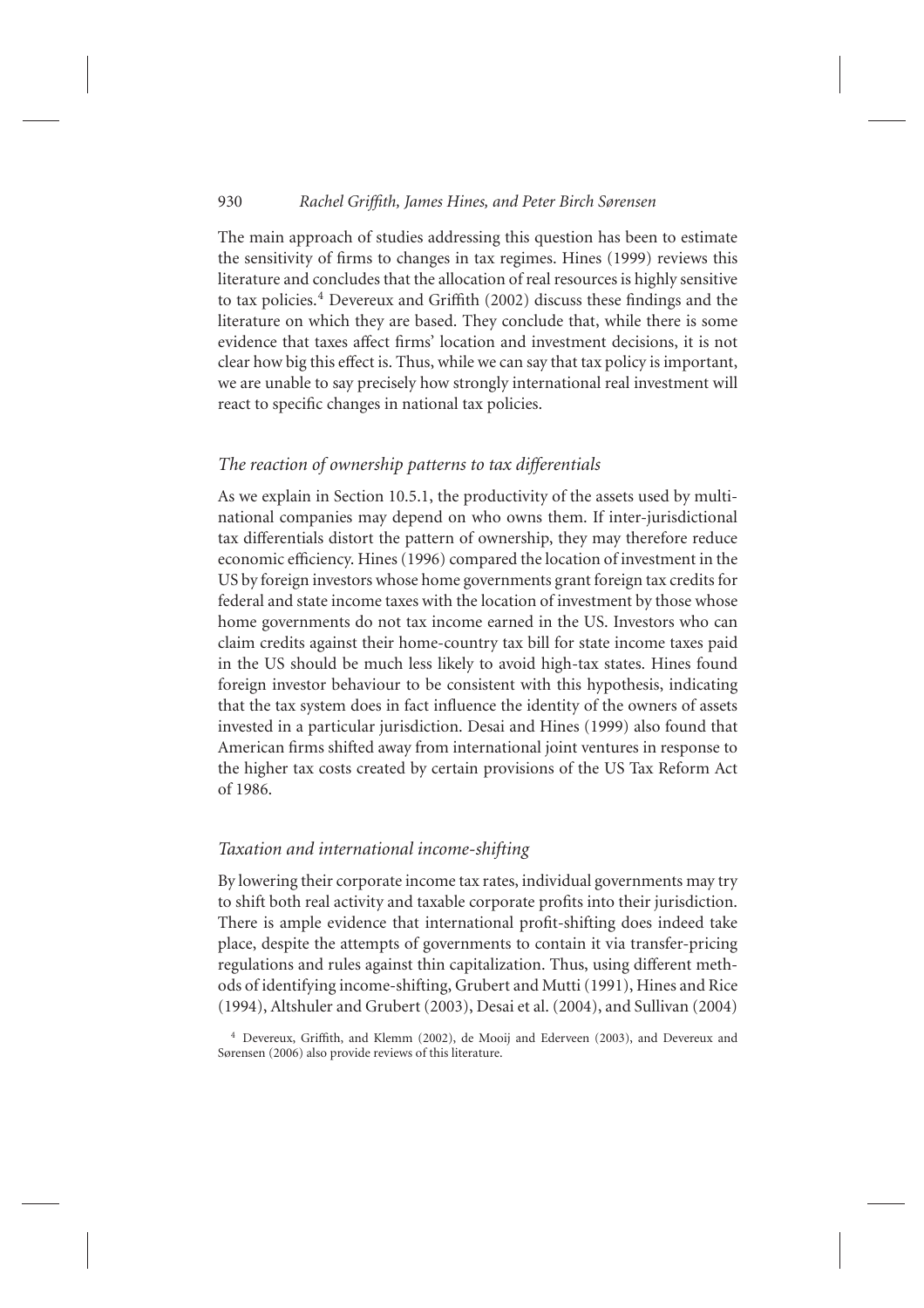The main approach of studies addressing this question has been to estimate the sensitivity of firms to changes in tax regimes. Hines (1999) reviews this literature and concludes that the allocation of real resources is highly sensitive to tax policies.[4] Devereux and Griffith (2002) discuss these findings and the literature on which they are based. They conclude that, while there is some evidence that taxes affect firms' location and investment decisions, it is not clear how big this effect is. Thus, while we can say that tax policy is important, we are unable to say precisely how strongly international real investment will react to specific changes in national tax policies.

### *The reaction of ownership patterns to tax differentials*

As we explain in Section 10.5.1, the productivity of the assets used by multinational companies may depend on who owns them. If inter-jurisdictional tax differentials distort the pattern of ownership, they may therefore reduce economic efficiency. Hines (1996) compared the location of investment in the US by foreign investors whose home governments grant foreign tax credits for federal and state income taxes with the location of investment by those whose home governments do not tax income earned in the US. Investors who can claim credits against their home-country tax bill for state income taxes paid in the US should be much less likely to avoid high-tax states. Hines found foreign investor behaviour to be consistent with this hypothesis, indicating that the tax system does in fact influence the identity of the owners of assets invested in a particular jurisdiction. Desai and Hines (1999) also found that American firms shifted away from international joint ventures in response to the higher tax costs created by certain provisions of the US Tax Reform Act of 1986.

### *Taxation and international income-shifting*

By lowering their corporate income tax rates, individual governments may try to shift both real activity and taxable corporate profits into their jurisdiction. There is ample evidence that international profit-shifting does indeed take place, despite the attempts of governments to contain it via transfer-pricing regulations and rules against thin capitalization. Thus, using different methods of identifying income-shifting, Grubert and Mutti (1991), Hines and Rice (1994), Altshuler and Grubert (2003), Desai et al. (2004), and Sullivan (2004)

[4] Devereux, Griffith, and Klemm (2002), de Mooij and Ederveen (2003), and Devereux and Sørensen (2006) also provide reviews of this literature.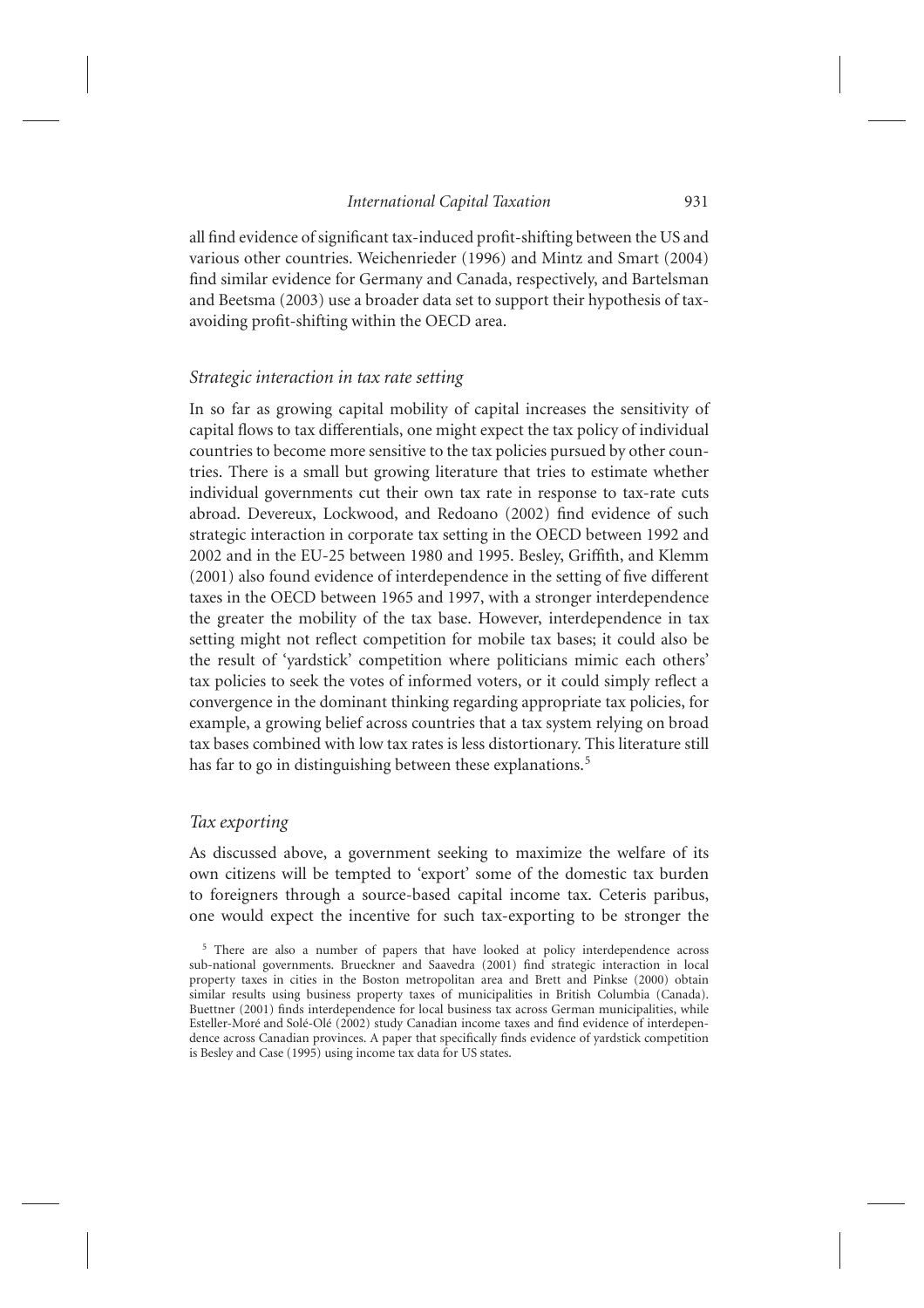all find evidence of significant tax-induced profit-shifting between the US and various other countries. Weichenrieder (1996) and Mintz and Smart (2004) find similar evidence for Germany and Canada, respectively, and Bartelsman and Beetsma (2003) use a broader data set to support their hypothesis of tax-avoiding profit-shifting within the OECD area.

### *Strategic interaction in tax rate setting*

In so far as growing capital mobility of capital increases the sensitivity of capital flows to tax differentials, one might expect the tax policy of individual countries to become more sensitive to the tax policies pursued by other countries. There is a small but growing literature that tries to estimate whether individual governments cut their own tax rate in response to tax-rate cuts abroad. Devereux, Lockwood, and Redoano (2002) find evidence of such strategic interaction in corporate tax setting in the OECD between 1992 and 2002 and in the EU-25 between 1980 and 1995. Besley, Griffith, and Klemm (2001) also found evidence of interdependence in the setting of five different taxes in the OECD between 1965 and 1997, with a stronger interdependence the greater the mobility of the tax base. However, interdependence in tax setting might not reflect competition for mobile tax bases; it could also be the result of 'yardstick' competition where politicians mimic each others' tax policies to seek the votes of informed voters, or it could simply reflect a convergence in the dominant thinking regarding appropriate tax policies, for example, a growing belief across countries that a tax system relying on broad tax bases combined with low tax rates is less distortionary. This literature still has far to go in distinguishing between these explanations.[5]

### *Tax exporting*

As discussed above, a government seeking to maximize the welfare of its own citizens will be tempted to 'export' some of the domestic tax burden to foreigners through a source-based capital income tax. Ceteris paribus, one would expect the incentive for such tax-exporting to be stronger the

[5] There are also a number of papers that have looked at policy interdependence across sub-national governments. Brueckner and Saavedra (2001) find strategic interaction in local property taxes in cities in the Boston metropolitan area and Brett and Pinkse (2000) obtain similar results using business property taxes of municipalities in British Columbia (Canada). Buettner (2001) finds interdependence for local business tax across German municipalities, while Esteller-Moré and Solé-Olé (2002) study Canadian income taxes and find evidence of interdependence across Canadian provinces. A paper that specifically finds evidence of yardstick competition is Besley and Case (1995) using income tax data for US states.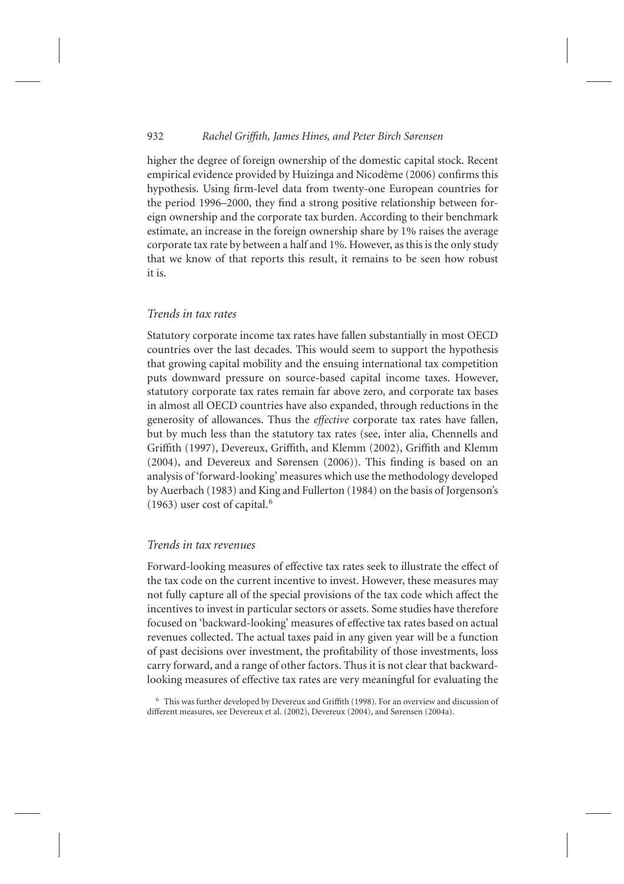higher the degree of foreign ownership of the domestic capital stock. Recent empirical evidence provided by Huizinga and Nicodème (2006) confirms this hypothesis. Using firm-level data from twenty-one European countries for the period 1996–2000, they find a strong positive relationship between foreign ownership and the corporate tax burden. According to their benchmark estimate, an increase in the foreign ownership share by 1% raises the average corporate tax rate by between a half and 1%. However, as this is the only study that we know of that reports this result, it remains to be seen how robust it is.

### *Trends in tax rates*

Statutory corporate income tax rates have fallen substantially in most OECD countries over the last decades. This would seem to support the hypothesis that growing capital mobility and the ensuing international tax competition puts downward pressure on source-based capital income taxes. However, statutory corporate tax rates remain far above zero, and corporate tax bases in almost all OECD countries have also expanded, through reductions in the generosity of allowances. Thus the *effective* corporate tax rates have fallen, but by much less than the statutory tax rates (see, inter alia, Chennells and Griffith (1997), Devereux, Griffith, and Klemm (2002), Griffith and Klemm (2004), and Devereux and Sørensen (2006)). This finding is based on an analysis of 'forward-looking' measures which use the methodology developed by Auerbach (1983) and King and Fullerton (1984) on the basis of Jorgenson's (1963) user cost of capital.[6]

### *Trends in tax revenues*

Forward-looking measures of effective tax rates seek to illustrate the effect of the tax code on the current incentive to invest. However, these measures may not fully capture all of the special provisions of the tax code which affect the incentives to invest in particular sectors or assets. Some studies have therefore focused on 'backward-looking' measures of effective tax rates based on actual revenues collected. The actual taxes paid in any given year will be a function of past decisions over investment, the profitability of those investments, loss carry forward, and a range of other factors. Thus it is not clear that backward-looking measures of effective tax rates are very meaningful for evaluating the

[6] This was further developed by Devereux and Griffith (1998). For an overview and discussion of different measures, see Devereux et al. (2002), Devereux (2004), and Sørensen (2004a).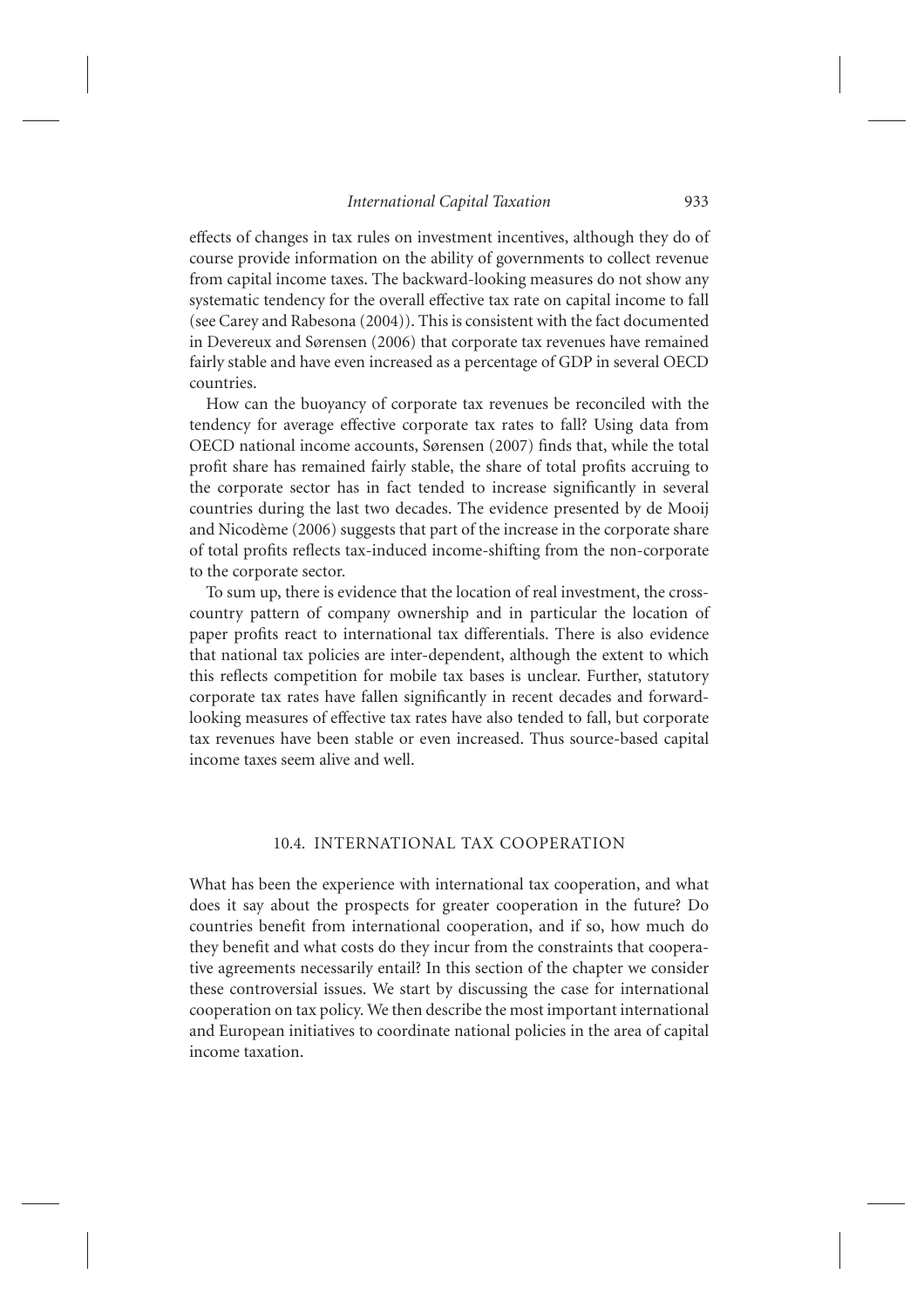effects of changes in tax rules on investment incentives, although they do of course provide information on the ability of governments to collect revenue from capital income taxes. The backward-looking measures do not show any systematic tendency for the overall effective tax rate on capital income to fall (see Carey and Rabesona (2004)). This is consistent with the fact documented in Devereux and Sørensen (2006) that corporate tax revenues have remained fairly stable and have even increased as a percentage of GDP in several OECD countries.

How can the buoyancy of corporate tax revenues be reconciled with the tendency for average effective corporate tax rates to fall? Using data from OECD national income accounts, Sørensen (2007) finds that, while the total profit share has remained fairly stable, the share of total profits accruing to the corporate sector has in fact tended to increase significantly in several countries during the last two decades. The evidence presented by de Mooij and Nicodème (2006) suggests that part of the increase in the corporate share of total profits reflects tax-induced income-shifting from the non-corporate to the corporate sector.

To sum up, there is evidence that the location of real investment, the cross-country pattern of company ownership and in particular the location of paper profits react to international tax differentials. There is also evidence that national tax policies are inter-dependent, although the extent to which this reflects competition for mobile tax bases is unclear. Further, statutory corporate tax rates have fallen significantly in recent decades and forward-looking measures of effective tax rates have also tended to fall, but corporate tax revenues have been stable or even increased. Thus source-based capital income taxes seem alive and well.

## 10.4. INTERNATIONAL TAX COOPERATION

What has been the experience with international tax cooperation, and what does it say about the prospects for greater cooperation in the future? Do countries benefit from international cooperation, and if so, how much do they benefit and what costs do they incur from the constraints that cooperative agreements necessarily entail? In this section of the chapter we consider these controversial issues. We start by discussing the case for international cooperation on tax policy. We then describe the most important international and European initiatives to coordinate national policies in the area of capital income taxation.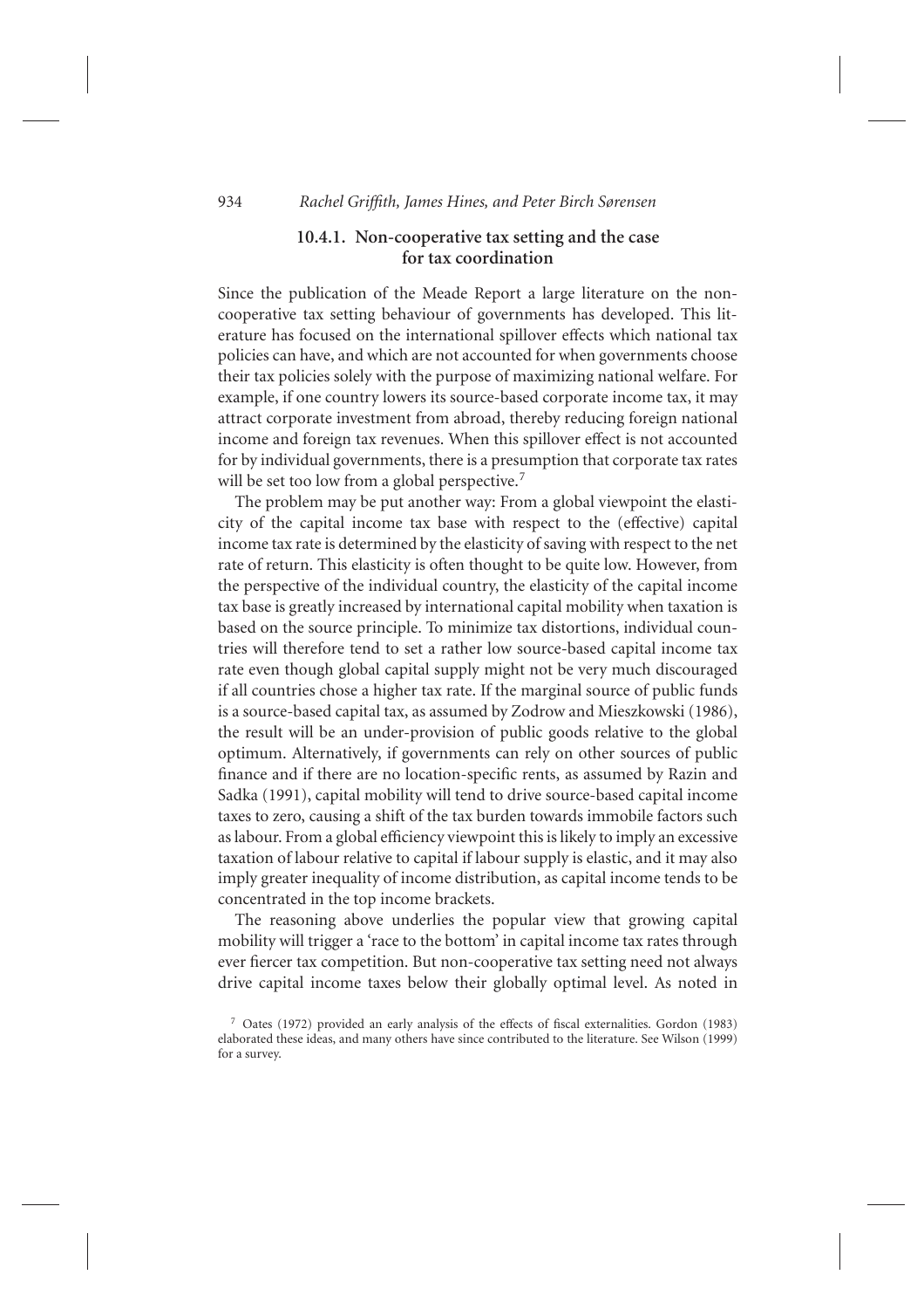### 10.4.1. Non-cooperative tax setting and the case for tax coordination

Since the publication of the Meade Report a large literature on the non-cooperative tax setting behaviour of governments has developed. This literature has focused on the international spillover effects which national tax policies can have, and which are not accounted for when governments choose their tax policies solely with the purpose of maximizing national welfare. For example, if one country lowers its source-based corporate income tax, it may attract corporate investment from abroad, thereby reducing foreign national income and foreign tax revenues. When this spillover effect is not accounted for by individual governments, there is a presumption that corporate tax rates will be set too low from a global perspective.[7]

The problem may be put another way: From a global viewpoint the elasticity of the capital income tax base with respect to the (effective) capital income tax rate is determined by the elasticity of saving with respect to the net rate of return. This elasticity is often thought to be quite low. However, from the perspective of the individual country, the elasticity of the capital income tax base is greatly increased by international capital mobility when taxation is based on the source principle. To minimize tax distortions, individual countries will therefore tend to set a rather low source-based capital income tax rate even though global capital supply might not be very much discouraged if all countries chose a higher tax rate. If the marginal source of public funds is a source-based capital tax, as assumed by Zodrow and Mieszkowski (1986), the result will be an under-provision of public goods relative to the global optimum. Alternatively, if governments can rely on other sources of public finance and if there are no location-specific rents, as assumed by Razin and Sadka (1991), capital mobility will tend to drive source-based capital income taxes to zero, causing a shift of the tax burden towards immobile factors such as labour. From a global efficiency viewpoint this is likely to imply an excessive taxation of labour relative to capital if labour supply is elastic, and it may also imply greater inequality of income distribution, as capital income tends to be concentrated in the top income brackets.

The reasoning above underlies the popular view that growing capital mobility will trigger a 'race to the bottom' in capital income tax rates through ever fiercer tax competition. But non-cooperative tax setting need not always drive capital income taxes below their globally optimal level. As noted in

[7] Oates (1972) provided an early analysis of the effects of fiscal externalities. Gordon (1983) elaborated these ideas, and many others have since contributed to the literature. See Wilson (1999) for a survey.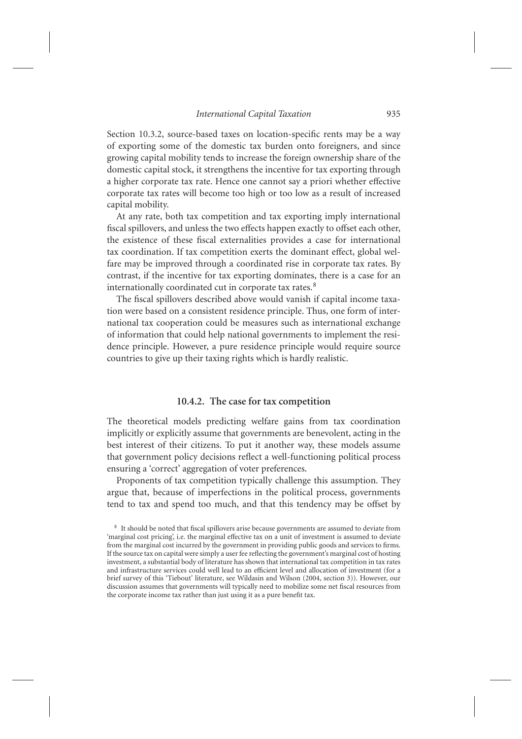Section 10.3.2, source-based taxes on location-specific rents may be a way of exporting some of the domestic tax burden onto foreigners, and since growing capital mobility tends to increase the foreign ownership share of the domestic capital stock, it strengthens the incentive for tax exporting through a higher corporate tax rate. Hence one cannot say a priori whether effective corporate tax rates will become too high or too low as a result of increased capital mobility.

At any rate, both tax competition and tax exporting imply international fiscal spillovers, and unless the two effects happen exactly to offset each other, the existence of these fiscal externalities provides a case for international tax coordination. If tax competition exerts the dominant effect, global welfare may be improved through a coordinated rise in corporate tax rates. By contrast, if the incentive for tax exporting dominates, there is a case for an internationally coordinated cut in corporate tax rates.[8]

The fiscal spillovers described above would vanish if capital income taxation were based on a consistent residence principle. Thus, one form of international tax cooperation could be measures such as international exchange of information that could help national governments to implement the residence principle. However, a pure residence principle would require source countries to give up their taxing rights which is hardly realistic.

### 10.4.2. The case for tax competition

The theoretical models predicting welfare gains from tax coordination implicitly or explicitly assume that governments are benevolent, acting in the best interest of their citizens. To put it another way, these models assume that government policy decisions reflect a well-functioning political process ensuring a 'correct' aggregation of voter preferences.

Proponents of tax competition typically challenge this assumption. They argue that, because of imperfections in the political process, governments tend to tax and spend too much, and that this tendency may be offset by

[8] It should be noted that fiscal spillovers arise because governments are assumed to deviate from 'marginal cost pricing', i.e. the marginal effective tax on a unit of investment is assumed to deviate from the marginal cost incurred by the government in providing public goods and services to firms. If the source tax on capital were simply a user fee reflecting the government's marginal cost of hosting investment, a substantial body of literature has shown that international tax competition in tax rates and infrastructure services could well lead to an efficient level and allocation of investment (for a brief survey of this 'Tiebout' literature, see Wildasin and Wilson (2004, section 3)). However, our discussion assumes that governments will typically need to mobilize some net fiscal resources from the corporate income tax rather than just using it as a pure benefit tax.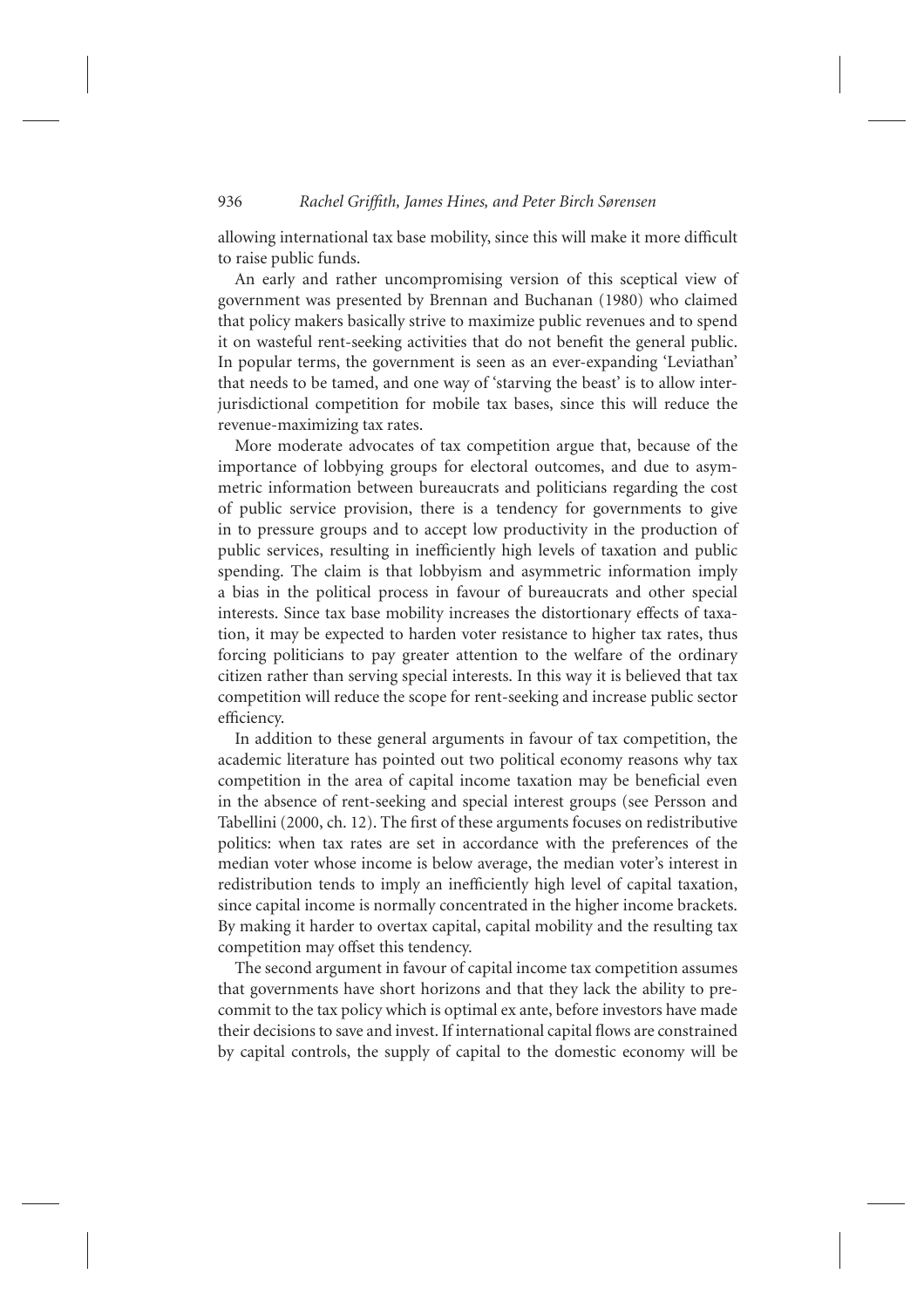allowing international tax base mobility, since this will make it more difficult to raise public funds.

An early and rather uncompromising version of this sceptical view of government was presented by Brennan and Buchanan (1980) who claimed that policy makers basically strive to maximize public revenues and to spend it on wasteful rent-seeking activities that do not benefit the general public. In popular terms, the government is seen as an ever-expanding 'Leviathan' that needs to be tamed, and one way of 'starving the beast' is to allow inter-jurisdictional competition for mobile tax bases, since this will reduce the revenue-maximizing tax rates.

More moderate advocates of tax competition argue that, because of the importance of lobbying groups for electoral outcomes, and due to asymmetric information between bureaucrats and politicians regarding the cost of public service provision, there is a tendency for governments to give in to pressure groups and to accept low productivity in the production of public services, resulting in inefficiently high levels of taxation and public spending. The claim is that lobbyism and asymmetric information imply a bias in the political process in favour of bureaucrats and other special interests. Since tax base mobility increases the distortionary effects of taxation, it may be expected to harden voter resistance to higher tax rates, thus forcing politicians to pay greater attention to the welfare of the ordinary citizen rather than serving special interests. In this way it is believed that tax competition will reduce the scope for rent-seeking and increase public sector efficiency.

In addition to these general arguments in favour of tax competition, the academic literature has pointed out two political economy reasons why tax competition in the area of capital income taxation may be beneficial even in the absence of rent-seeking and special interest groups (see Persson and Tabellini (2000, ch. 12). The first of these arguments focuses on redistributive politics: when tax rates are set in accordance with the preferences of the median voter whose income is below average, the median voter's interest in redistribution tends to imply an inefficiently high level of capital taxation, since capital income is normally concentrated in the higher income brackets. By making it harder to overtax capital, capital mobility and the resulting tax competition may offset this tendency.

The second argument in favour of capital income tax competition assumes that governments have short horizons and that they lack the ability to pre-commit to the tax policy which is optimal ex ante, before investors have made their decisions to save and invest. If international capital flows are constrained by capital controls, the supply of capital to the domestic economy will be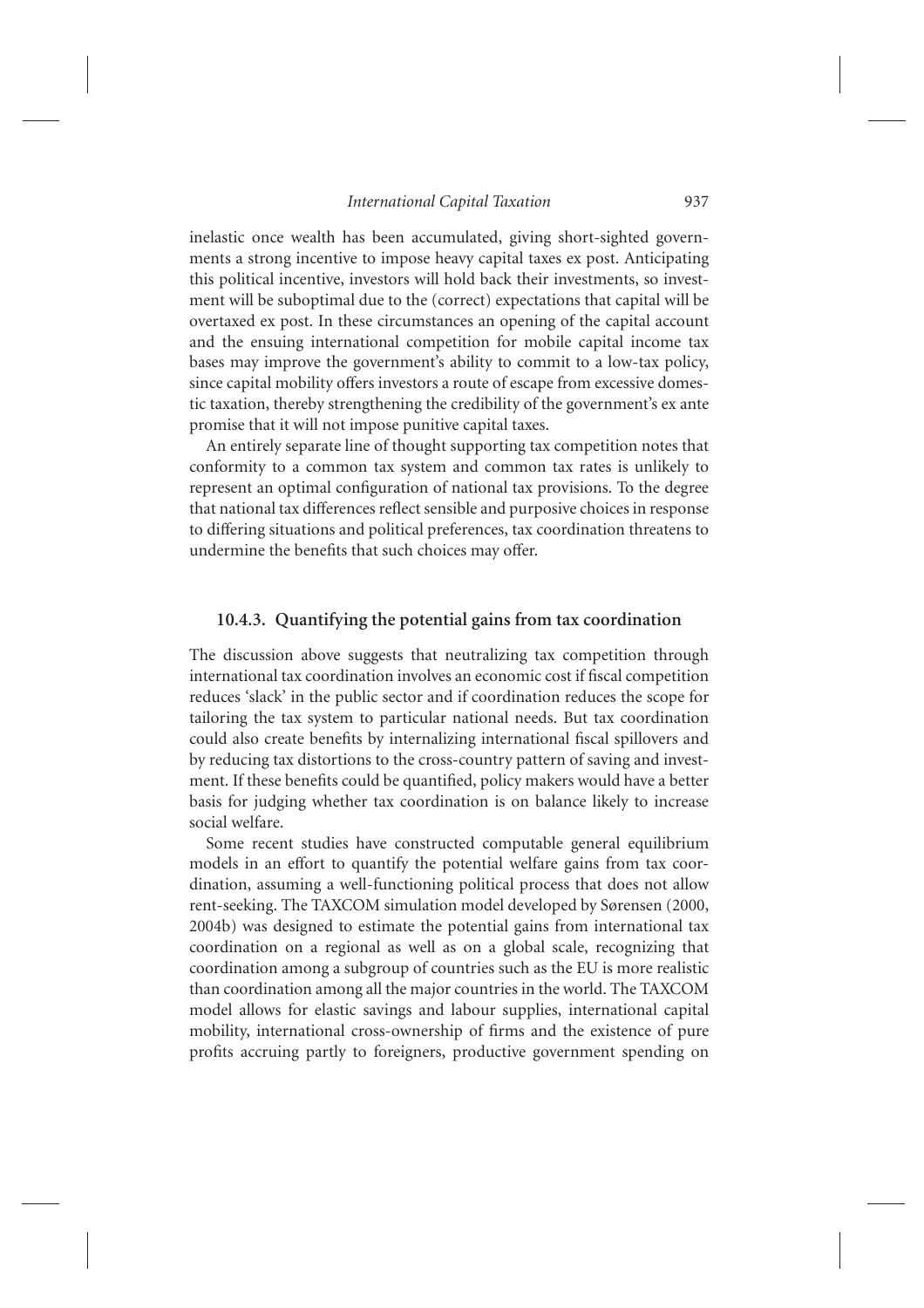inelastic once wealth has been accumulated, giving short-sighted governments a strong incentive to impose heavy capital taxes ex post. Anticipating this political incentive, investors will hold back their investments, so investment will be suboptimal due to the (correct) expectations that capital will be overtaxed ex post. In these circumstances an opening of the capital account and the ensuing international competition for mobile capital income tax bases may improve the government's ability to commit to a low-tax policy, since capital mobility offers investors a route of escape from excessive domestic taxation, thereby strengthening the credibility of the government's ex ante promise that it will not impose punitive capital taxes.

An entirely separate line of thought supporting tax competition notes that conformity to a common tax system and common tax rates is unlikely to represent an optimal configuration of national tax provisions. To the degree that national tax differences reflect sensible and purposive choices in response to differing situations and political preferences, tax coordination threatens to undermine the benefits that such choices may offer.

### 10.4.3. Quantifying the potential gains from tax coordination

The discussion above suggests that neutralizing tax competition through international tax coordination involves an economic cost if fiscal competition reduces 'slack' in the public sector and if coordination reduces the scope for tailoring the tax system to particular national needs. But tax coordination could also create benefits by internalizing international fiscal spillovers and by reducing tax distortions to the cross-country pattern of saving and investment. If these benefits could be quantified, policy makers would have a better basis for judging whether tax coordination is on balance likely to increase social welfare.

Some recent studies have constructed computable general equilibrium models in an effort to quantify the potential welfare gains from tax coordination, assuming a well-functioning political process that does not allow rent-seeking. The TAXCOM simulation model developed by Sørensen (2000, 2004b) was designed to estimate the potential gains from international tax coordination on a regional as well as on a global scale, recognizing that coordination among a subgroup of countries such as the EU is more realistic than coordination among all the major countries in the world. The TAXCOM model allows for elastic savings and labour supplies, international capital mobility, international cross-ownership of firms and the existence of pure profits accruing partly to foreigners, productive government spending on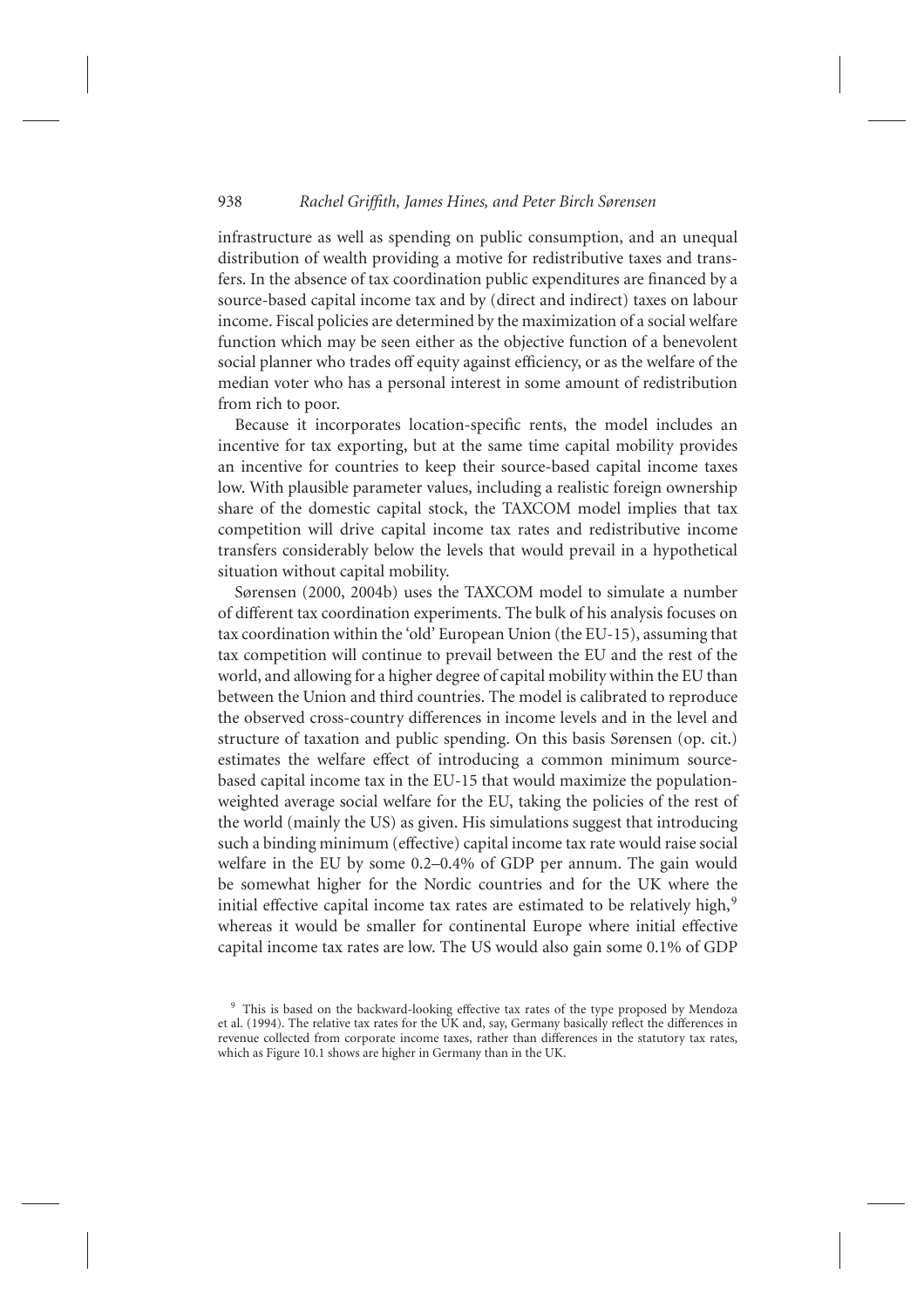infrastructure as well as spending on public consumption, and an unequal distribution of wealth providing a motive for redistributive taxes and transfers. In the absence of tax coordination public expenditures are financed by a source-based capital income tax and by (direct and indirect) taxes on labour income. Fiscal policies are determined by the maximization of a social welfare function which may be seen either as the objective function of a benevolent social planner who trades off equity against efficiency, or as the welfare of the median voter who has a personal interest in some amount of redistribution from rich to poor.

Because it incorporates location-specific rents, the model includes an incentive for tax exporting, but at the same time capital mobility provides an incentive for countries to keep their source-based capital income taxes low. With plausible parameter values, including a realistic foreign ownership share of the domestic capital stock, the TAXCOM model implies that tax competition will drive capital income tax rates and redistributive income transfers considerably below the levels that would prevail in a hypothetical situation without capital mobility.

Sørensen (2000, 2004b) uses the TAXCOM model to simulate a number of different tax coordination experiments. The bulk of his analysis focuses on tax coordination within the 'old' European Union (the EU-15), assuming that tax competition will continue to prevail between the EU and the rest of the world, and allowing for a higher degree of capital mobility within the EU than between the Union and third countries. The model is calibrated to reproduce the observed cross-country differences in income levels and in the level and structure of taxation and public spending. On this basis Sørensen (op. cit.) estimates the welfare effect of introducing a common minimum source-based capital income tax in the EU-15 that would maximize the population-weighted average social welfare for the EU, taking the policies of the rest of the world (mainly the US) as given. His simulations suggest that introducing such a binding minimum (effective) capital income tax rate would raise social welfare in the EU by some 0.2–0.4% of GDP per annum. The gain would be somewhat higher for the Nordic countries and for the UK where the initial effective capital income tax rates are estimated to be relatively high,[9] whereas it would be smaller for continental Europe where initial effective capital income tax rates are low. The US would also gain some 0.1% of GDP

[9] This is based on the backward-looking effective tax rates of the type proposed by Mendoza et al. (1994). The relative tax rates for the UK and, say, Germany basically reflect the differences in revenue collected from corporate income taxes, rather than differences in the statutory tax rates, which as Figure 10.1 shows are higher in Germany than in the UK.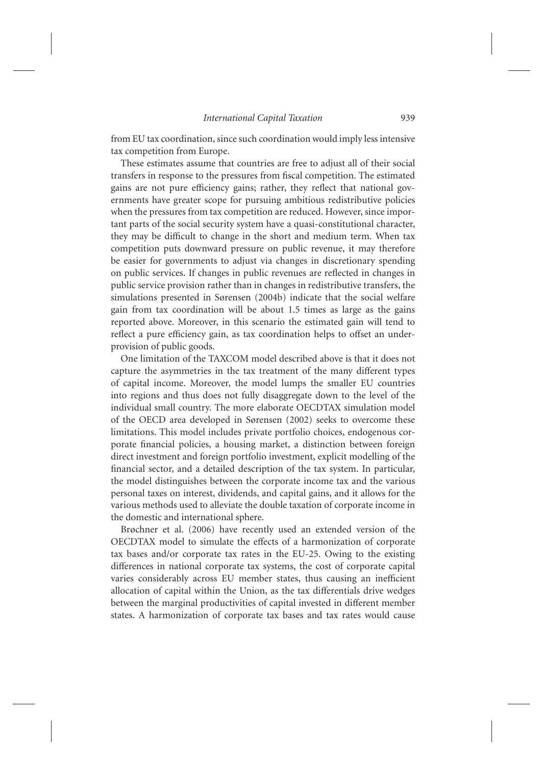from EU tax coordination, since such coordination would imply less intensive tax competition from Europe.

These estimates assume that countries are free to adjust all of their social transfers in response to the pressures from fiscal competition. The estimated gains are not pure efficiency gains; rather, they reflect that national governments have greater scope for pursuing ambitious redistributive policies when the pressures from tax competition are reduced. However, since important parts of the social security system have a quasi-constitutional character, they may be difficult to change in the short and medium term. When tax competition puts downward pressure on public revenue, it may therefore be easier for governments to adjust via changes in discretionary spending on public services. If changes in public revenues are reflected in changes in public service provision rather than in changes in redistributive transfers, the simulations presented in Sørensen (2004b) indicate that the social welfare gain from tax coordination will be about 1.5 times as large as the gains reported above. Moreover, in this scenario the estimated gain will tend to reflect a pure efficiency gain, as tax coordination helps to offset an underprovision of public goods.

One limitation of the TAXCOM model described above is that it does not capture the asymmetries in the tax treatment of the many different types of capital income. Moreover, the model lumps the smaller EU countries into regions and thus does not fully disaggregate down to the level of the individual small country. The more elaborate OECDTAX simulation model of the OECD area developed in Sørensen (2002) seeks to overcome these limitations. This model includes private portfolio choices, endogenous corporate financial policies, a housing market, a distinction between foreign direct investment and foreign portfolio investment, explicit modelling of the financial sector, and a detailed description of the tax system. In particular, the model distinguishes between the corporate income tax and the various personal taxes on interest, dividends, and capital gains, and it allows for the various methods used to alleviate the double taxation of corporate income in the domestic and international sphere.

Brøchner et al. (2006) have recently used an extended version of the OECDTAX model to simulate the effects of a harmonization of corporate tax bases and/or corporate tax rates in the EU-25. Owing to the existing differences in national corporate tax systems, the cost of corporate capital varies considerably across EU member states, thus causing an inefficient allocation of capital within the Union, as the tax differentials drive wedges between the marginal productivities of capital invested in different member states. A harmonization of corporate tax bases and tax rates would cause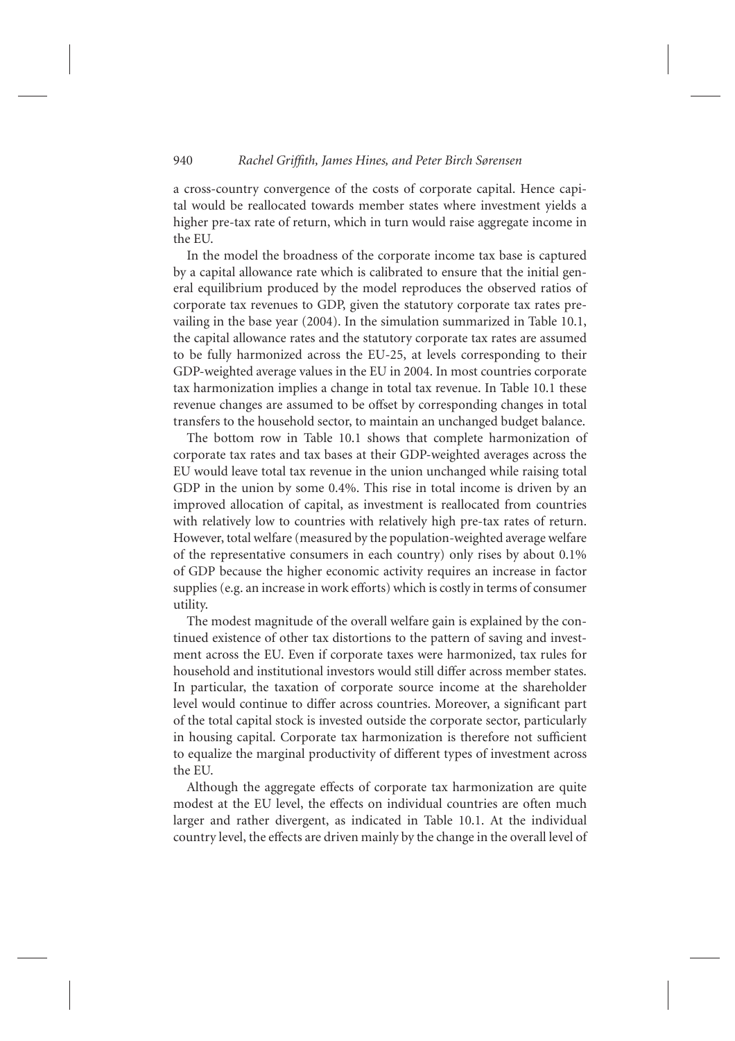a cross-country convergence of the costs of corporate capital. Hence capital would be reallocated towards member states where investment yields a higher pre-tax rate of return, which in turn would raise aggregate income in the EU.

In the model the broadness of the corporate income tax base is captured by a capital allowance rate which is calibrated to ensure that the initial general equilibrium produced by the model reproduces the observed ratios of corporate tax revenues to GDP, given the statutory corporate tax rates prevailing in the base year (2004). In the simulation summarized in Table 10.1, the capital allowance rates and the statutory corporate tax rates are assumed to be fully harmonized across the EU-25, at levels corresponding to their GDP-weighted average values in the EU in 2004. In most countries corporate tax harmonization implies a change in total tax revenue. In Table 10.1 these revenue changes are assumed to be offset by corresponding changes in total transfers to the household sector, to maintain an unchanged budget balance.

The bottom row in Table 10.1 shows that complete harmonization of corporate tax rates and tax bases at their GDP-weighted averages across the EU would leave total tax revenue in the union unchanged while raising total GDP in the union by some 0.4%. This rise in total income is driven by an improved allocation of capital, as investment is reallocated from countries with relatively low to countries with relatively high pre-tax rates of return. However, total welfare (measured by the population-weighted average welfare of the representative consumers in each country) only rises by about 0.1% of GDP because the higher economic activity requires an increase in factor supplies (e.g. an increase in work efforts) which is costly in terms of consumer utility.

The modest magnitude of the overall welfare gain is explained by the continued existence of other tax distortions to the pattern of saving and investment across the EU. Even if corporate taxes were harmonized, tax rules for household and institutional investors would still differ across member states. In particular, the taxation of corporate source income at the shareholder level would continue to differ across countries. Moreover, a significant part of the total capital stock is invested outside the corporate sector, particularly in housing capital. Corporate tax harmonization is therefore not sufficient to equalize the marginal productivity of different types of investment across the EU.

Although the aggregate effects of corporate tax harmonization are quite modest at the EU level, the effects on individual countries are often much larger and rather divergent, as indicated in Table 10.1. At the individual country level, the effects are driven mainly by the change in the overall level of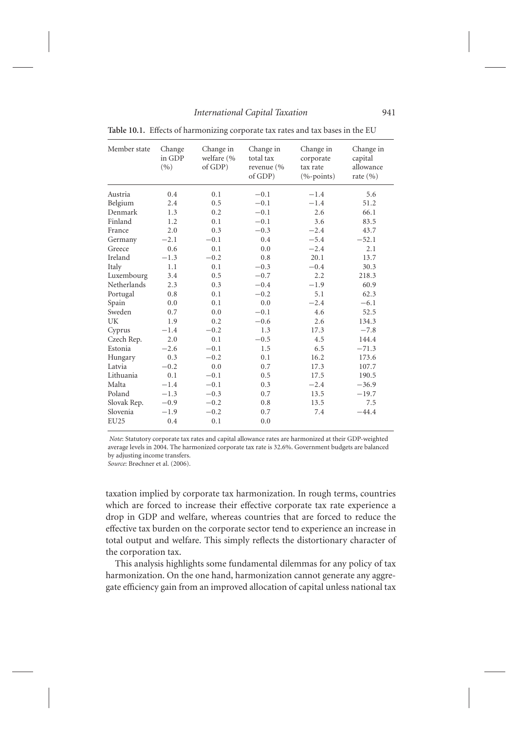**Table 10.1.** Effects of harmonizing corporate tax rates and tax bases in the EU

| Member state | Change in GDP (%) | Change in welfare (% of GDP) | Change in total tax revenue (% of GDP) | Change in corporate tax rate (%-points) | Change in capital allowance rate (%) |
|---|---|---|---|---|---|
| Austria | 0.4 | 0.1 | −0.1 | −1.4 | 5.6 |
| Belgium | 2.4 | 0.5 | −0.1 | −1.4 | 51.2 |
| Denmark | 1.3 | 0.2 | −0.1 | 2.6 | 66.1 |
| Finland | 1.2 | 0.1 | −0.1 | 3.6 | 83.5 |
| France | 2.0 | 0.3 | −0.3 | −2.4 | 43.7 |
| Germany | −2.1 | −0.1 | 0.4 | −5.4 | −52.1 |
| Greece | 0.6 | 0.1 | 0.0 | −2.4 | 2.1 |
| Ireland | −1.3 | −0.2 | 0.8 | 20.1 | 13.7 |
| Italy | 1.1 | 0.1 | −0.3 | −0.4 | 30.3 |
| Luxembourg | 3.4 | 0.5 | −0.7 | 2.2 | 218.3 |
| Netherlands | 2.3 | 0.3 | −0.4 | −1.9 | 60.9 |
| Portugal | 0.8 | 0.1 | −0.2 | 5.1 | 62.3 |
| Spain | 0.0 | 0.1 | 0.0 | −2.4 | −6.1 |
| Sweden | 0.7 | 0.0 | −0.1 | 4.6 | 52.5 |
| UK | 1.9 | 0.2 | −0.6 | 2.6 | 134.3 |
| Cyprus | −1.4 | −0.2 | 1.3 | 17.3 | −7.8 |
| Czech Rep. | 2.0 | 0.1 | −0.5 | 4.5 | 144.4 |
| Estonia | −2.6 | −0.1 | 1.5 | 6.5 | −71.3 |
| Hungary | 0.3 | −0.2 | 0.1 | 16.2 | 173.6 |
| Latvia | −0.2 | 0.0 | 0.7 | 17.3 | 107.7 |
| Lithuania | 0.1 | −0.1 | 0.5 | 17.5 | 190.5 |
| Malta | −1.4 | −0.1 | 0.3 | −2.4 | −36.9 |
| Poland | −1.3 | −0.3 | 0.7 | 13.5 | −19.7 |
| Slovak Rep. | −0.9 | −0.2 | 0.8 | 13.5 | 7.5 |
| Slovenia | −1.9 | −0.2 | 0.7 | 7.4 | −44.4 |
| EU25 | 0.4 | 0.1 | 0.0 | | |

*Note*: Statutory corporate tax rates and capital allowance rates are harmonized at their GDP-weighted average levels in 2004. The harmonized corporate tax rate is 32.6%. Government budgets are balanced by adjusting income transfers.
*Source*: Brøchner et al. (2006).

taxation implied by corporate tax harmonization. In rough terms, countries which are forced to increase their effective corporate tax rate experience a drop in GDP and welfare, whereas countries that are forced to reduce the effective tax burden on the corporate sector tend to experience an increase in total output and welfare. This simply reflects the distortionary character of the corporation tax.

This analysis highlights some fundamental dilemmas for any policy of tax harmonization. On the one hand, harmonization cannot generate any aggregate efficiency gain from an improved allocation of capital unless national tax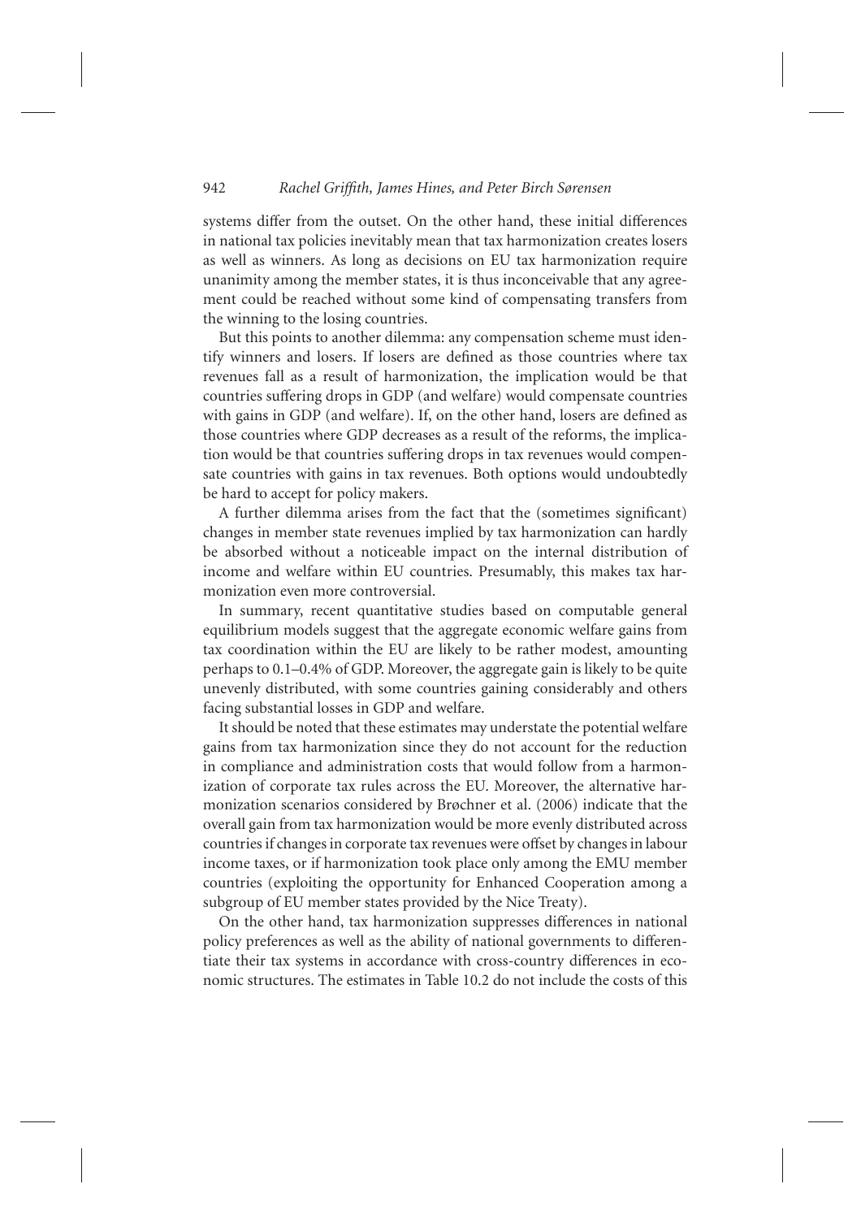systems differ from the outset. On the other hand, these initial differences in national tax policies inevitably mean that tax harmonization creates losers as well as winners. As long as decisions on EU tax harmonization require unanimity among the member states, it is thus inconceivable that any agreement could be reached without some kind of compensating transfers from the winning to the losing countries.

But this points to another dilemma: any compensation scheme must identify winners and losers. If losers are defined as those countries where tax revenues fall as a result of harmonization, the implication would be that countries suffering drops in GDP (and welfare) would compensate countries with gains in GDP (and welfare). If, on the other hand, losers are defined as those countries where GDP decreases as a result of the reforms, the implication would be that countries suffering drops in tax revenues would compensate countries with gains in tax revenues. Both options would undoubtedly be hard to accept for policy makers.

A further dilemma arises from the fact that the (sometimes significant) changes in member state revenues implied by tax harmonization can hardly be absorbed without a noticeable impact on the internal distribution of income and welfare within EU countries. Presumably, this makes tax harmonization even more controversial.

In summary, recent quantitative studies based on computable general equilibrium models suggest that the aggregate economic welfare gains from tax coordination within the EU are likely to be rather modest, amounting perhaps to 0.1–0.4% of GDP. Moreover, the aggregate gain is likely to be quite unevenly distributed, with some countries gaining considerably and others facing substantial losses in GDP and welfare.

It should be noted that these estimates may understate the potential welfare gains from tax harmonization since they do not account for the reduction in compliance and administration costs that would follow from a harmonization of corporate tax rules across the EU. Moreover, the alternative harmonization scenarios considered by Brøchner et al. (2006) indicate that the overall gain from tax harmonization would be more evenly distributed across countries if changes in corporate tax revenues were offset by changes in labour income taxes, or if harmonization took place only among the EMU member countries (exploiting the opportunity for Enhanced Cooperation among a subgroup of EU member states provided by the Nice Treaty).

On the other hand, tax harmonization suppresses differences in national policy preferences as well as the ability of national governments to differentiate their tax systems in accordance with cross-country differences in economic structures. The estimates in Table 10.2 do not include the costs of this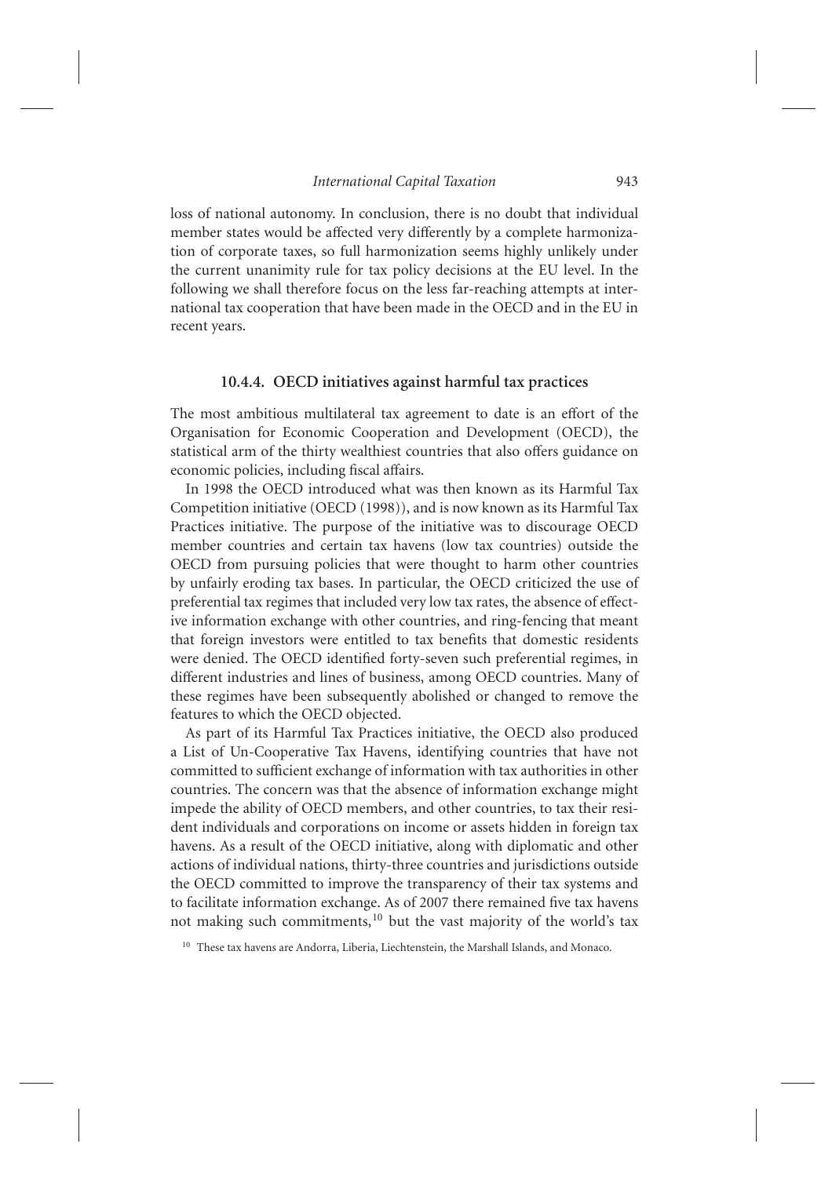loss of national autonomy. In conclusion, there is no doubt that individual member states would be affected very differently by a complete harmonization of corporate taxes, so full harmonization seems highly unlikely under the current unanimity rule for tax policy decisions at the EU level. In the following we shall therefore focus on the less far-reaching attempts at international tax cooperation that have been made in the OECD and in the EU in recent years.

### 10.4.4. OECD initiatives against harmful tax practices

The most ambitious multilateral tax agreement to date is an effort of the Organisation for Economic Cooperation and Development (OECD), the statistical arm of the thirty wealthiest countries that also offers guidance on economic policies, including fiscal affairs.

In 1998 the OECD introduced what was then known as its Harmful Tax Competition initiative (OECD (1998)), and is now known as its Harmful Tax Practices initiative. The purpose of the initiative was to discourage OECD member countries and certain tax havens (low tax countries) outside the OECD from pursuing policies that were thought to harm other countries by unfairly eroding tax bases. In particular, the OECD criticized the use of preferential tax regimes that included very low tax rates, the absence of effective information exchange with other countries, and ring-fencing that meant that foreign investors were entitled to tax benefits that domestic residents were denied. The OECD identified forty-seven such preferential regimes, in different industries and lines of business, among OECD countries. Many of these regimes have been subsequently abolished or changed to remove the features to which the OECD objected.

As part of its Harmful Tax Practices initiative, the OECD also produced a List of Un-Cooperative Tax Havens, identifying countries that have not committed to sufficient exchange of information with tax authorities in other countries. The concern was that the absence of information exchange might impede the ability of OECD members, and other countries, to tax their resident individuals and corporations on income or assets hidden in foreign tax havens. As a result of the OECD initiative, along with diplomatic and other actions of individual nations, thirty-three countries and jurisdictions outside the OECD committed to improve the transparency of their tax systems and to facilitate information exchange. As of 2007 there remained five tax havens not making such commitments,[10] but the vast majority of the world's tax

[10] These tax havens are Andorra, Liberia, Liechtenstein, the Marshall Islands, and Monaco.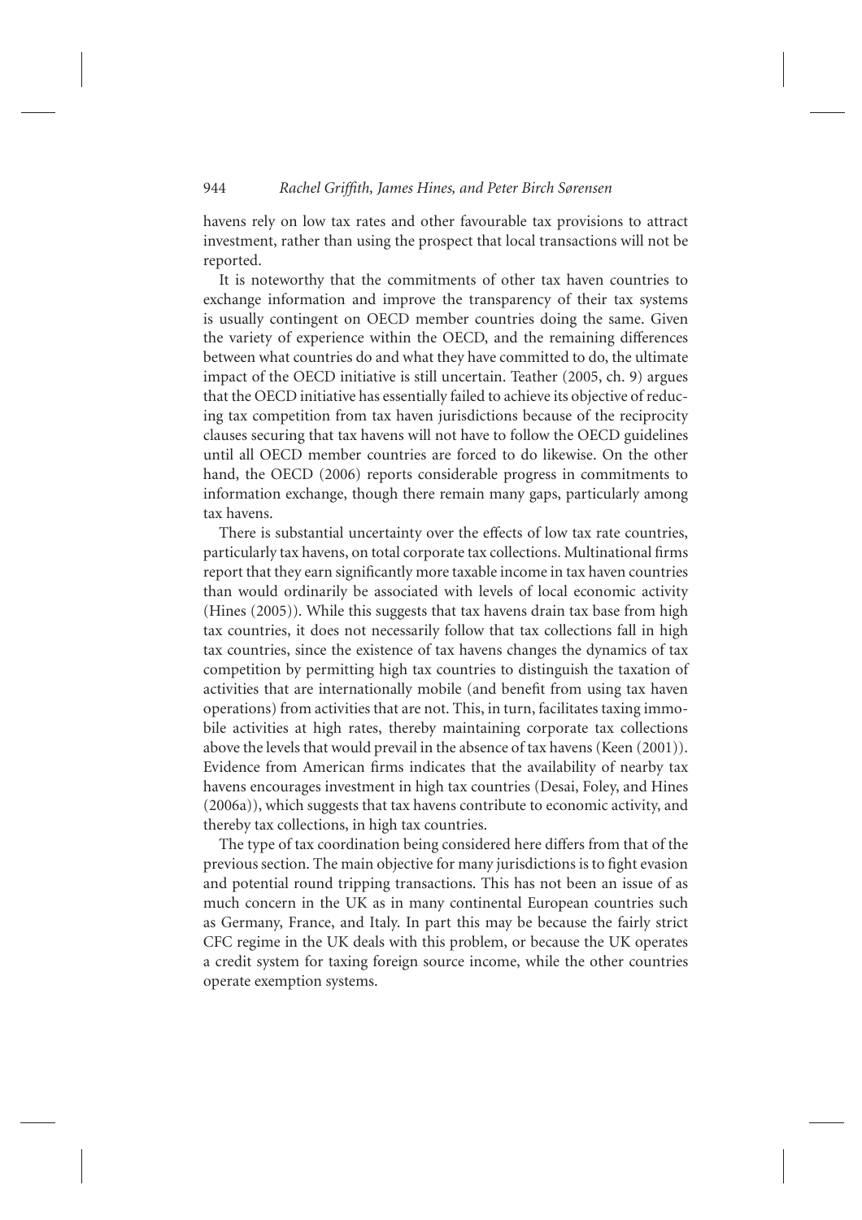havens rely on low tax rates and other favourable tax provisions to attract investment, rather than using the prospect that local transactions will not be reported.

It is noteworthy that the commitments of other tax haven countries to exchange information and improve the transparency of their tax systems is usually contingent on OECD member countries doing the same. Given the variety of experience within the OECD, and the remaining differences between what countries do and what they have committed to do, the ultimate impact of the OECD initiative is still uncertain. Teather (2005, ch. 9) argues that the OECD initiative has essentially failed to achieve its objective of reducing tax competition from tax haven jurisdictions because of the reciprocity clauses securing that tax havens will not have to follow the OECD guidelines until all OECD member countries are forced to do likewise. On the other hand, the OECD (2006) reports considerable progress in commitments to information exchange, though there remain many gaps, particularly among tax havens.

There is substantial uncertainty over the effects of low tax rate countries, particularly tax havens, on total corporate tax collections. Multinational firms report that they earn significantly more taxable income in tax haven countries than would ordinarily be associated with levels of local economic activity (Hines (2005)). While this suggests that tax havens drain tax base from high tax countries, it does not necessarily follow that tax collections fall in high tax countries, since the existence of tax havens changes the dynamics of tax competition by permitting high tax countries to distinguish the taxation of activities that are internationally mobile (and benefit from using tax haven operations) from activities that are not. This, in turn, facilitates taxing immobile activities at high rates, thereby maintaining corporate tax collections above the levels that would prevail in the absence of tax havens (Keen (2001)). Evidence from American firms indicates that the availability of nearby tax havens encourages investment in high tax countries (Desai, Foley, and Hines (2006a)), which suggests that tax havens contribute to economic activity, and thereby tax collections, in high tax countries.

The type of tax coordination being considered here differs from that of the previous section. The main objective for many jurisdictions is to fight evasion and potential round tripping transactions. This has not been an issue of as much concern in the UK as in many continental European countries such as Germany, France, and Italy. In part this may be because the fairly strict CFC regime in the UK deals with this problem, or because the UK operates a credit system for taxing foreign source income, while the other countries operate exemption systems.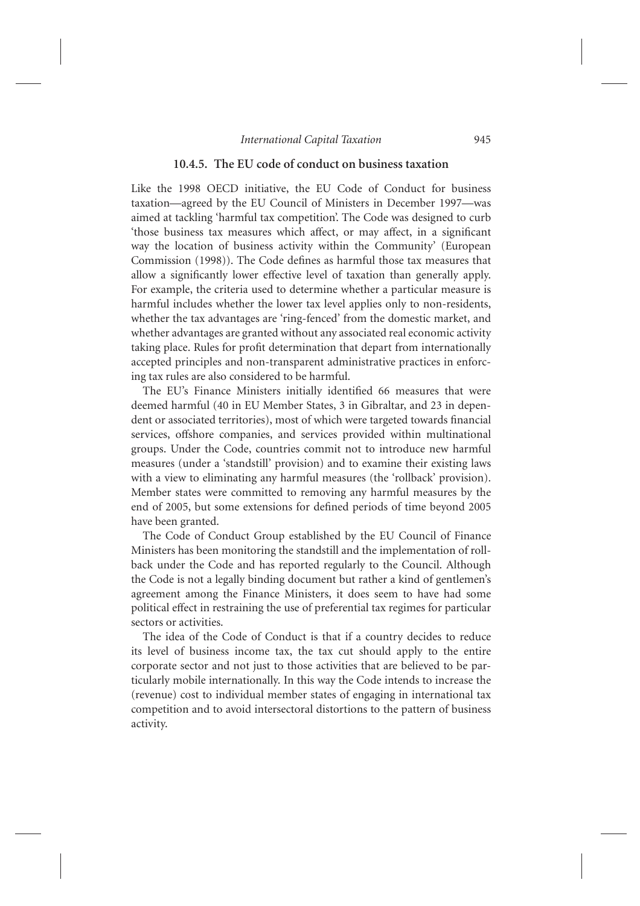### 10.4.5. The EU code of conduct on business taxation

Like the 1998 OECD initiative, the EU Code of Conduct for business taxation—agreed by the EU Council of Ministers in December 1997—was aimed at tackling 'harmful tax competition'. The Code was designed to curb 'those business tax measures which affect, or may affect, in a significant way the location of business activity within the Community' (European Commission (1998)). The Code defines as harmful those tax measures that allow a significantly lower effective level of taxation than generally apply. For example, the criteria used to determine whether a particular measure is harmful includes whether the lower tax level applies only to non-residents, whether the tax advantages are 'ring-fenced' from the domestic market, and whether advantages are granted without any associated real economic activity taking place. Rules for profit determination that depart from internationally accepted principles and non-transparent administrative practices in enforcing tax rules are also considered to be harmful.

The EU's Finance Ministers initially identified 66 measures that were deemed harmful (40 in EU Member States, 3 in Gibraltar, and 23 in dependent or associated territories), most of which were targeted towards financial services, offshore companies, and services provided within multinational groups. Under the Code, countries commit not to introduce new harmful measures (under a 'standstill' provision) and to examine their existing laws with a view to eliminating any harmful measures (the 'rollback' provision). Member states were committed to removing any harmful measures by the end of 2005, but some extensions for defined periods of time beyond 2005 have been granted.

The Code of Conduct Group established by the EU Council of Finance Ministers has been monitoring the standstill and the implementation of rollback under the Code and has reported regularly to the Council. Although the Code is not a legally binding document but rather a kind of gentlemen's agreement among the Finance Ministers, it does seem to have had some political effect in restraining the use of preferential tax regimes for particular sectors or activities.

The idea of the Code of Conduct is that if a country decides to reduce its level of business income tax, the tax cut should apply to the entire corporate sector and not just to those activities that are believed to be particularly mobile internationally. In this way the Code intends to increase the (revenue) cost to individual member states of engaging in international tax competition and to avoid intersectoral distortions to the pattern of business activity.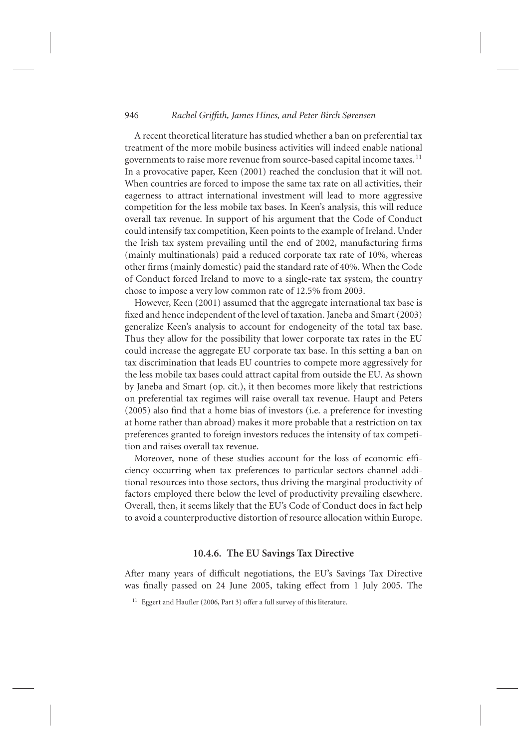A recent theoretical literature has studied whether a ban on preferential tax treatment of the more mobile business activities will indeed enable national governments to raise more revenue from source-based capital income taxes.[11] In a provocative paper, Keen (2001) reached the conclusion that it will not. When countries are forced to impose the same tax rate on all activities, their eagerness to attract international investment will lead to more aggressive competition for the less mobile tax bases. In Keen's analysis, this will reduce overall tax revenue. In support of his argument that the Code of Conduct could intensify tax competition, Keen points to the example of Ireland. Under the Irish tax system prevailing until the end of 2002, manufacturing firms (mainly multinationals) paid a reduced corporate tax rate of 10%, whereas other firms (mainly domestic) paid the standard rate of 40%. When the Code of Conduct forced Ireland to move to a single-rate tax system, the country chose to impose a very low common rate of 12.5% from 2003.

However, Keen (2001) assumed that the aggregate international tax base is fixed and hence independent of the level of taxation. Janeba and Smart (2003) generalize Keen's analysis to account for endogeneity of the total tax base. Thus they allow for the possibility that lower corporate tax rates in the EU could increase the aggregate EU corporate tax base. In this setting a ban on tax discrimination that leads EU countries to compete more aggressively for the less mobile tax bases could attract capital from outside the EU. As shown by Janeba and Smart (op. cit.), it then becomes more likely that restrictions on preferential tax regimes will raise overall tax revenue. Haupt and Peters (2005) also find that a home bias of investors (i.e. a preference for investing at home rather than abroad) makes it more probable that a restriction on tax preferences granted to foreign investors reduces the intensity of tax competition and raises overall tax revenue.

Moreover, none of these studies account for the loss of economic efficiency occurring when tax preferences to particular sectors channel additional resources into those sectors, thus driving the marginal productivity of factors employed there below the level of productivity prevailing elsewhere. Overall, then, it seems likely that the EU's Code of Conduct does in fact help to avoid a counterproductive distortion of resource allocation within Europe.

### 10.4.6. The EU Savings Tax Directive

After many years of difficult negotiations, the EU's Savings Tax Directive was finally passed on 24 June 2005, taking effect from 1 July 2005. The

[11] Eggert and Haufler (2006, Part 3) offer a full survey of this literature.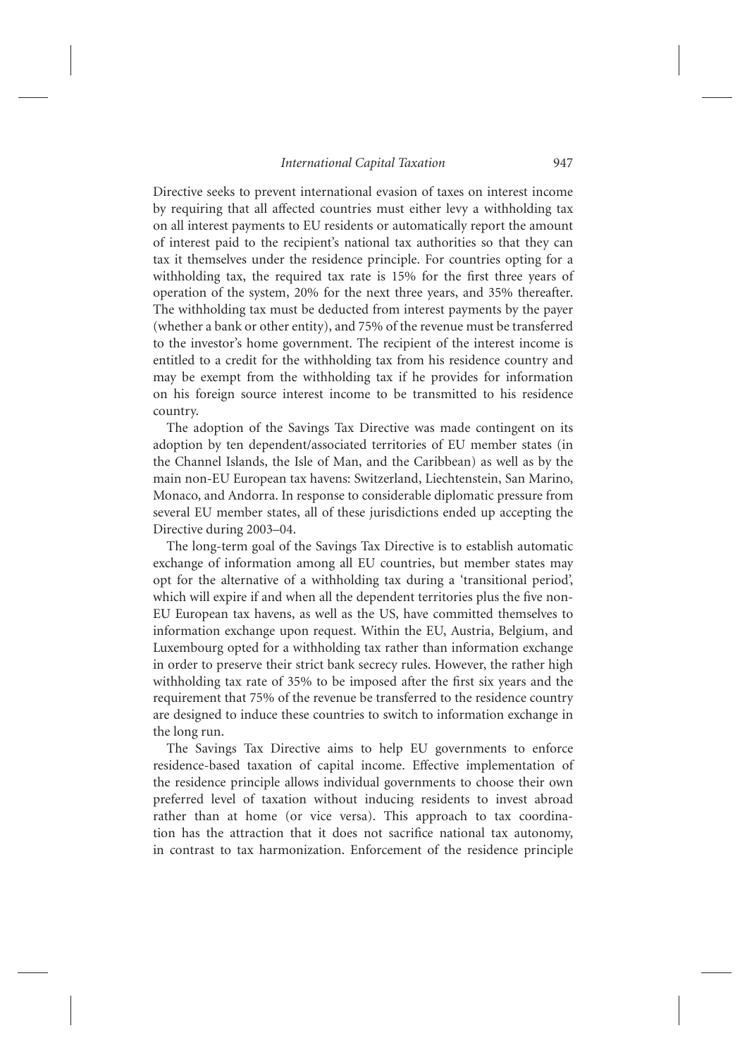Directive seeks to prevent international evasion of taxes on interest income by requiring that all affected countries must either levy a withholding tax on all interest payments to EU residents or automatically report the amount of interest paid to the recipient's national tax authorities so that they can tax it themselves under the residence principle. For countries opting for a withholding tax, the required tax rate is 15% for the first three years of operation of the system, 20% for the next three years, and 35% thereafter. The withholding tax must be deducted from interest payments by the payer (whether a bank or other entity), and 75% of the revenue must be transferred to the investor's home government. The recipient of the interest income is entitled to a credit for the withholding tax from his residence country and may be exempt from the withholding tax if he provides for information on his foreign source interest income to be transmitted to his residence country.

The adoption of the Savings Tax Directive was made contingent on its adoption by ten dependent/associated territories of EU member states (in the Channel Islands, the Isle of Man, and the Caribbean) as well as by the main non-EU European tax havens: Switzerland, Liechtenstein, San Marino, Monaco, and Andorra. In response to considerable diplomatic pressure from several EU member states, all of these jurisdictions ended up accepting the Directive during 2003–04.

The long-term goal of the Savings Tax Directive is to establish automatic exchange of information among all EU countries, but member states may opt for the alternative of a withholding tax during a 'transitional period', which will expire if and when all the dependent territories plus the five non-EU European tax havens, as well as the US, have committed themselves to information exchange upon request. Within the EU, Austria, Belgium, and Luxembourg opted for a withholding tax rather than information exchange in order to preserve their strict bank secrecy rules. However, the rather high withholding tax rate of 35% to be imposed after the first six years and the requirement that 75% of the revenue be transferred to the residence country are designed to induce these countries to switch to information exchange in the long run.

The Savings Tax Directive aims to help EU governments to enforce residence-based taxation of capital income. Effective implementation of the residence principle allows individual governments to choose their own preferred level of taxation without inducing residents to invest abroad rather than at home (or vice versa). This approach to tax coordination has the attraction that it does not sacrifice national tax autonomy, in contrast to tax harmonization. Enforcement of the residence principle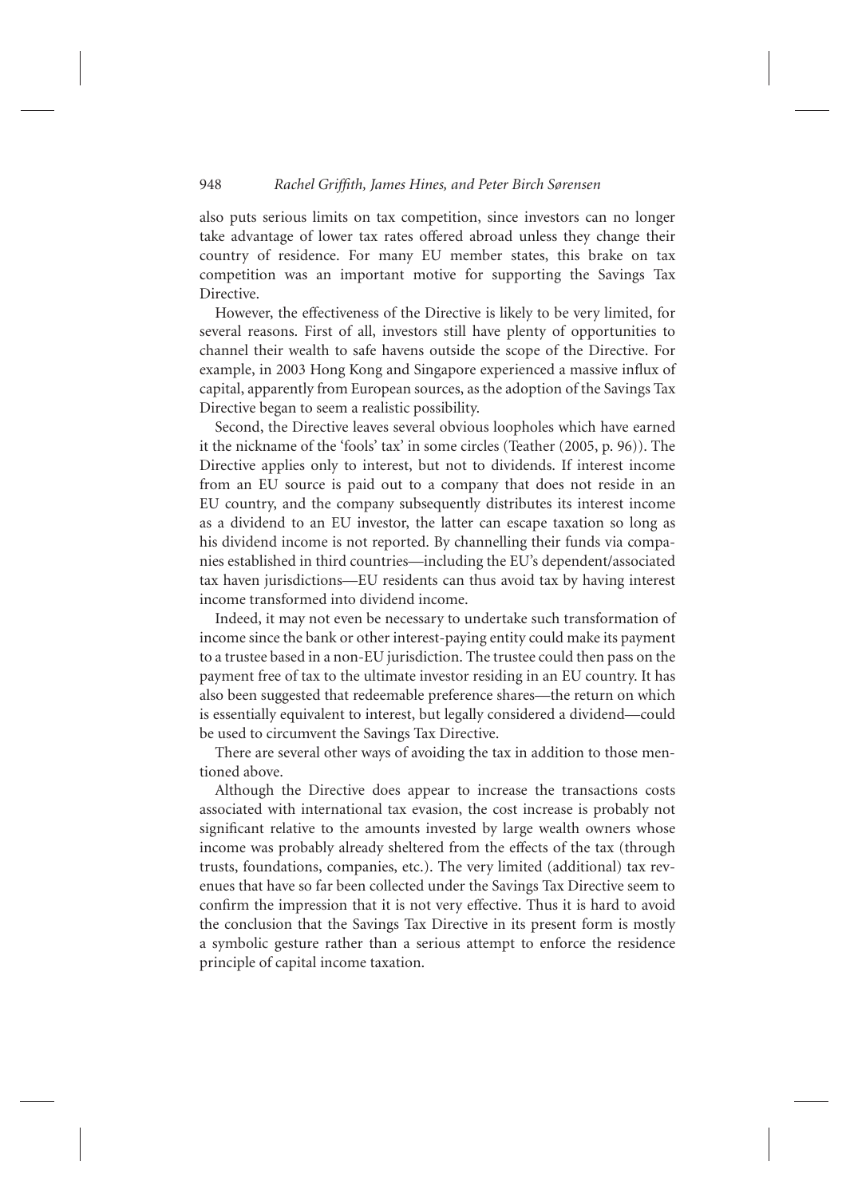also puts serious limits on tax competition, since investors can no longer take advantage of lower tax rates offered abroad unless they change their country of residence. For many EU member states, this brake on tax competition was an important motive for supporting the Savings Tax Directive.

However, the effectiveness of the Directive is likely to be very limited, for several reasons. First of all, investors still have plenty of opportunities to channel their wealth to safe havens outside the scope of the Directive. For example, in 2003 Hong Kong and Singapore experienced a massive influx of capital, apparently from European sources, as the adoption of the Savings Tax Directive began to seem a realistic possibility.

Second, the Directive leaves several obvious loopholes which have earned it the nickname of the 'fools' tax' in some circles (Teather (2005, p. 96)). The Directive applies only to interest, but not to dividends. If interest income from an EU source is paid out to a company that does not reside in an EU country, and the company subsequently distributes its interest income as a dividend to an EU investor, the latter can escape taxation so long as his dividend income is not reported. By channelling their funds via companies established in third countries—including the EU's dependent/associated tax haven jurisdictions—EU residents can thus avoid tax by having interest income transformed into dividend income.

Indeed, it may not even be necessary to undertake such transformation of income since the bank or other interest-paying entity could make its payment to a trustee based in a non-EU jurisdiction. The trustee could then pass on the payment free of tax to the ultimate investor residing in an EU country. It has also been suggested that redeemable preference shares—the return on which is essentially equivalent to interest, but legally considered a dividend—could be used to circumvent the Savings Tax Directive.

There are several other ways of avoiding the tax in addition to those mentioned above.

Although the Directive does appear to increase the transactions costs associated with international tax evasion, the cost increase is probably not significant relative to the amounts invested by large wealth owners whose income was probably already sheltered from the effects of the tax (through trusts, foundations, companies, etc.). The very limited (additional) tax revenues that have so far been collected under the Savings Tax Directive seem to confirm the impression that it is not very effective. Thus it is hard to avoid the conclusion that the Savings Tax Directive in its present form is mostly a symbolic gesture rather than a serious attempt to enforce the residence principle of capital income taxation.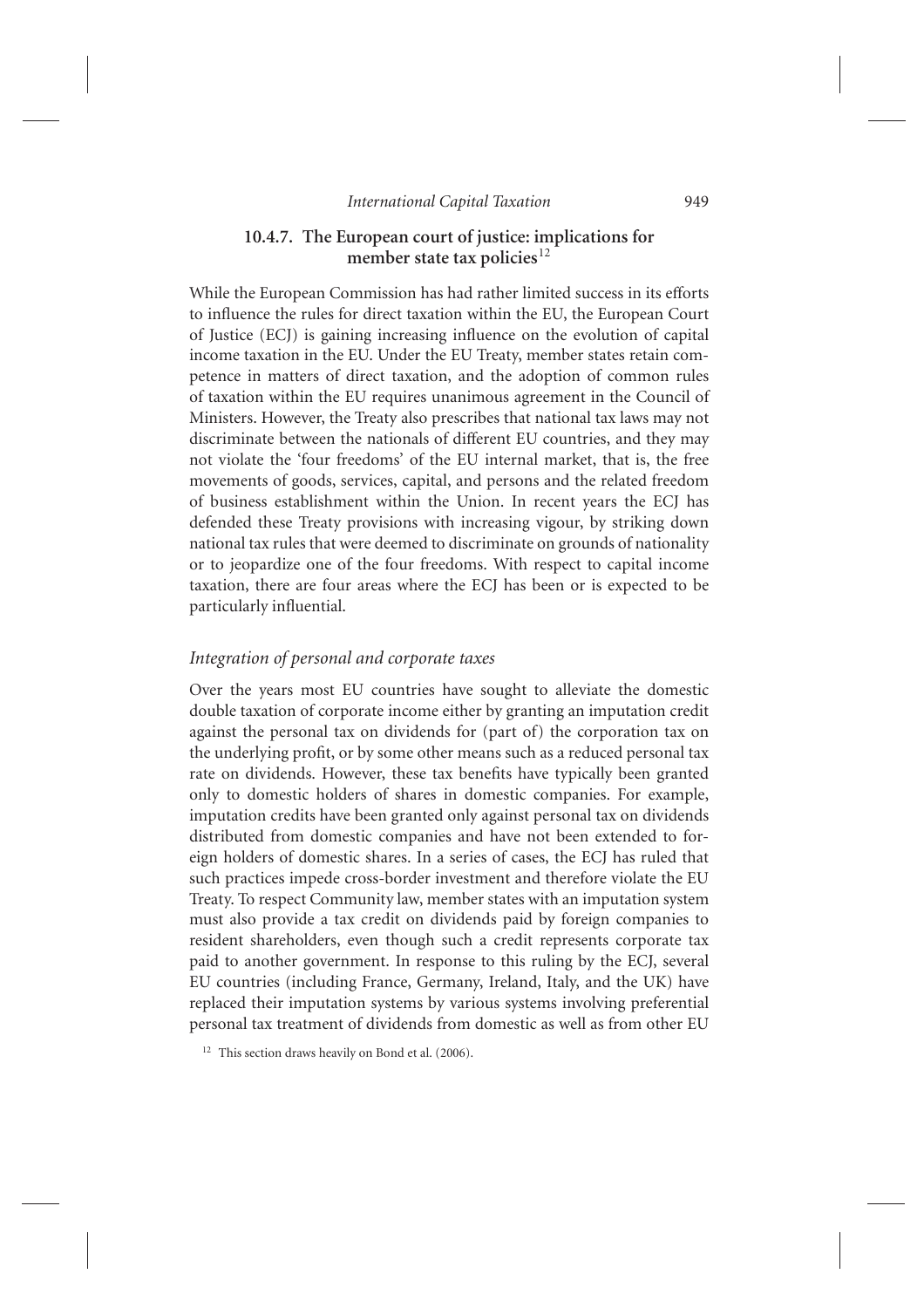### 10.4.7. The European court of justice: implications for member state tax policies[12]

While the European Commission has had rather limited success in its efforts to influence the rules for direct taxation within the EU, the European Court of Justice (ECJ) is gaining increasing influence on the evolution of capital income taxation in the EU. Under the EU Treaty, member states retain competence in matters of direct taxation, and the adoption of common rules of taxation within the EU requires unanimous agreement in the Council of Ministers. However, the Treaty also prescribes that national tax laws may not discriminate between the nationals of different EU countries, and they may not violate the 'four freedoms' of the EU internal market, that is, the free movements of goods, services, capital, and persons and the related freedom of business establishment within the Union. In recent years the ECJ has defended these Treaty provisions with increasing vigour, by striking down national tax rules that were deemed to discriminate on grounds of nationality or to jeopardize one of the four freedoms. With respect to capital income taxation, there are four areas where the ECJ has been or is expected to be particularly influential.

*Integration of personal and corporate taxes*

Over the years most EU countries have sought to alleviate the domestic double taxation of corporate income either by granting an imputation credit against the personal tax on dividends for (part of) the corporation tax on the underlying profit, or by some other means such as a reduced personal tax rate on dividends. However, these tax benefits have typically been granted only to domestic holders of shares in domestic companies. For example, imputation credits have been granted only against personal tax on dividends distributed from domestic companies and have not been extended to foreign holders of domestic shares. In a series of cases, the ECJ has ruled that such practices impede cross-border investment and therefore violate the EU Treaty. To respect Community law, member states with an imputation system must also provide a tax credit on dividends paid by foreign companies to resident shareholders, even though such a credit represents corporate tax paid to another government. In response to this ruling by the ECJ, several EU countries (including France, Germany, Ireland, Italy, and the UK) have replaced their imputation systems by various systems involving preferential personal tax treatment of dividends from domestic as well as from other EU

[12] This section draws heavily on Bond et al. (2006).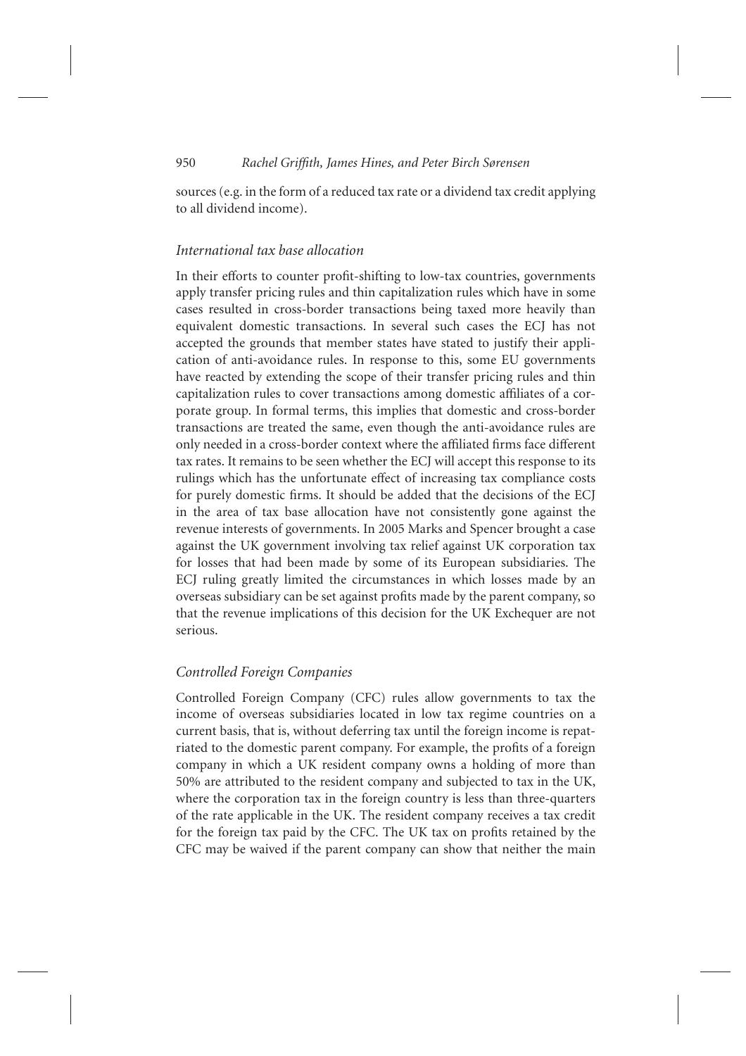sources (e.g. in the form of a reduced tax rate or a dividend tax credit applying to all dividend income).

### *International tax base allocation*

In their efforts to counter profit-shifting to low-tax countries, governments apply transfer pricing rules and thin capitalization rules which have in some cases resulted in cross-border transactions being taxed more heavily than equivalent domestic transactions. In several such cases the ECJ has not accepted the grounds that member states have stated to justify their application of anti-avoidance rules. In response to this, some EU governments have reacted by extending the scope of their transfer pricing rules and thin capitalization rules to cover transactions among domestic affiliates of a corporate group. In formal terms, this implies that domestic and cross-border transactions are treated the same, even though the anti-avoidance rules are only needed in a cross-border context where the affiliated firms face different tax rates. It remains to be seen whether the ECJ will accept this response to its rulings which has the unfortunate effect of increasing tax compliance costs for purely domestic firms. It should be added that the decisions of the ECJ in the area of tax base allocation have not consistently gone against the revenue interests of governments. In 2005 Marks and Spencer brought a case against the UK government involving tax relief against UK corporation tax for losses that had been made by some of its European subsidiaries. The ECJ ruling greatly limited the circumstances in which losses made by an overseas subsidiary can be set against profits made by the parent company, so that the revenue implications of this decision for the UK Exchequer are not serious.

### *Controlled Foreign Companies*

Controlled Foreign Company (CFC) rules allow governments to tax the income of overseas subsidiaries located in low tax regime countries on a current basis, that is, without deferring tax until the foreign income is repatriated to the domestic parent company. For example, the profits of a foreign company in which a UK resident company owns a holding of more than 50% are attributed to the resident company and subjected to tax in the UK, where the corporation tax in the foreign country is less than three-quarters of the rate applicable in the UK. The resident company receives a tax credit for the foreign tax paid by the CFC. The UK tax on profits retained by the CFC may be waived if the parent company can show that neither the main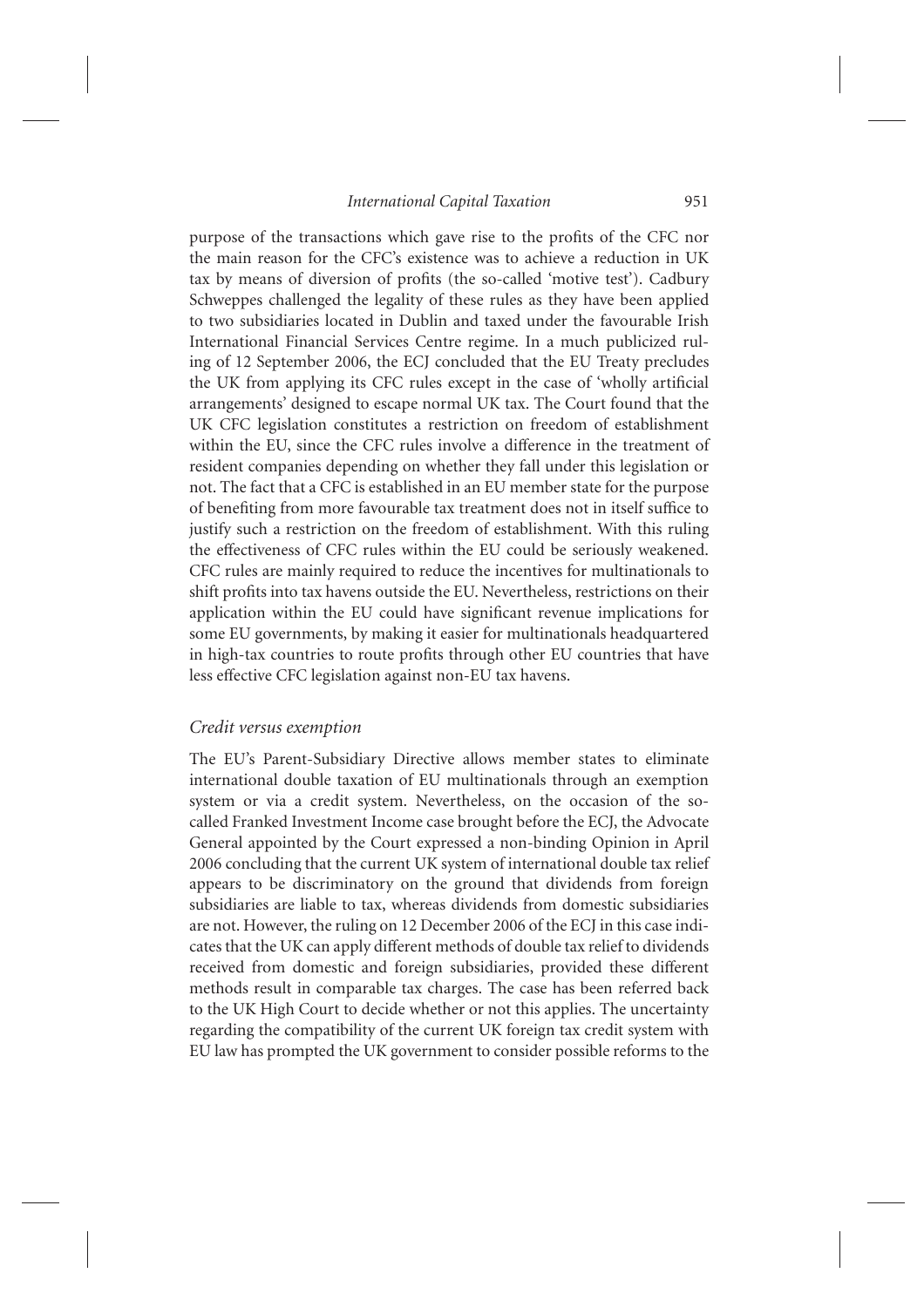purpose of the transactions which gave rise to the profits of the CFC nor the main reason for the CFC's existence was to achieve a reduction in UK tax by means of diversion of profits (the so-called 'motive test'). Cadbury Schweppes challenged the legality of these rules as they have been applied to two subsidiaries located in Dublin and taxed under the favourable Irish International Financial Services Centre regime. In a much publicized ruling of 12 September 2006, the ECJ concluded that the EU Treaty precludes the UK from applying its CFC rules except in the case of 'wholly artificial arrangements' designed to escape normal UK tax. The Court found that the UK CFC legislation constitutes a restriction on freedom of establishment within the EU, since the CFC rules involve a difference in the treatment of resident companies depending on whether they fall under this legislation or not. The fact that a CFC is established in an EU member state for the purpose of benefiting from more favourable tax treatment does not in itself suffice to justify such a restriction on the freedom of establishment. With this ruling the effectiveness of CFC rules within the EU could be seriously weakened. CFC rules are mainly required to reduce the incentives for multinationals to shift profits into tax havens outside the EU. Nevertheless, restrictions on their application within the EU could have significant revenue implications for some EU governments, by making it easier for multinationals headquartered in high-tax countries to route profits through other EU countries that have less effective CFC legislation against non-EU tax havens.

### *Credit versus exemption*

The EU's Parent-Subsidiary Directive allows member states to eliminate international double taxation of EU multinationals through an exemption system or via a credit system. Nevertheless, on the occasion of the so-called Franked Investment Income case brought before the ECJ, the Advocate General appointed by the Court expressed a non-binding Opinion in April 2006 concluding that the current UK system of international double tax relief appears to be discriminatory on the ground that dividends from foreign subsidiaries are liable to tax, whereas dividends from domestic subsidiaries are not. However, the ruling on 12 December 2006 of the ECJ in this case indicates that the UK can apply different methods of double tax relief to dividends received from domestic and foreign subsidiaries, provided these different methods result in comparable tax charges. The case has been referred back to the UK High Court to decide whether or not this applies. The uncertainty regarding the compatibility of the current UK foreign tax credit system with EU law has prompted the UK government to consider possible reforms to the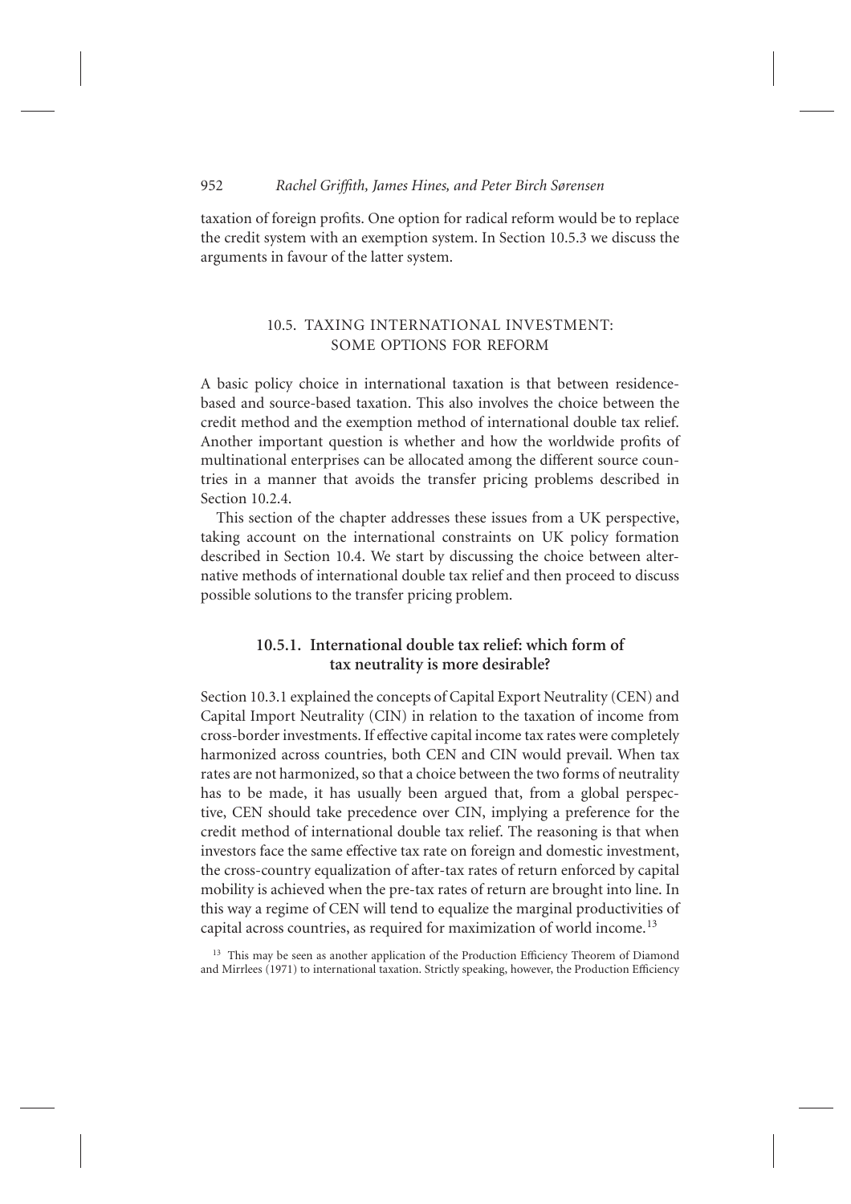taxation of foreign profits. One option for radical reform would be to replace the credit system with an exemption system. In Section 10.5.3 we discuss the arguments in favour of the latter system.

## 10.5. TAXING INTERNATIONAL INVESTMENT: SOME OPTIONS FOR REFORM

A basic policy choice in international taxation is that between residence-based and source-based taxation. This also involves the choice between the credit method and the exemption method of international double tax relief. Another important question is whether and how the worldwide profits of multinational enterprises can be allocated among the different source countries in a manner that avoids the transfer pricing problems described in Section 10.2.4.

This section of the chapter addresses these issues from a UK perspective, taking account on the international constraints on UK policy formation described in Section 10.4. We start by discussing the choice between alternative methods of international double tax relief and then proceed to discuss possible solutions to the transfer pricing problem.

### 10.5.1. International double tax relief: which form of tax neutrality is more desirable?

Section 10.3.1 explained the concepts of Capital Export Neutrality (CEN) and Capital Import Neutrality (CIN) in relation to the taxation of income from cross-border investments. If effective capital income tax rates were completely harmonized across countries, both CEN and CIN would prevail. When tax rates are not harmonized, so that a choice between the two forms of neutrality has to be made, it has usually been argued that, from a global perspective, CEN should take precedence over CIN, implying a preference for the credit method of international double tax relief. The reasoning is that when investors face the same effective tax rate on foreign and domestic investment, the cross-country equalization of after-tax rates of return enforced by capital mobility is achieved when the pre-tax rates of return are brought into line. In this way a regime of CEN will tend to equalize the marginal productivities of capital across countries, as required for maximization of world income.[13]

[13] This may be seen as another application of the Production Efficiency Theorem of Diamond and Mirrlees (1971) to international taxation. Strictly speaking, however, the Production Efficiency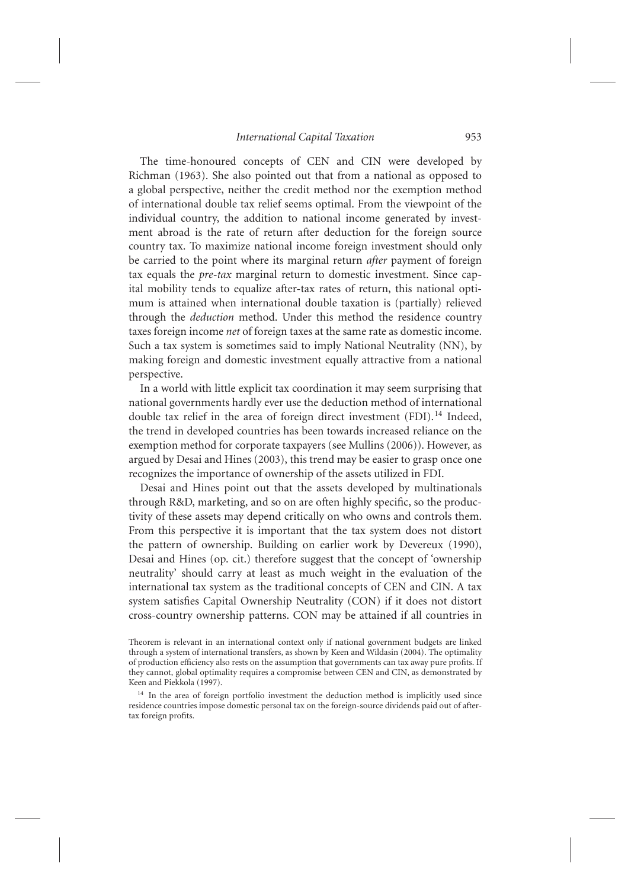The time-honoured concepts of CEN and CIN were developed by Richman (1963). She also pointed out that from a national as opposed to a global perspective, neither the credit method nor the exemption method of international double tax relief seems optimal. From the viewpoint of the individual country, the addition to national income generated by investment abroad is the rate of return after deduction for the foreign source country tax. To maximize national income foreign investment should only be carried to the point where its marginal return *after* payment of foreign tax equals the *pre-tax* marginal return to domestic investment. Since capital mobility tends to equalize after-tax rates of return, this national optimum is attained when international double taxation is (partially) relieved through the *deduction* method. Under this method the residence country taxes foreign income *net* of foreign taxes at the same rate as domestic income. Such a tax system is sometimes said to imply National Neutrality (NN), by making foreign and domestic investment equally attractive from a national perspective.

In a world with little explicit tax coordination it may seem surprising that national governments hardly ever use the deduction method of international double tax relief in the area of foreign direct investment (FDI).[14] Indeed, the trend in developed countries has been towards increased reliance on the exemption method for corporate taxpayers (see Mullins (2006)). However, as argued by Desai and Hines (2003), this trend may be easier to grasp once one recognizes the importance of ownership of the assets utilized in FDI.

Desai and Hines point out that the assets developed by multinationals through R&D, marketing, and so on are often highly specific, so the productivity of these assets may depend critically on who owns and controls them. From this perspective it is important that the tax system does not distort the pattern of ownership. Building on earlier work by Devereux (1990), Desai and Hines (op. cit.) therefore suggest that the concept of 'ownership neutrality' should carry at least as much weight in the evaluation of the international tax system as the traditional concepts of CEN and CIN. A tax system satisfies Capital Ownership Neutrality (CON) if it does not distort cross-country ownership patterns. CON may be attained if all countries in

Theorem is relevant in an international context only if national government budgets are linked through a system of international transfers, as shown by Keen and Wildasin (2004). The optimality of production efficiency also rests on the assumption that governments can tax away pure profits. If they cannot, global optimality requires a compromise between CEN and CIN, as demonstrated by Keen and Piekkola (1997).

[14] In the area of foreign portfolio investment the deduction method is implicitly used since residence countries impose domestic personal tax on the foreign-source dividends paid out of after-tax foreign profits.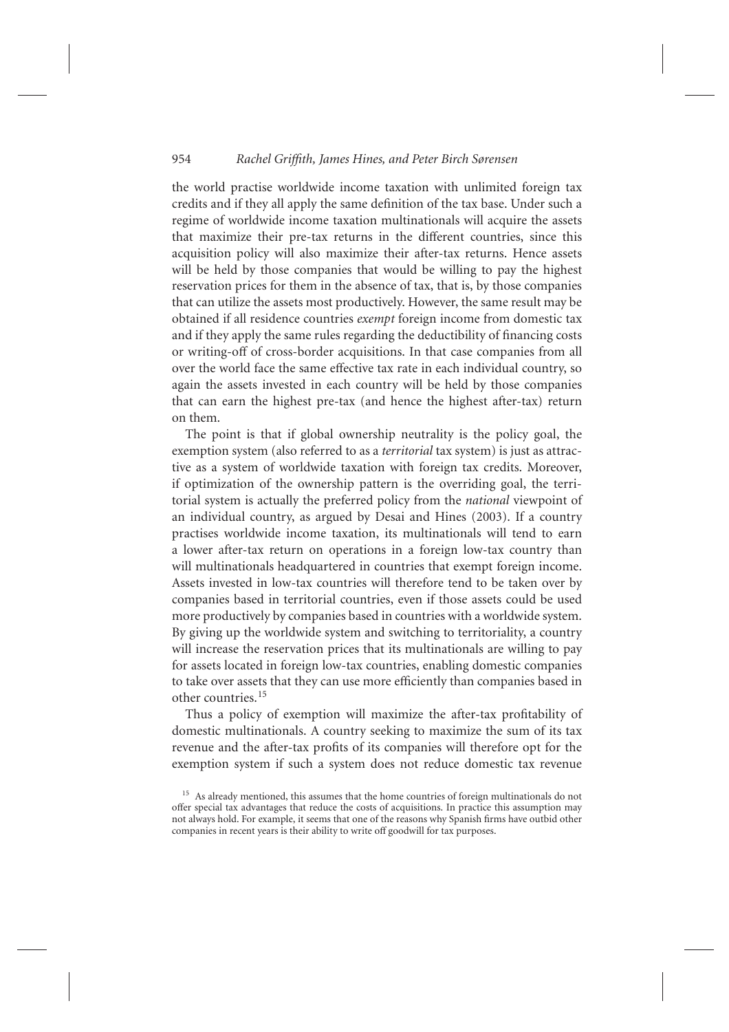the world practise worldwide income taxation with unlimited foreign tax credits and if they all apply the same definition of the tax base. Under such a regime of worldwide income taxation multinationals will acquire the assets that maximize their pre-tax returns in the different countries, since this acquisition policy will also maximize their after-tax returns. Hence assets will be held by those companies that would be willing to pay the highest reservation prices for them in the absence of tax, that is, by those companies that can utilize the assets most productively. However, the same result may be obtained if all residence countries *exempt* foreign income from domestic tax and if they apply the same rules regarding the deductibility of financing costs or writing-off of cross-border acquisitions. In that case companies from all over the world face the same effective tax rate in each individual country, so again the assets invested in each country will be held by those companies that can earn the highest pre-tax (and hence the highest after-tax) return on them.

The point is that if global ownership neutrality is the policy goal, the exemption system (also referred to as a *territorial* tax system) is just as attractive as a system of worldwide taxation with foreign tax credits. Moreover, if optimization of the ownership pattern is the overriding goal, the territorial system is actually the preferred policy from the *national* viewpoint of an individual country, as argued by Desai and Hines (2003). If a country practises worldwide income taxation, its multinationals will tend to earn a lower after-tax return on operations in a foreign low-tax country than will multinationals headquartered in countries that exempt foreign income. Assets invested in low-tax countries will therefore tend to be taken over by companies based in territorial countries, even if those assets could be used more productively by companies based in countries with a worldwide system. By giving up the worldwide system and switching to territoriality, a country will increase the reservation prices that its multinationals are willing to pay for assets located in foreign low-tax countries, enabling domestic companies to take over assets that they can use more efficiently than companies based in other countries.[15]

Thus a policy of exemption will maximize the after-tax profitability of domestic multinationals. A country seeking to maximize the sum of its tax revenue and the after-tax profits of its companies will therefore opt for the exemption system if such a system does not reduce domestic tax revenue

[15] As already mentioned, this assumes that the home countries of foreign multinationals do not offer special tax advantages that reduce the costs of acquisitions. In practice this assumption may not always hold. For example, it seems that one of the reasons why Spanish firms have outbid other companies in recent years is their ability to write off goodwill for tax purposes.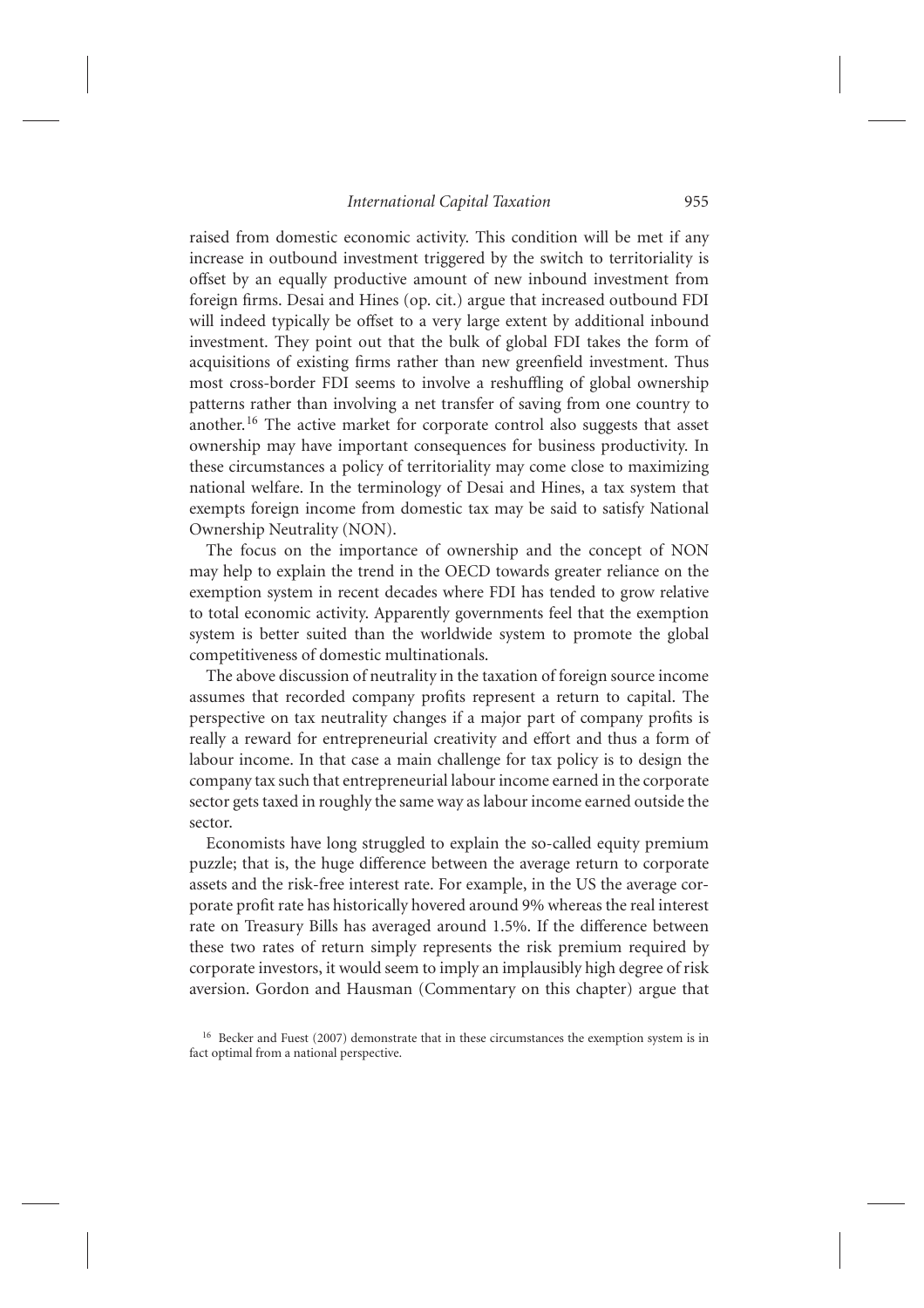raised from domestic economic activity. This condition will be met if any increase in outbound investment triggered by the switch to territoriality is offset by an equally productive amount of new inbound investment from foreign firms. Desai and Hines (op. cit.) argue that increased outbound FDI will indeed typically be offset to a very large extent by additional inbound investment. They point out that the bulk of global FDI takes the form of acquisitions of existing firms rather than new greenfield investment. Thus most cross-border FDI seems to involve a reshuffling of global ownership patterns rather than involving a net transfer of saving from one country to another.[16] The active market for corporate control also suggests that asset ownership may have important consequences for business productivity. In these circumstances a policy of territoriality may come close to maximizing national welfare. In the terminology of Desai and Hines, a tax system that exempts foreign income from domestic tax may be said to satisfy National Ownership Neutrality (NON).

The focus on the importance of ownership and the concept of NON may help to explain the trend in the OECD towards greater reliance on the exemption system in recent decades where FDI has tended to grow relative to total economic activity. Apparently governments feel that the exemption system is better suited than the worldwide system to promote the global competitiveness of domestic multinationals.

The above discussion of neutrality in the taxation of foreign source income assumes that recorded company profits represent a return to capital. The perspective on tax neutrality changes if a major part of company profits is really a reward for entrepreneurial creativity and effort and thus a form of labour income. In that case a main challenge for tax policy is to design the company tax such that entrepreneurial labour income earned in the corporate sector gets taxed in roughly the same way as labour income earned outside the sector.

Economists have long struggled to explain the so-called equity premium puzzle; that is, the huge difference between the average return to corporate assets and the risk-free interest rate. For example, in the US the average corporate profit rate has historically hovered around 9% whereas the real interest rate on Treasury Bills has averaged around 1.5%. If the difference between these two rates of return simply represents the risk premium required by corporate investors, it would seem to imply an implausibly high degree of risk aversion. Gordon and Hausman (Commentary on this chapter) argue that

[16] Becker and Fuest (2007) demonstrate that in these circumstances the exemption system is in fact optimal from a national perspective.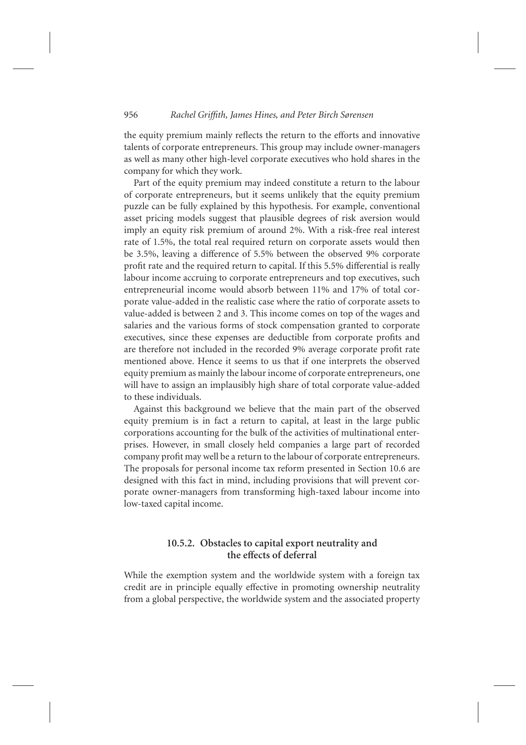the equity premium mainly reflects the return to the efforts and innovative talents of corporate entrepreneurs. This group may include owner-managers as well as many other high-level corporate executives who hold shares in the company for which they work.

Part of the equity premium may indeed constitute a return to the labour of corporate entrepreneurs, but it seems unlikely that the equity premium puzzle can be fully explained by this hypothesis. For example, conventional asset pricing models suggest that plausible degrees of risk aversion would imply an equity risk premium of around 2%. With a risk-free real interest rate of 1.5%, the total real required return on corporate assets would then be 3.5%, leaving a difference of 5.5% between the observed 9% corporate profit rate and the required return to capital. If this 5.5% differential is really labour income accruing to corporate entrepreneurs and top executives, such entrepreneurial income would absorb between 11% and 17% of total corporate value-added in the realistic case where the ratio of corporate assets to value-added is between 2 and 3. This income comes on top of the wages and salaries and the various forms of stock compensation granted to corporate executives, since these expenses are deductible from corporate profits and are therefore not included in the recorded 9% average corporate profit rate mentioned above. Hence it seems to us that if one interprets the observed equity premium as mainly the labour income of corporate entrepreneurs, one will have to assign an implausibly high share of total corporate value-added to these individuals.

Against this background we believe that the main part of the observed equity premium is in fact a return to capital, at least in the large public corporations accounting for the bulk of the activities of multinational enterprises. However, in small closely held companies a large part of recorded company profit may well be a return to the labour of corporate entrepreneurs. The proposals for personal income tax reform presented in Section 10.6 are designed with this fact in mind, including provisions that will prevent corporate owner-managers from transforming high-taxed labour income into low-taxed capital income.

### 10.5.2. Obstacles to capital export neutrality and the effects of deferral

While the exemption system and the worldwide system with a foreign tax credit are in principle equally effective in promoting ownership neutrality from a global perspective, the worldwide system and the associated property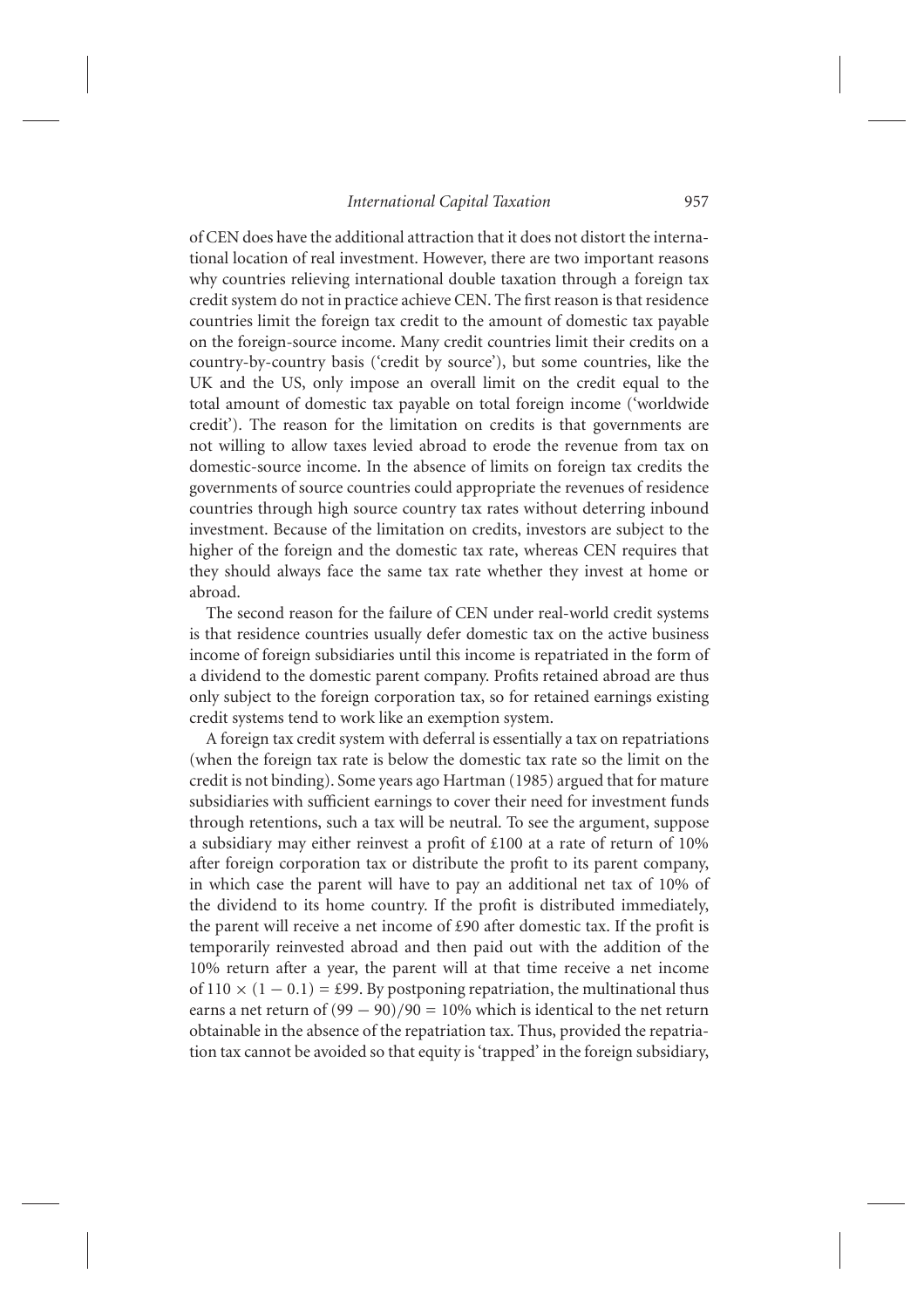of CEN does have the additional attraction that it does not distort the international location of real investment. However, there are two important reasons why countries relieving international double taxation through a foreign tax credit system do not in practice achieve CEN. The first reason is that residence countries limit the foreign tax credit to the amount of domestic tax payable on the foreign-source income. Many credit countries limit their credits on a country-by-country basis ('credit by source'), but some countries, like the UK and the US, only impose an overall limit on the credit equal to the total amount of domestic tax payable on total foreign income ('worldwide credit'). The reason for the limitation on credits is that governments are not willing to allow taxes levied abroad to erode the revenue from tax on domestic-source income. In the absence of limits on foreign tax credits the governments of source countries could appropriate the revenues of residence countries through high source country tax rates without deterring inbound investment. Because of the limitation on credits, investors are subject to the higher of the foreign and the domestic tax rate, whereas CEN requires that they should always face the same tax rate whether they invest at home or abroad.

The second reason for the failure of CEN under real-world credit systems is that residence countries usually defer domestic tax on the active business income of foreign subsidiaries until this income is repatriated in the form of a dividend to the domestic parent company. Profits retained abroad are thus only subject to the foreign corporation tax, so for retained earnings existing credit systems tend to work like an exemption system.

A foreign tax credit system with deferral is essentially a tax on repatriations (when the foreign tax rate is below the domestic tax rate so the limit on the credit is not binding). Some years ago Hartman (1985) argued that for mature subsidiaries with sufficient earnings to cover their need for investment funds through retentions, such a tax will be neutral. To see the argument, suppose a subsidiary may either reinvest a profit of £100 at a rate of return of 10% after foreign corporation tax or distribute the profit to its parent company, in which case the parent will have to pay an additional net tax of 10% of the dividend to its home country. If the profit is distributed immediately, the parent will receive a net income of £90 after domestic tax. If the profit is temporarily reinvested abroad and then paid out with the addition of the 10% return after a year, the parent will at that time receive a net income of $110 \times (1 - 0.1) =$ £99. By postponing repatriation, the multinational thus earns a net return of $(99 - 90)/90 = 10\%$ which is identical to the net return obtainable in the absence of the repatriation tax. Thus, provided the repatriation tax cannot be avoided so that equity is 'trapped' in the foreign subsidiary,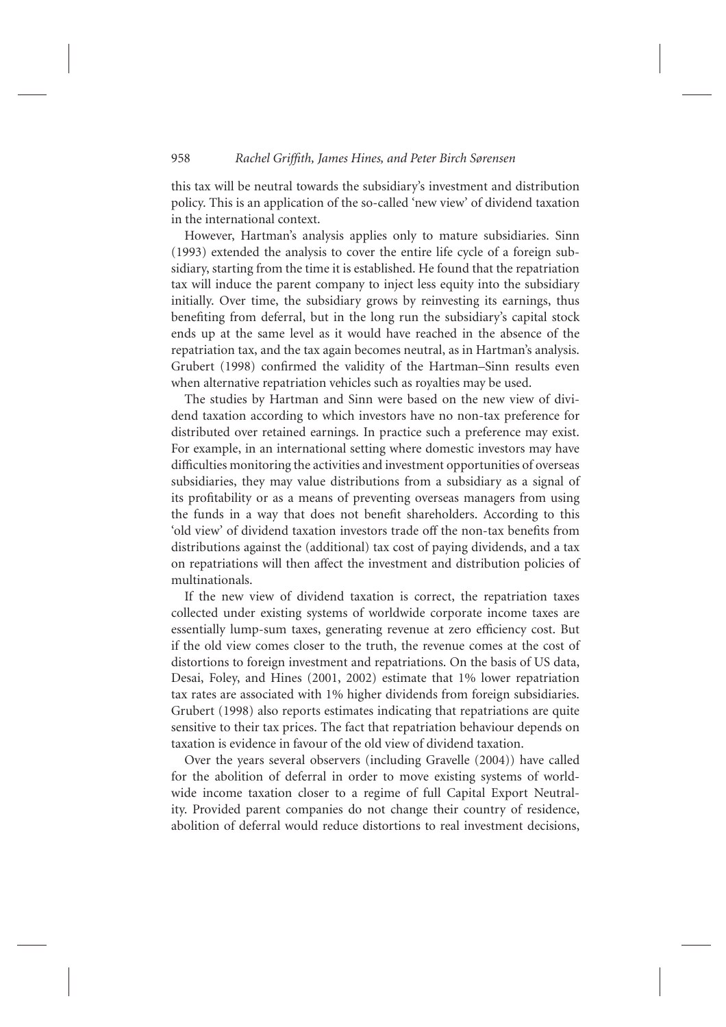this tax will be neutral towards the subsidiary's investment and distribution policy. This is an application of the so-called 'new view' of dividend taxation in the international context.

However, Hartman's analysis applies only to mature subsidiaries. Sinn (1993) extended the analysis to cover the entire life cycle of a foreign subsidiary, starting from the time it is established. He found that the repatriation tax will induce the parent company to inject less equity into the subsidiary initially. Over time, the subsidiary grows by reinvesting its earnings, thus benefiting from deferral, but in the long run the subsidiary's capital stock ends up at the same level as it would have reached in the absence of the repatriation tax, and the tax again becomes neutral, as in Hartman's analysis. Grubert (1998) confirmed the validity of the Hartman–Sinn results even when alternative repatriation vehicles such as royalties may be used.

The studies by Hartman and Sinn were based on the new view of dividend taxation according to which investors have no non-tax preference for distributed over retained earnings. In practice such a preference may exist. For example, in an international setting where domestic investors may have difficulties monitoring the activities and investment opportunities of overseas subsidiaries, they may value distributions from a subsidiary as a signal of its profitability or as a means of preventing overseas managers from using the funds in a way that does not benefit shareholders. According to this 'old view' of dividend taxation investors trade off the non-tax benefits from distributions against the (additional) tax cost of paying dividends, and a tax on repatriations will then affect the investment and distribution policies of multinationals.

If the new view of dividend taxation is correct, the repatriation taxes collected under existing systems of worldwide corporate income taxes are essentially lump-sum taxes, generating revenue at zero efficiency cost. But if the old view comes closer to the truth, the revenue comes at the cost of distortions to foreign investment and repatriations. On the basis of US data, Desai, Foley, and Hines (2001, 2002) estimate that 1% lower repatriation tax rates are associated with 1% higher dividends from foreign subsidiaries. Grubert (1998) also reports estimates indicating that repatriations are quite sensitive to their tax prices. The fact that repatriation behaviour depends on taxation is evidence in favour of the old view of dividend taxation.

Over the years several observers (including Gravelle (2004)) have called for the abolition of deferral in order to move existing systems of worldwide income taxation closer to a regime of full Capital Export Neutrality. Provided parent companies do not change their country of residence, abolition of deferral would reduce distortions to real investment decisions,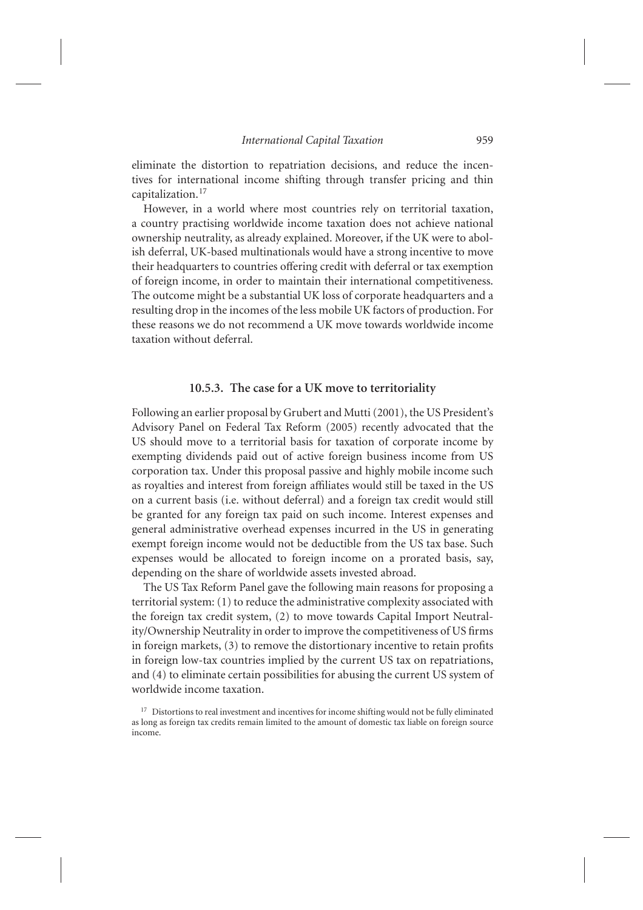eliminate the distortion to repatriation decisions, and reduce the incentives for international income shifting through transfer pricing and thin capitalization.[17]

However, in a world where most countries rely on territorial taxation, a country practising worldwide income taxation does not achieve national ownership neutrality, as already explained. Moreover, if the UK were to abolish deferral, UK-based multinationals would have a strong incentive to move their headquarters to countries offering credit with deferral or tax exemption of foreign income, in order to maintain their international competitiveness. The outcome might be a substantial UK loss of corporate headquarters and a resulting drop in the incomes of the less mobile UK factors of production. For these reasons we do not recommend a UK move towards worldwide income taxation without deferral.

### 10.5.3. The case for a UK move to territoriality

Following an earlier proposal by Grubert and Mutti (2001), the US President's Advisory Panel on Federal Tax Reform (2005) recently advocated that the US should move to a territorial basis for taxation of corporate income by exempting dividends paid out of active foreign business income from US corporation tax. Under this proposal passive and highly mobile income such as royalties and interest from foreign affiliates would still be taxed in the US on a current basis (i.e. without deferral) and a foreign tax credit would still be granted for any foreign tax paid on such income. Interest expenses and general administrative overhead expenses incurred in the US in generating exempt foreign income would not be deductible from the US tax base. Such expenses would be allocated to foreign income on a prorated basis, say, depending on the share of worldwide assets invested abroad.

The US Tax Reform Panel gave the following main reasons for proposing a territorial system: (1) to reduce the administrative complexity associated with the foreign tax credit system, (2) to move towards Capital Import Neutrality/Ownership Neutrality in order to improve the competitiveness of US firms in foreign markets, (3) to remove the distortionary incentive to retain profits in foreign low-tax countries implied by the current US tax on repatriations, and (4) to eliminate certain possibilities for abusing the current US system of worldwide income taxation.

[17] Distortions to real investment and incentives for income shifting would not be fully eliminated as long as foreign tax credits remain limited to the amount of domestic tax liable on foreign source income.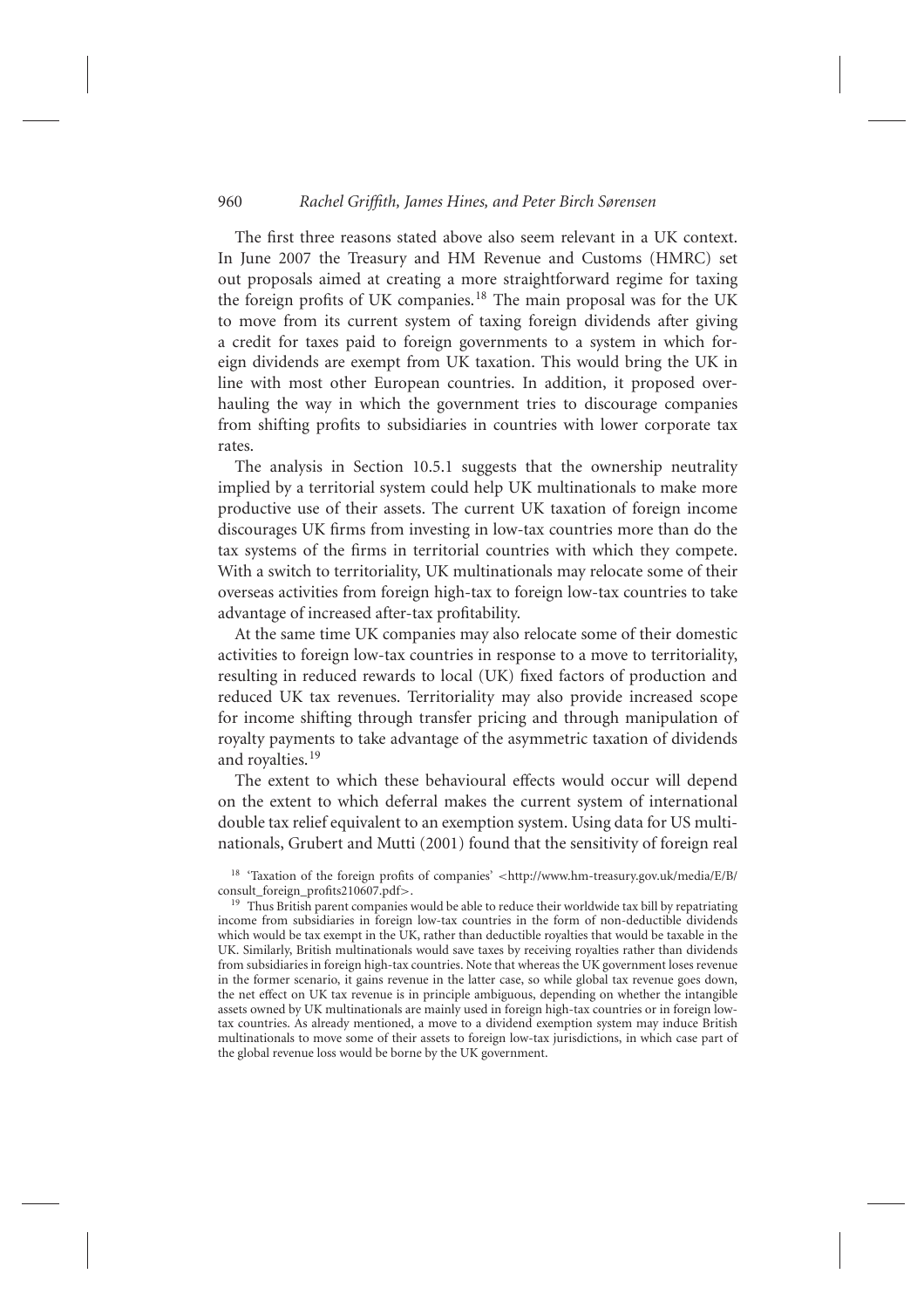The first three reasons stated above also seem relevant in a UK context. In June 2007 the Treasury and HM Revenue and Customs (HMRC) set out proposals aimed at creating a more straightforward regime for taxing the foreign profits of UK companies.[18] The main proposal was for the UK to move from its current system of taxing foreign dividends after giving a credit for taxes paid to foreign governments to a system in which foreign dividends are exempt from UK taxation. This would bring the UK in line with most other European countries. In addition, it proposed overhauling the way in which the government tries to discourage companies from shifting profits to subsidiaries in countries with lower corporate tax rates.

The analysis in Section 10.5.1 suggests that the ownership neutrality implied by a territorial system could help UK multinationals to make more productive use of their assets. The current UK taxation of foreign income discourages UK firms from investing in low-tax countries more than do the tax systems of the firms in territorial countries with which they compete. With a switch to territoriality, UK multinationals may relocate some of their overseas activities from foreign high-tax to foreign low-tax countries to take advantage of increased after-tax profitability.

At the same time UK companies may also relocate some of their domestic activities to foreign low-tax countries in response to a move to territoriality, resulting in reduced rewards to local (UK) fixed factors of production and reduced UK tax revenues. Territoriality may also provide increased scope for income shifting through transfer pricing and through manipulation of royalty payments to take advantage of the asymmetric taxation of dividends and royalties.[19]

The extent to which these behavioural effects would occur will depend on the extent to which deferral makes the current system of international double tax relief equivalent to an exemption system. Using data for US multinationals, Grubert and Mutti (2001) found that the sensitivity of foreign real

[18] 'Taxation of the foreign profits of companies' <http://www.hm-treasury.gov.uk/media/E/B/consult_foreign_profits210607.pdf>.

[19] Thus British parent companies would be able to reduce their worldwide tax bill by repatriating income from subsidiaries in foreign low-tax countries in the form of non-deductible dividends which would be tax exempt in the UK, rather than deductible royalties that would be taxable in the UK. Similarly, British multinationals would save taxes by receiving royalties rather than dividends from subsidiaries in foreign high-tax countries. Note that whereas the UK government loses revenue in the former scenario, it gains revenue in the latter case, so while global tax revenue goes down, the net effect on UK tax revenue is in principle ambiguous, depending on whether the intangible assets owned by UK multinationals are mainly used in foreign high-tax countries or in foreign low-tax countries. As already mentioned, a move to a dividend exemption system may induce British multinationals to move some of their assets to foreign low-tax jurisdictions, in which case part of the global revenue loss would be borne by the UK government.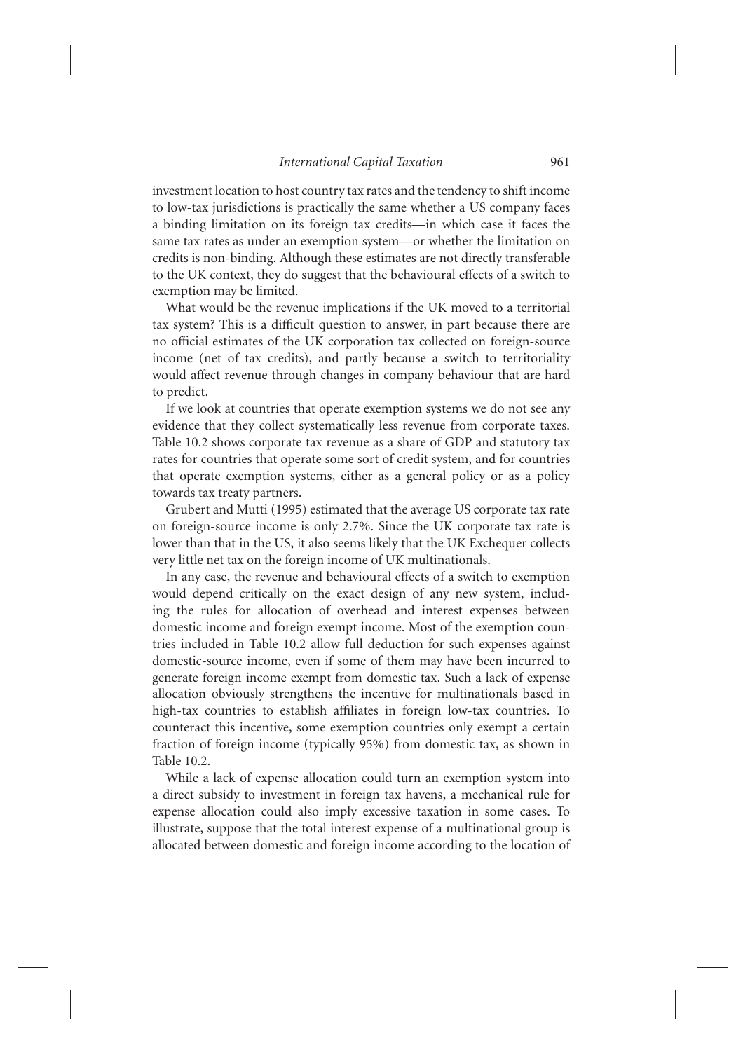investment location to host country tax rates and the tendency to shift income to low-tax jurisdictions is practically the same whether a US company faces a binding limitation on its foreign tax credits—in which case it faces the same tax rates as under an exemption system—or whether the limitation on credits is non-binding. Although these estimates are not directly transferable to the UK context, they do suggest that the behavioural effects of a switch to exemption may be limited.

What would be the revenue implications if the UK moved to a territorial tax system? This is a difficult question to answer, in part because there are no official estimates of the UK corporation tax collected on foreign-source income (net of tax credits), and partly because a switch to territoriality would affect revenue through changes in company behaviour that are hard to predict.

If we look at countries that operate exemption systems we do not see any evidence that they collect systematically less revenue from corporate taxes. Table 10.2 shows corporate tax revenue as a share of GDP and statutory tax rates for countries that operate some sort of credit system, and for countries that operate exemption systems, either as a general policy or as a policy towards tax treaty partners.

Grubert and Mutti (1995) estimated that the average US corporate tax rate on foreign-source income is only 2.7%. Since the UK corporate tax rate is lower than that in the US, it also seems likely that the UK Exchequer collects very little net tax on the foreign income of UK multinationals.

In any case, the revenue and behavioural effects of a switch to exemption would depend critically on the exact design of any new system, including the rules for allocation of overhead and interest expenses between domestic income and foreign exempt income. Most of the exemption countries included in Table 10.2 allow full deduction for such expenses against domestic-source income, even if some of them may have been incurred to generate foreign income exempt from domestic tax. Such a lack of expense allocation obviously strengthens the incentive for multinationals based in high-tax countries to establish affiliates in foreign low-tax countries. To counteract this incentive, some exemption countries only exempt a certain fraction of foreign income (typically 95%) from domestic tax, as shown in Table 10.2.

While a lack of expense allocation could turn an exemption system into a direct subsidy to investment in foreign tax havens, a mechanical rule for expense allocation could also imply excessive taxation in some cases. To illustrate, suppose that the total interest expense of a multinational group is allocated between domestic and foreign income according to the location of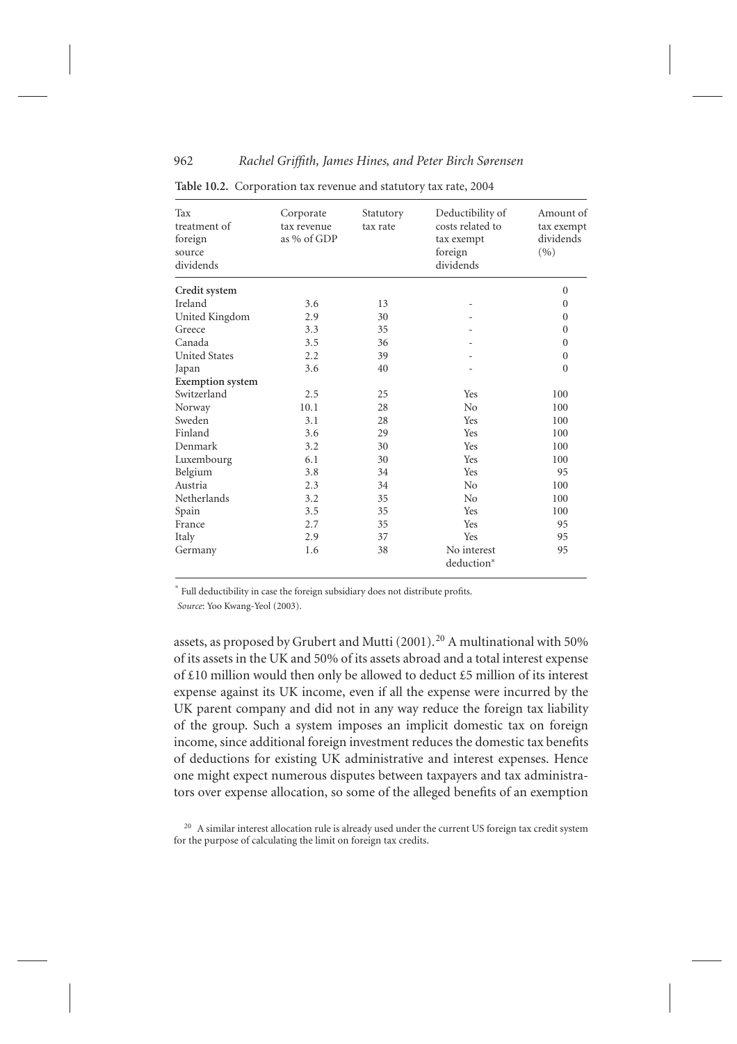**Table 10.2.** Corporation tax revenue and statutory tax rate, 2004

| Tax treatment of foreign source dividends | Corporate tax revenue as % of GDP | Statutory tax rate | Deductibility of costs related to tax exempt foreign dividends | Amount of tax exempt dividends (%) |
|---|---|---|---|---|
| **Credit system** | | | | 0 |
| Ireland | 3.6 | 13 | - | 0 |
| United Kingdom | 2.9 | 30 | - | 0 |
| Greece | 3.3 | 35 | - | 0 |
| Canada | 3.5 | 36 | - | 0 |
| United States | 2.2 | 39 | - | 0 |
| Japan | 3.6 | 40 | - | 0 |
| **Exemption system** | | | | |
| Switzerland | 2.5 | 25 | Yes | 100 |
| Norway | 10.1 | 28 | No | 100 |
| Sweden | 3.1 | 28 | Yes | 100 |
| Finland | 3.6 | 29 | Yes | 100 |
| Denmark | 3.2 | 30 | Yes | 100 |
| Luxembourg | 6.1 | 30 | Yes | 100 |
| Belgium | 3.8 | 34 | Yes | 95 |
| Austria | 2.3 | 34 | No | 100 |
| Netherlands | 3.2 | 35 | No | 100 |
| Spain | 3.5 | 35 | Yes | 100 |
| France | 2.7 | 35 | Yes | 95 |
| Italy | 2.9 | 37 | Yes | 95 |
| Germany | 1.6 | 38 | No interest deduction* | 95 |

\* Full deductibility in case the foreign subsidiary does not distribute profits.

*Source*: Yoo Kwang-Yeol (2003).

assets, as proposed by Grubert and Mutti (2001).[20] A multinational with 50% of its assets in the UK and 50% of its assets abroad and a total interest expense of £10 million would then only be allowed to deduct £5 million of its interest expense against its UK income, even if all the expense were incurred by the UK parent company and did not in any way reduce the foreign tax liability of the group. Such a system imposes an implicit domestic tax on foreign income, since additional foreign investment reduces the domestic tax benefits of deductions for existing UK administrative and interest expenses. Hence one might expect numerous disputes between taxpayers and tax administrators over expense allocation, so some of the alleged benefits of an exemption

[20] A similar interest allocation rule is already used under the current US foreign tax credit system for the purpose of calculating the limit on foreign tax credits.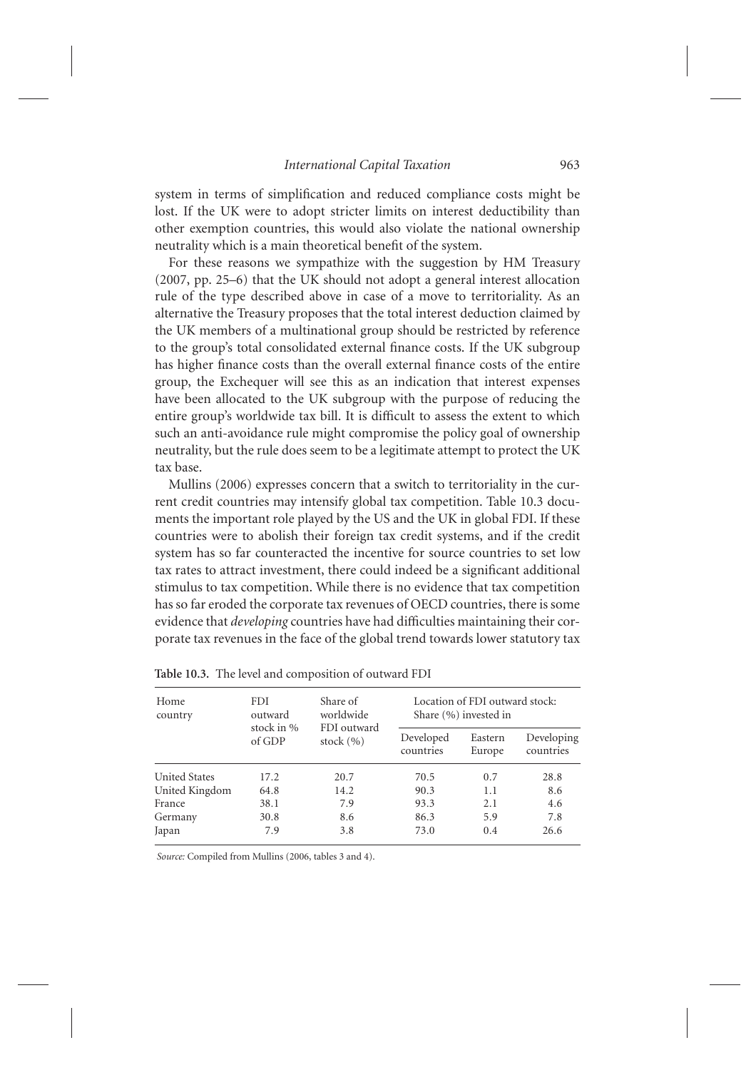system in terms of simplification and reduced compliance costs might be lost. If the UK were to adopt stricter limits on interest deductibility than other exemption countries, this would also violate the national ownership neutrality which is a main theoretical benefit of the system.

For these reasons we sympathize with the suggestion by HM Treasury (2007, pp. 25–6) that the UK should not adopt a general interest allocation rule of the type described above in case of a move to territoriality. As an alternative the Treasury proposes that the total interest deduction claimed by the UK members of a multinational group should be restricted by reference to the group's total consolidated external finance costs. If the UK subgroup has higher finance costs than the overall external finance costs of the entire group, the Exchequer will see this as an indication that interest expenses have been allocated to the UK subgroup with the purpose of reducing the entire group's worldwide tax bill. It is difficult to assess the extent to which such an anti-avoidance rule might compromise the policy goal of ownership neutrality, but the rule does seem to be a legitimate attempt to protect the UK tax base.

Mullins (2006) expresses concern that a switch to territoriality in the current credit countries may intensify global tax competition. Table 10.3 documents the important role played by the US and the UK in global FDI. If these countries were to abolish their foreign tax credit systems, and if the credit system has so far counteracted the incentive for source countries to set low tax rates to attract investment, there could indeed be a significant additional stimulus to tax competition. While there is no evidence that tax competition has so far eroded the corporate tax revenues of OECD countries, there is some evidence that *developing* countries have had difficulties maintaining their corporate tax revenues in the face of the global trend towards lower statutory tax

**Table 10.3.** The level and composition of outward FDI

| Home country | FDI outward stock in % of GDP | Share of worldwide FDI outward stock (%) | Location of FDI outward stock: Share (%) invested in | | |
|---|---|---|---|---|---|
| | | | Developed countries | Eastern Europe | Developing countries |
| United States | 17.2 | 20.7 | 70.5 | 0.7 | 28.8 |
| United Kingdom | 64.8 | 14.2 | 90.3 | 1.1 | 8.6 |
| France | 38.1 | 7.9 | 93.3 | 2.1 | 4.6 |
| Germany | 30.8 | 8.6 | 86.3 | 5.9 | 7.8 |
| Japan | 7.9 | 3.8 | 73.0 | 0.4 | 26.6 |

*Source:* Compiled from Mullins (2006, tables 3 and 4).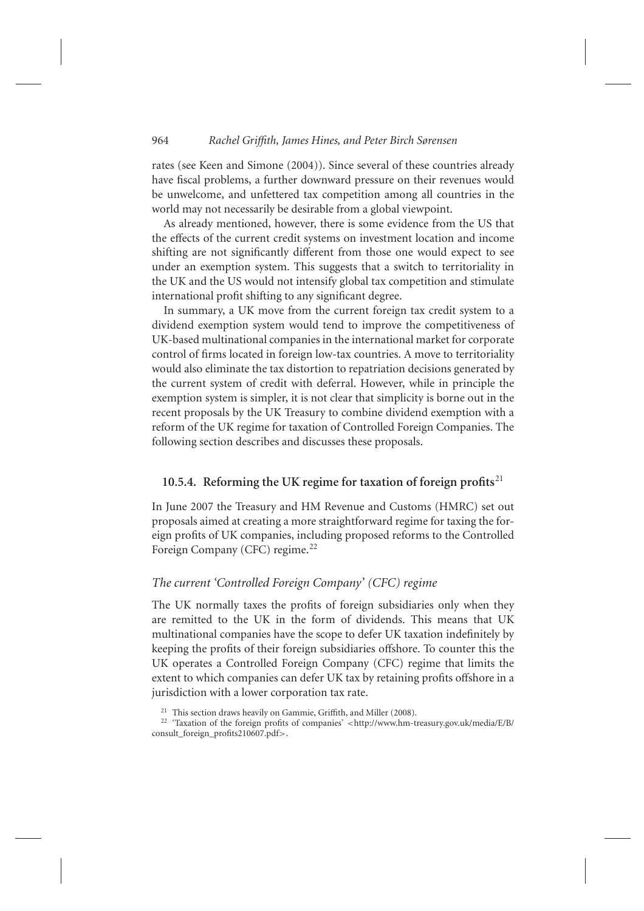rates (see Keen and Simone (2004)). Since several of these countries already have fiscal problems, a further downward pressure on their revenues would be unwelcome, and unfettered tax competition among all countries in the world may not necessarily be desirable from a global viewpoint.

As already mentioned, however, there is some evidence from the US that the effects of the current credit systems on investment location and income shifting are not significantly different from those one would expect to see under an exemption system. This suggests that a switch to territoriality in the UK and the US would not intensify global tax competition and stimulate international profit shifting to any significant degree.

In summary, a UK move from the current foreign tax credit system to a dividend exemption system would tend to improve the competitiveness of UK-based multinational companies in the international market for corporate control of firms located in foreign low-tax countries. A move to territoriality would also eliminate the tax distortion to repatriation decisions generated by the current system of credit with deferral. However, while in principle the exemption system is simpler, it is not clear that simplicity is borne out in the recent proposals by the UK Treasury to combine dividend exemption with a reform of the UK regime for taxation of Controlled Foreign Companies. The following section describes and discusses these proposals.

### 10.5.4. Reforming the UK regime for taxation of foreign profits[21]

In June 2007 the Treasury and HM Revenue and Customs (HMRC) set out proposals aimed at creating a more straightforward regime for taxing the foreign profits of UK companies, including proposed reforms to the Controlled Foreign Company (CFC) regime.[22]

#### *The current 'Controlled Foreign Company' (CFC) regime*

The UK normally taxes the profits of foreign subsidiaries only when they are remitted to the UK in the form of dividends. This means that UK multinational companies have the scope to defer UK taxation indefinitely by keeping the profits of their foreign subsidiaries offshore. To counter this the UK operates a Controlled Foreign Company (CFC) regime that limits the extent to which companies can defer UK tax by retaining profits offshore in a jurisdiction with a lower corporation tax rate.

[21] This section draws heavily on Gammie, Griffith, and Miller (2008).

[22] 'Taxation of the foreign profits of companies' <http://www.hm-treasury.gov.uk/media/E/B/consult_foreign_profits210607.pdf>.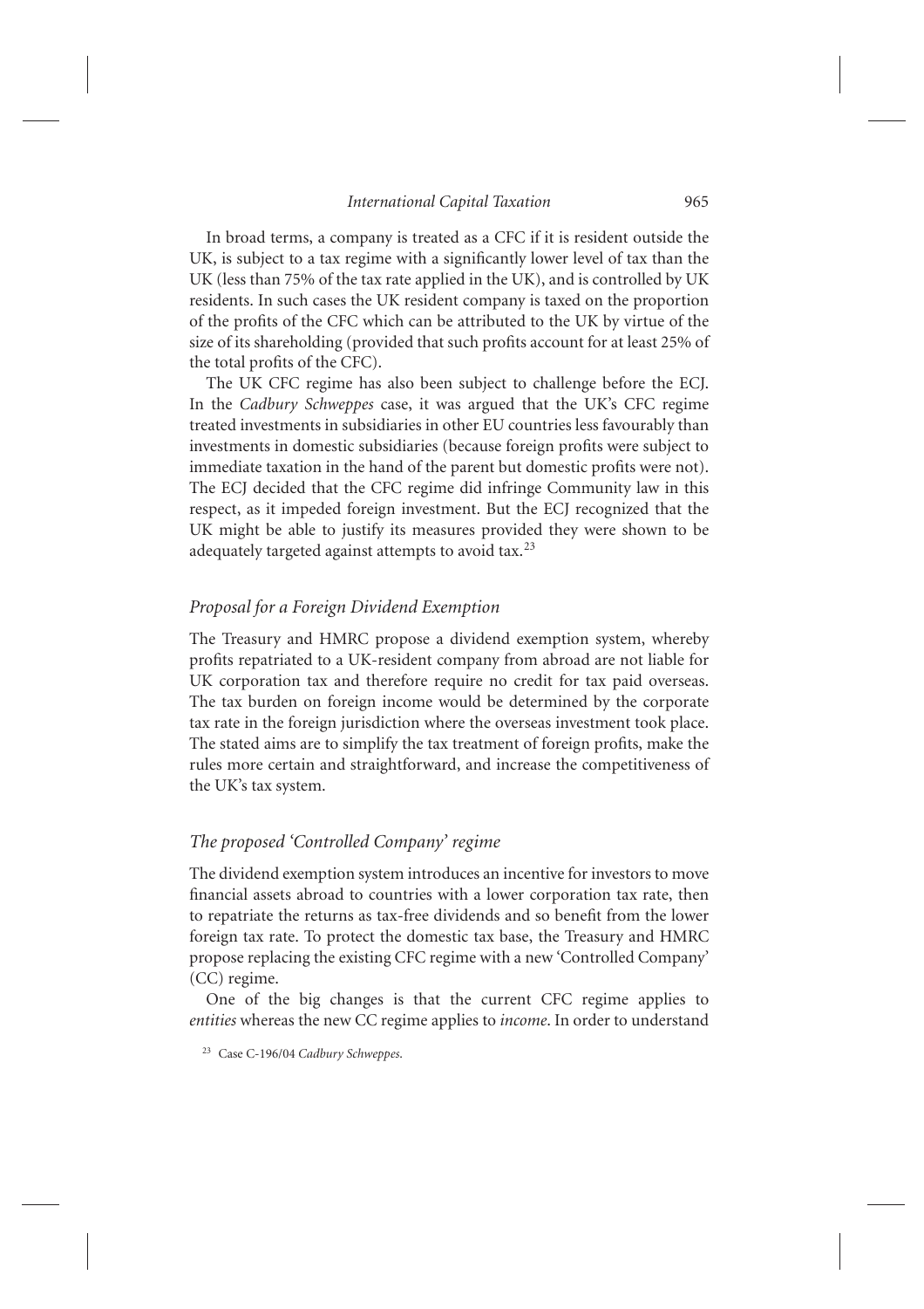In broad terms, a company is treated as a CFC if it is resident outside the UK, is subject to a tax regime with a significantly lower level of tax than the UK (less than 75% of the tax rate applied in the UK), and is controlled by UK residents. In such cases the UK resident company is taxed on the proportion of the profits of the CFC which can be attributed to the UK by virtue of the size of its shareholding (provided that such profits account for at least 25% of the total profits of the CFC).

The UK CFC regime has also been subject to challenge before the ECJ. In the *Cadbury Schweppes* case, it was argued that the UK's CFC regime treated investments in subsidiaries in other EU countries less favourably than investments in domestic subsidiaries (because foreign profits were subject to immediate taxation in the hand of the parent but domestic profits were not). The ECJ decided that the CFC regime did infringe Community law in this respect, as it impeded foreign investment. But the ECJ recognized that the UK might be able to justify its measures provided they were shown to be adequately targeted against attempts to avoid tax.[23]

### *Proposal for a Foreign Dividend Exemption*

The Treasury and HMRC propose a dividend exemption system, whereby profits repatriated to a UK-resident company from abroad are not liable for UK corporation tax and therefore require no credit for tax paid overseas. The tax burden on foreign income would be determined by the corporate tax rate in the foreign jurisdiction where the overseas investment took place. The stated aims are to simplify the tax treatment of foreign profits, make the rules more certain and straightforward, and increase the competitiveness of the UK's tax system.

### *The proposed 'Controlled Company' regime*

The dividend exemption system introduces an incentive for investors to move financial assets abroad to countries with a lower corporation tax rate, then to repatriate the returns as tax-free dividends and so benefit from the lower foreign tax rate. To protect the domestic tax base, the Treasury and HMRC propose replacing the existing CFC regime with a new 'Controlled Company' (CC) regime.

One of the big changes is that the current CFC regime applies to *entities* whereas the new CC regime applies to *income*. In order to understand

[23] Case C-196/04 *Cadbury Schweppes.*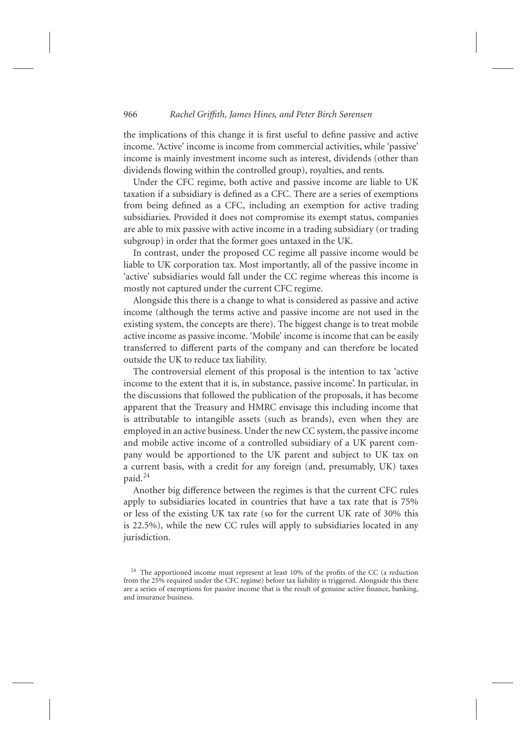the implications of this change it is first useful to define passive and active income. 'Active' income is income from commercial activities, while 'passive' income is mainly investment income such as interest, dividends (other than dividends flowing within the controlled group), royalties, and rents.

Under the CFC regime, both active and passive income are liable to UK taxation if a subsidiary is defined as a CFC. There are a series of exemptions from being defined as a CFC, including an exemption for active trading subsidiaries. Provided it does not compromise its exempt status, companies are able to mix passive with active income in a trading subsidiary (or trading subgroup) in order that the former goes untaxed in the UK.

In contrast, under the proposed CC regime all passive income would be liable to UK corporation tax. Most importantly, all of the passive income in 'active' subsidiaries would fall under the CC regime whereas this income is mostly not captured under the current CFC regime.

Alongside this there is a change to what is considered as passive and active income (although the terms active and passive income are not used in the existing system, the concepts are there). The biggest change is to treat mobile active income as passive income. 'Mobile' income is income that can be easily transferred to different parts of the company and can therefore be located outside the UK to reduce tax liability.

The controversial element of this proposal is the intention to tax 'active income to the extent that it is, in substance, passive income'. In particular, in the discussions that followed the publication of the proposals, it has become apparent that the Treasury and HMRC envisage this including income that is attributable to intangible assets (such as brands), even when they are employed in an active business. Under the new CC system, the passive income and mobile active income of a controlled subsidiary of a UK parent company would be apportioned to the UK parent and subject to UK tax on a current basis, with a credit for any foreign (and, presumably, UK) taxes paid.[24]

Another big difference between the regimes is that the current CFC rules apply to subsidiaries located in countries that have a tax rate that is 75% or less of the existing UK tax rate (so for the current UK rate of 30% this is 22.5%), while the new CC rules will apply to subsidiaries located in any jurisdiction.

[24] The apportioned income must represent at least 10% of the profits of the CC (a reduction from the 25% required under the CFC regime) before tax liability is triggered. Alongside this there are a series of exemptions for passive income that is the result of genuine active finance, banking, and insurance business.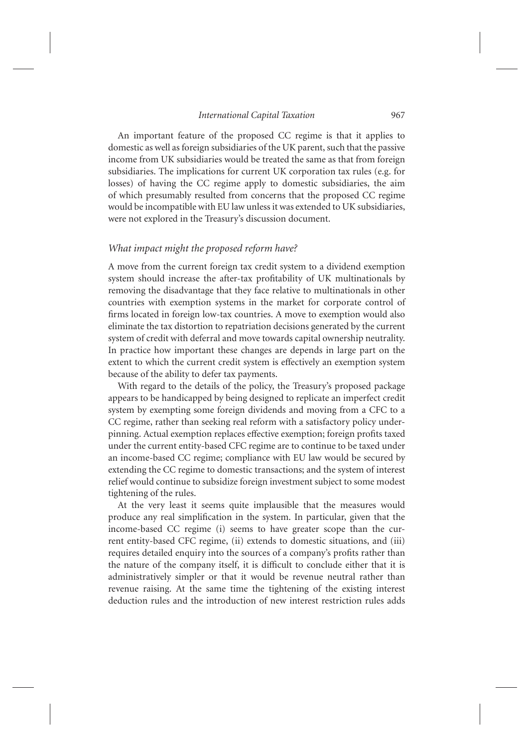An important feature of the proposed CC regime is that it applies to domestic as well as foreign subsidiaries of the UK parent, such that the passive income from UK subsidiaries would be treated the same as that from foreign subsidiaries. The implications for current UK corporation tax rules (e.g. for losses) of having the CC regime apply to domestic subsidiaries, the aim of which presumably resulted from concerns that the proposed CC regime would be incompatible with EU law unless it was extended to UK subsidiaries, were not explored in the Treasury's discussion document.

### *What impact might the proposed reform have?*

A move from the current foreign tax credit system to a dividend exemption system should increase the after-tax profitability of UK multinationals by removing the disadvantage that they face relative to multinationals in other countries with exemption systems in the market for corporate control of firms located in foreign low-tax countries. A move to exemption would also eliminate the tax distortion to repatriation decisions generated by the current system of credit with deferral and move towards capital ownership neutrality. In practice how important these changes are depends in large part on the extent to which the current credit system is effectively an exemption system because of the ability to defer tax payments.

With regard to the details of the policy, the Treasury's proposed package appears to be handicapped by being designed to replicate an imperfect credit system by exempting some foreign dividends and moving from a CFC to a CC regime, rather than seeking real reform with a satisfactory policy underpinning. Actual exemption replaces effective exemption; foreign profits taxed under the current entity-based CFC regime are to continue to be taxed under an income-based CC regime; compliance with EU law would be secured by extending the CC regime to domestic transactions; and the system of interest relief would continue to subsidize foreign investment subject to some modest tightening of the rules.

At the very least it seems quite implausible that the measures would produce any real simplification in the system. In particular, given that the income-based CC regime (i) seems to have greater scope than the current entity-based CFC regime, (ii) extends to domestic situations, and (iii) requires detailed enquiry into the sources of a company's profits rather than the nature of the company itself, it is difficult to conclude either that it is administratively simpler or that it would be revenue neutral rather than revenue raising. At the same time the tightening of the existing interest deduction rules and the introduction of new interest restriction rules adds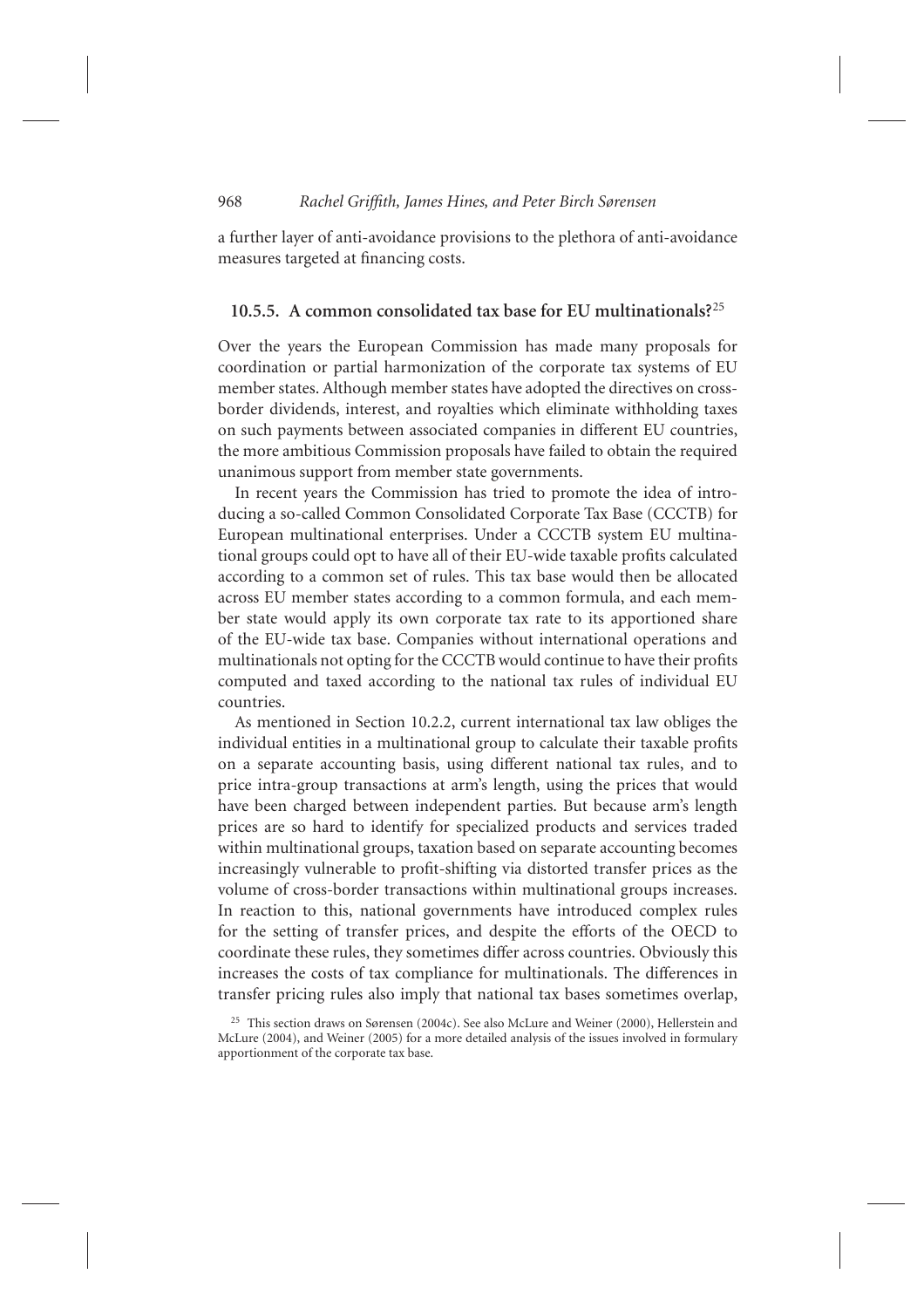a further layer of anti-avoidance provisions to the plethora of anti-avoidance measures targeted at financing costs.

### 10.5.5. A common consolidated tax base for EU multinationals?[25]

Over the years the European Commission has made many proposals for coordination or partial harmonization of the corporate tax systems of EU member states. Although member states have adopted the directives on cross-border dividends, interest, and royalties which eliminate withholding taxes on such payments between associated companies in different EU countries, the more ambitious Commission proposals have failed to obtain the required unanimous support from member state governments.

In recent years the Commission has tried to promote the idea of introducing a so-called Common Consolidated Corporate Tax Base (CCCTB) for European multinational enterprises. Under a CCCTB system EU multinational groups could opt to have all of their EU-wide taxable profits calculated according to a common set of rules. This tax base would then be allocated across EU member states according to a common formula, and each member state would apply its own corporate tax rate to its apportioned share of the EU-wide tax base. Companies without international operations and multinationals not opting for the CCCTB would continue to have their profits computed and taxed according to the national tax rules of individual EU countries.

As mentioned in Section 10.2.2, current international tax law obliges the individual entities in a multinational group to calculate their taxable profits on a separate accounting basis, using different national tax rules, and to price intra-group transactions at arm's length, using the prices that would have been charged between independent parties. But because arm's length prices are so hard to identify for specialized products and services traded within multinational groups, taxation based on separate accounting becomes increasingly vulnerable to profit-shifting via distorted transfer prices as the volume of cross-border transactions within multinational groups increases. In reaction to this, national governments have introduced complex rules for the setting of transfer prices, and despite the efforts of the OECD to coordinate these rules, they sometimes differ across countries. Obviously this increases the costs of tax compliance for multinationals. The differences in transfer pricing rules also imply that national tax bases sometimes overlap,

[25] This section draws on Sørensen (2004c). See also McLure and Weiner (2000), Hellerstein and McLure (2004), and Weiner (2005) for a more detailed analysis of the issues involved in formulary apportionment of the corporate tax base.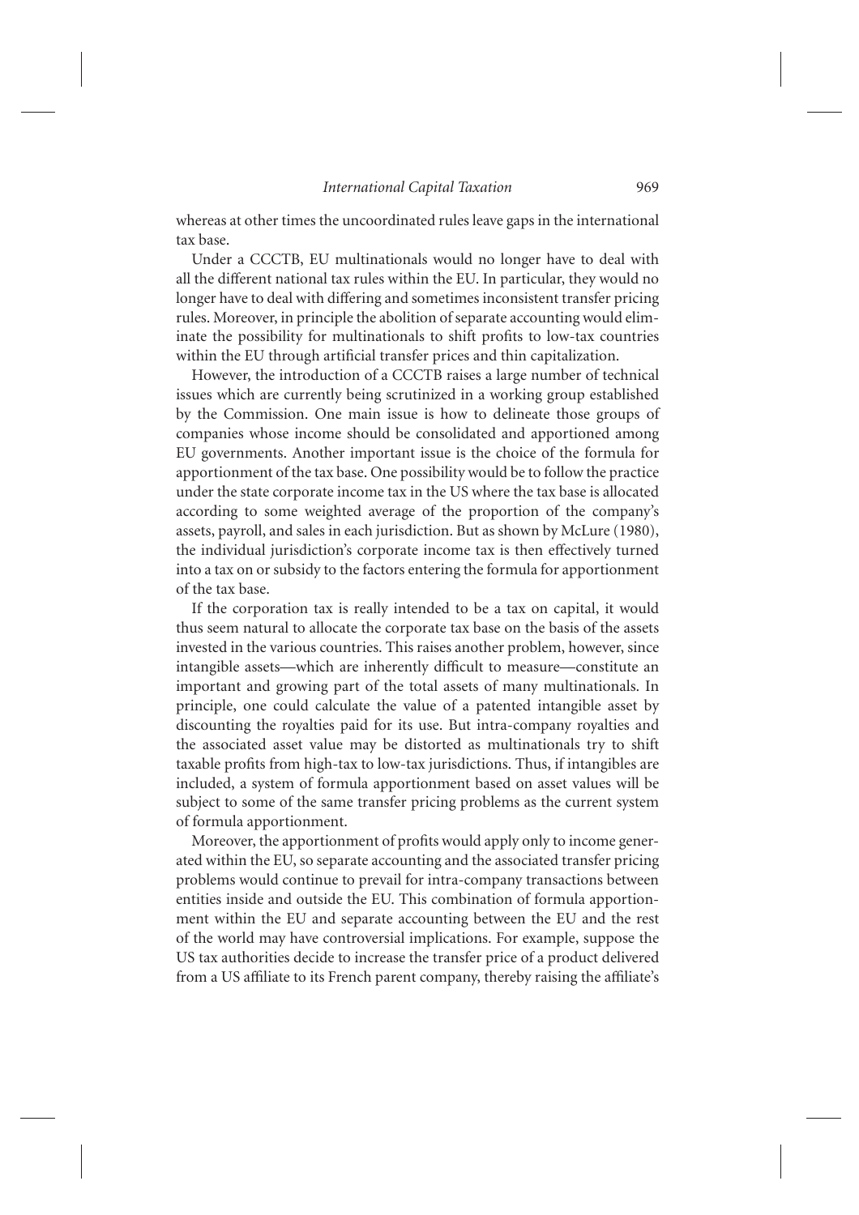whereas at other times the uncoordinated rules leave gaps in the international tax base.

Under a CCCTB, EU multinationals would no longer have to deal with all the different national tax rules within the EU. In particular, they would no longer have to deal with differing and sometimes inconsistent transfer pricing rules. Moreover, in principle the abolition of separate accounting would eliminate the possibility for multinationals to shift profits to low-tax countries within the EU through artificial transfer prices and thin capitalization.

However, the introduction of a CCCTB raises a large number of technical issues which are currently being scrutinized in a working group established by the Commission. One main issue is how to delineate those groups of companies whose income should be consolidated and apportioned among EU governments. Another important issue is the choice of the formula for apportionment of the tax base. One possibility would be to follow the practice under the state corporate income tax in the US where the tax base is allocated according to some weighted average of the proportion of the company's assets, payroll, and sales in each jurisdiction. But as shown by McLure (1980), the individual jurisdiction's corporate income tax is then effectively turned into a tax on or subsidy to the factors entering the formula for apportionment of the tax base.

If the corporation tax is really intended to be a tax on capital, it would thus seem natural to allocate the corporate tax base on the basis of the assets invested in the various countries. This raises another problem, however, since intangible assets—which are inherently difficult to measure—constitute an important and growing part of the total assets of many multinationals. In principle, one could calculate the value of a patented intangible asset by discounting the royalties paid for its use. But intra-company royalties and the associated asset value may be distorted as multinationals try to shift taxable profits from high-tax to low-tax jurisdictions. Thus, if intangibles are included, a system of formula apportionment based on asset values will be subject to some of the same transfer pricing problems as the current system of formula apportionment.

Moreover, the apportionment of profits would apply only to income generated within the EU, so separate accounting and the associated transfer pricing problems would continue to prevail for intra-company transactions between entities inside and outside the EU. This combination of formula apportionment within the EU and separate accounting between the EU and the rest of the world may have controversial implications. For example, suppose the US tax authorities decide to increase the transfer price of a product delivered from a US affiliate to its French parent company, thereby raising the affiliate's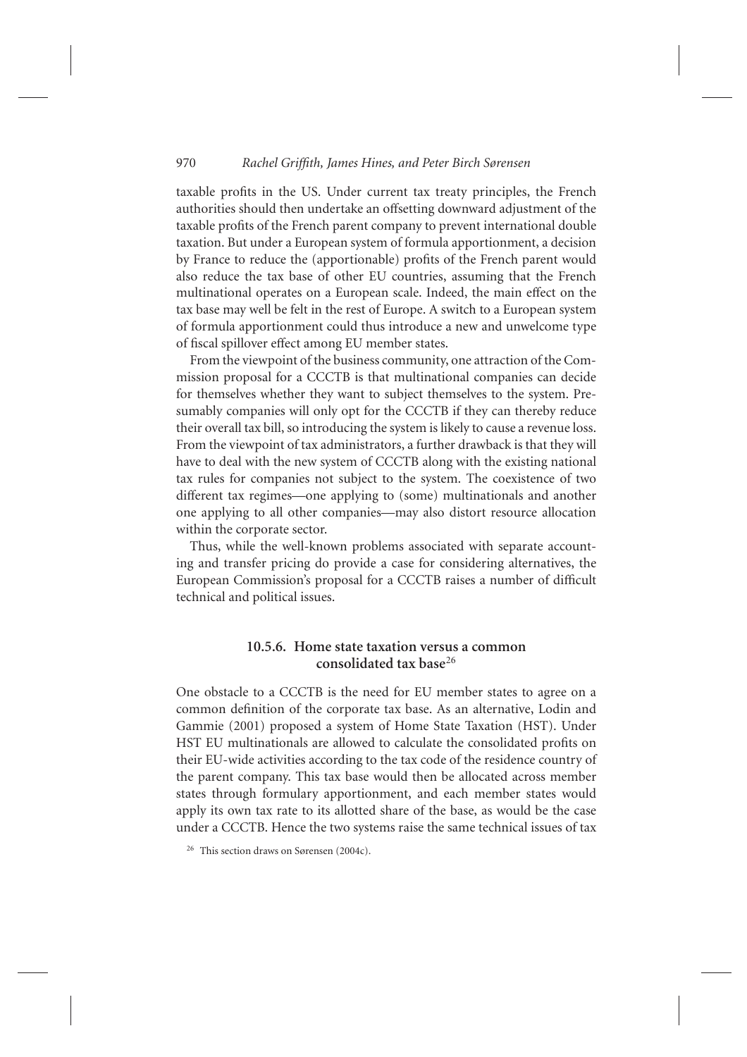taxable profits in the US. Under current tax treaty principles, the French authorities should then undertake an offsetting downward adjustment of the taxable profits of the French parent company to prevent international double taxation. But under a European system of formula apportionment, a decision by France to reduce the (apportionable) profits of the French parent would also reduce the tax base of other EU countries, assuming that the French multinational operates on a European scale. Indeed, the main effect on the tax base may well be felt in the rest of Europe. A switch to a European system of formula apportionment could thus introduce a new and unwelcome type of fiscal spillover effect among EU member states.

From the viewpoint of the business community, one attraction of the Commission proposal for a CCCTB is that multinational companies can decide for themselves whether they want to subject themselves to the system. Presumably companies will only opt for the CCCTB if they can thereby reduce their overall tax bill, so introducing the system is likely to cause a revenue loss. From the viewpoint of tax administrators, a further drawback is that they will have to deal with the new system of CCCTB along with the existing national tax rules for companies not subject to the system. The coexistence of two different tax regimes—one applying to (some) multinationals and another one applying to all other companies—may also distort resource allocation within the corporate sector.

Thus, while the well-known problems associated with separate accounting and transfer pricing do provide a case for considering alternatives, the European Commission's proposal for a CCCTB raises a number of difficult technical and political issues.

### 10.5.6. Home state taxation versus a common consolidated tax base[26]

One obstacle to a CCCTB is the need for EU member states to agree on a common definition of the corporate tax base. As an alternative, Lodin and Gammie (2001) proposed a system of Home State Taxation (HST). Under HST EU multinationals are allowed to calculate the consolidated profits on their EU-wide activities according to the tax code of the residence country of the parent company. This tax base would then be allocated across member states through formulary apportionment, and each member states would apply its own tax rate to its allotted share of the base, as would be the case under a CCCTB. Hence the two systems raise the same technical issues of tax

[26] This section draws on Sørensen (2004c).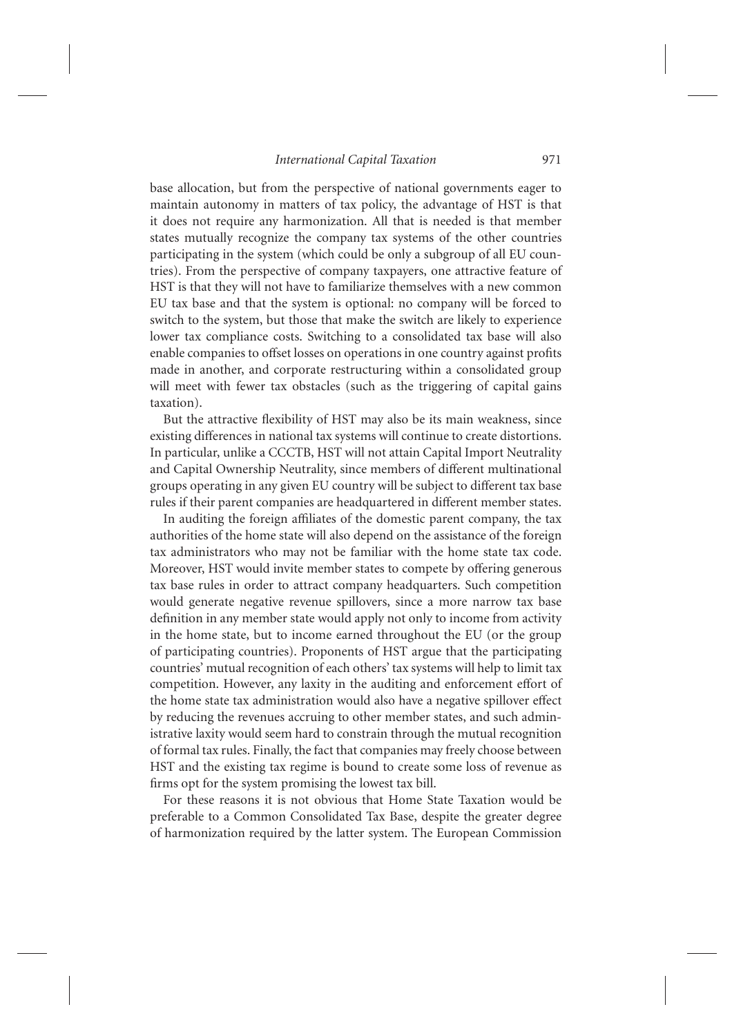base allocation, but from the perspective of national governments eager to maintain autonomy in matters of tax policy, the advantage of HST is that it does not require any harmonization. All that is needed is that member states mutually recognize the company tax systems of the other countries participating in the system (which could be only a subgroup of all EU countries). From the perspective of company taxpayers, one attractive feature of HST is that they will not have to familiarize themselves with a new common EU tax base and that the system is optional: no company will be forced to switch to the system, but those that make the switch are likely to experience lower tax compliance costs. Switching to a consolidated tax base will also enable companies to offset losses on operations in one country against profits made in another, and corporate restructuring within a consolidated group will meet with fewer tax obstacles (such as the triggering of capital gains taxation).

But the attractive flexibility of HST may also be its main weakness, since existing differences in national tax systems will continue to create distortions. In particular, unlike a CCCTB, HST will not attain Capital Import Neutrality and Capital Ownership Neutrality, since members of different multinational groups operating in any given EU country will be subject to different tax base rules if their parent companies are headquartered in different member states.

In auditing the foreign affiliates of the domestic parent company, the tax authorities of the home state will also depend on the assistance of the foreign tax administrators who may not be familiar with the home state tax code. Moreover, HST would invite member states to compete by offering generous tax base rules in order to attract company headquarters. Such competition would generate negative revenue spillovers, since a more narrow tax base definition in any member state would apply not only to income from activity in the home state, but to income earned throughout the EU (or the group of participating countries). Proponents of HST argue that the participating countries' mutual recognition of each others' tax systems will help to limit tax competition. However, any laxity in the auditing and enforcement effort of the home state tax administration would also have a negative spillover effect by reducing the revenues accruing to other member states, and such administrative laxity would seem hard to constrain through the mutual recognition of formal tax rules. Finally, the fact that companies may freely choose between HST and the existing tax regime is bound to create some loss of revenue as firms opt for the system promising the lowest tax bill.

For these reasons it is not obvious that Home State Taxation would be preferable to a Common Consolidated Tax Base, despite the greater degree of harmonization required by the latter system. The European Commission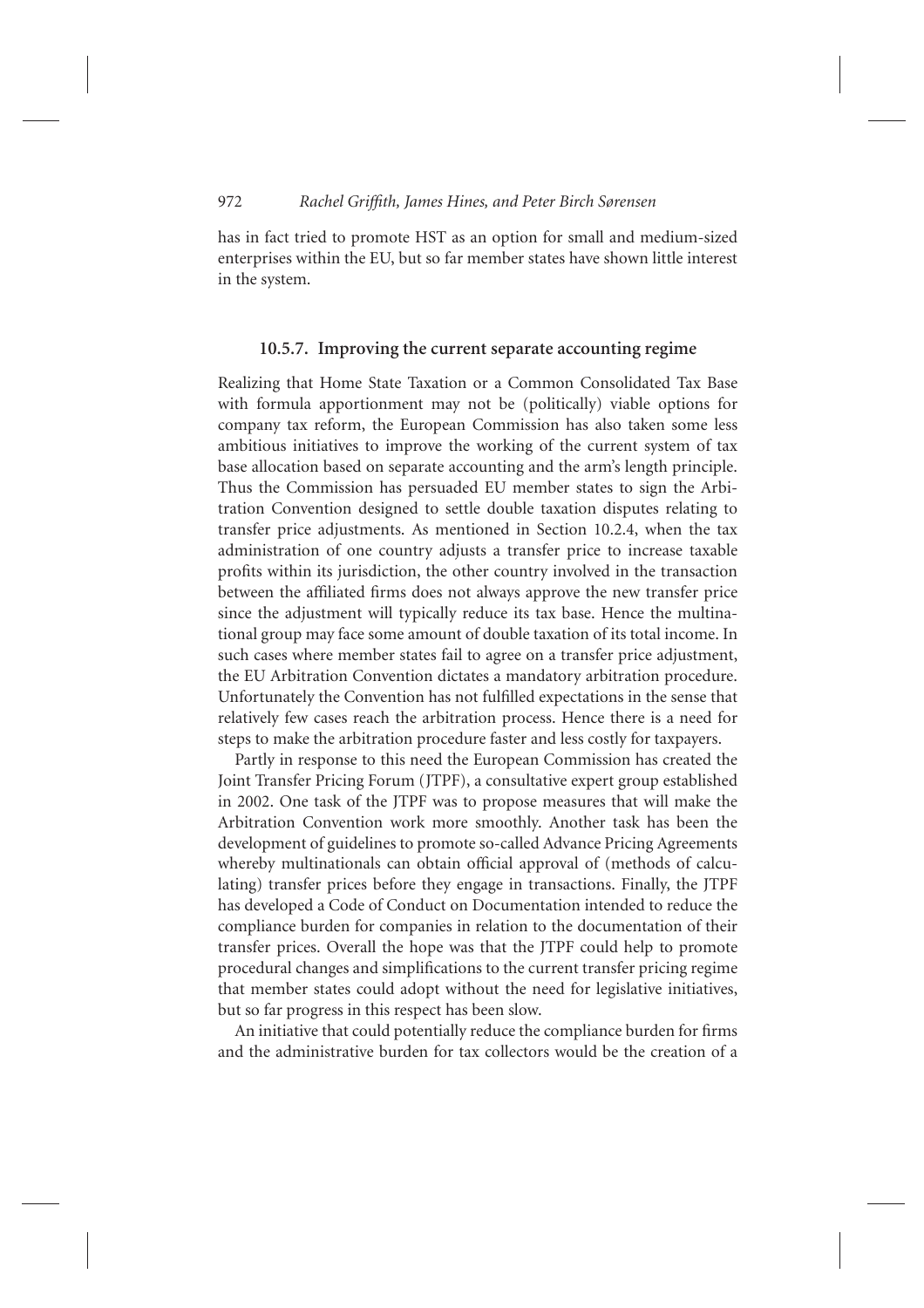has in fact tried to promote HST as an option for small and medium-sized enterprises within the EU, but so far member states have shown little interest in the system.

### 10.5.7. Improving the current separate accounting regime

Realizing that Home State Taxation or a Common Consolidated Tax Base with formula apportionment may not be (politically) viable options for company tax reform, the European Commission has also taken some less ambitious initiatives to improve the working of the current system of tax base allocation based on separate accounting and the arm's length principle. Thus the Commission has persuaded EU member states to sign the Arbitration Convention designed to settle double taxation disputes relating to transfer price adjustments. As mentioned in Section 10.2.4, when the tax administration of one country adjusts a transfer price to increase taxable profits within its jurisdiction, the other country involved in the transaction between the affiliated firms does not always approve the new transfer price since the adjustment will typically reduce its tax base. Hence the multinational group may face some amount of double taxation of its total income. In such cases where member states fail to agree on a transfer price adjustment, the EU Arbitration Convention dictates a mandatory arbitration procedure. Unfortunately the Convention has not fulfilled expectations in the sense that relatively few cases reach the arbitration process. Hence there is a need for steps to make the arbitration procedure faster and less costly for taxpayers.

Partly in response to this need the European Commission has created the Joint Transfer Pricing Forum (JTPF), a consultative expert group established in 2002. One task of the JTPF was to propose measures that will make the Arbitration Convention work more smoothly. Another task has been the development of guidelines to promote so-called Advance Pricing Agreements whereby multinationals can obtain official approval of (methods of calculating) transfer prices before they engage in transactions. Finally, the JTPF has developed a Code of Conduct on Documentation intended to reduce the compliance burden for companies in relation to the documentation of their transfer prices. Overall the hope was that the JTPF could help to promote procedural changes and simplifications to the current transfer pricing regime that member states could adopt without the need for legislative initiatives, but so far progress in this respect has been slow.

An initiative that could potentially reduce the compliance burden for firms and the administrative burden for tax collectors would be the creation of a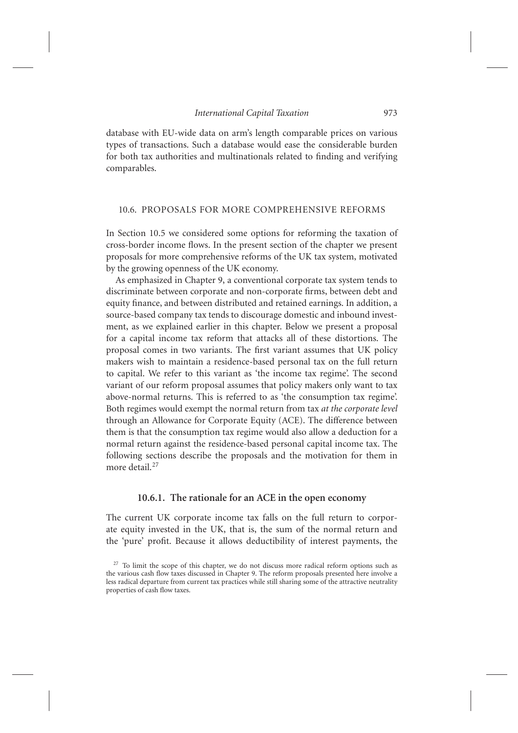database with EU-wide data on arm's length comparable prices on various types of transactions. Such a database would ease the considerable burden for both tax authorities and multinationals related to finding and verifying comparables.

## 10.6. PROPOSALS FOR MORE COMPREHENSIVE REFORMS

In Section 10.5 we considered some options for reforming the taxation of cross-border income flows. In the present section of the chapter we present proposals for more comprehensive reforms of the UK tax system, motivated by the growing openness of the UK economy.

As emphasized in Chapter 9, a conventional corporate tax system tends to discriminate between corporate and non-corporate firms, between debt and equity finance, and between distributed and retained earnings. In addition, a source-based company tax tends to discourage domestic and inbound investment, as we explained earlier in this chapter. Below we present a proposal for a capital income tax reform that attacks all of these distortions. The proposal comes in two variants. The first variant assumes that UK policy makers wish to maintain a residence-based personal tax on the full return to capital. We refer to this variant as 'the income tax regime'. The second variant of our reform proposal assumes that policy makers only want to tax above-normal returns. This is referred to as 'the consumption tax regime'. Both regimes would exempt the normal return from tax *at the corporate level* through an Allowance for Corporate Equity (ACE). The difference between them is that the consumption tax regime would also allow a deduction for a normal return against the residence-based personal capital income tax. The following sections describe the proposals and the motivation for them in more detail.[27]

### 10.6.1. The rationale for an ACE in the open economy

The current UK corporate income tax falls on the full return to corporate equity invested in the UK, that is, the sum of the normal return and the 'pure' profit. Because it allows deductibility of interest payments, the

[27] To limit the scope of this chapter, we do not discuss more radical reform options such as the various cash flow taxes discussed in Chapter 9. The reform proposals presented here involve a less radical departure from current tax practices while still sharing some of the attractive neutrality properties of cash flow taxes.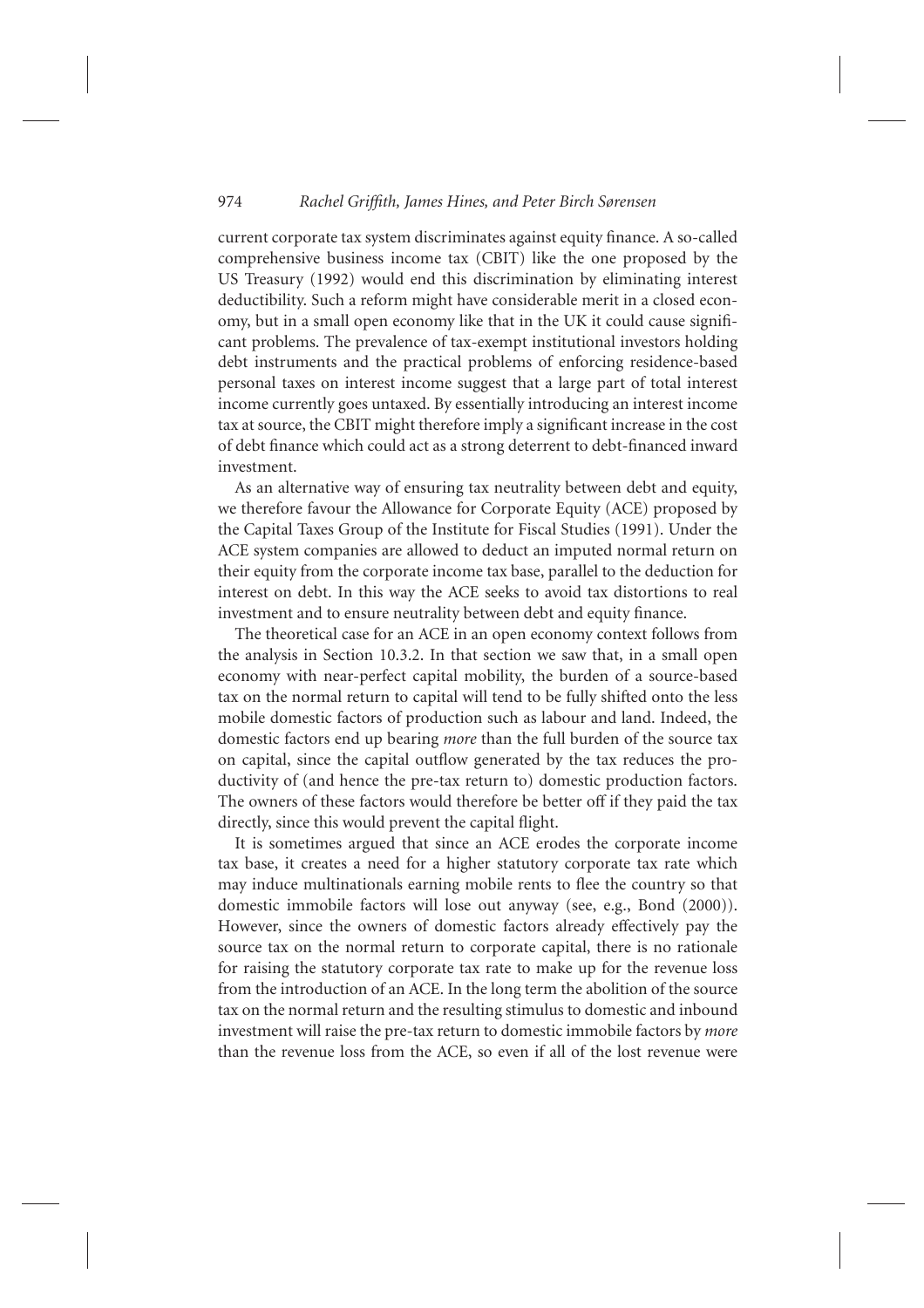current corporate tax system discriminates against equity finance. A so-called comprehensive business income tax (CBIT) like the one proposed by the US Treasury (1992) would end this discrimination by eliminating interest deductibility. Such a reform might have considerable merit in a closed economy, but in a small open economy like that in the UK it could cause significant problems. The prevalence of tax-exempt institutional investors holding debt instruments and the practical problems of enforcing residence-based personal taxes on interest income suggest that a large part of total interest income currently goes untaxed. By essentially introducing an interest income tax at source, the CBIT might therefore imply a significant increase in the cost of debt finance which could act as a strong deterrent to debt-financed inward investment.

As an alternative way of ensuring tax neutrality between debt and equity, we therefore favour the Allowance for Corporate Equity (ACE) proposed by the Capital Taxes Group of the Institute for Fiscal Studies (1991). Under the ACE system companies are allowed to deduct an imputed normal return on their equity from the corporate income tax base, parallel to the deduction for interest on debt. In this way the ACE seeks to avoid tax distortions to real investment and to ensure neutrality between debt and equity finance.

The theoretical case for an ACE in an open economy context follows from the analysis in Section 10.3.2. In that section we saw that, in a small open economy with near-perfect capital mobility, the burden of a source-based tax on the normal return to capital will tend to be fully shifted onto the less mobile domestic factors of production such as labour and land. Indeed, the domestic factors end up bearing *more* than the full burden of the source tax on capital, since the capital outflow generated by the tax reduces the productivity of (and hence the pre-tax return to) domestic production factors. The owners of these factors would therefore be better off if they paid the tax directly, since this would prevent the capital flight.

It is sometimes argued that since an ACE erodes the corporate income tax base, it creates a need for a higher statutory corporate tax rate which may induce multinationals earning mobile rents to flee the country so that domestic immobile factors will lose out anyway (see, e.g., Bond (2000)). However, since the owners of domestic factors already effectively pay the source tax on the normal return to corporate capital, there is no rationale for raising the statutory corporate tax rate to make up for the revenue loss from the introduction of an ACE. In the long term the abolition of the source tax on the normal return and the resulting stimulus to domestic and inbound investment will raise the pre-tax return to domestic immobile factors by *more* than the revenue loss from the ACE, so even if all of the lost revenue were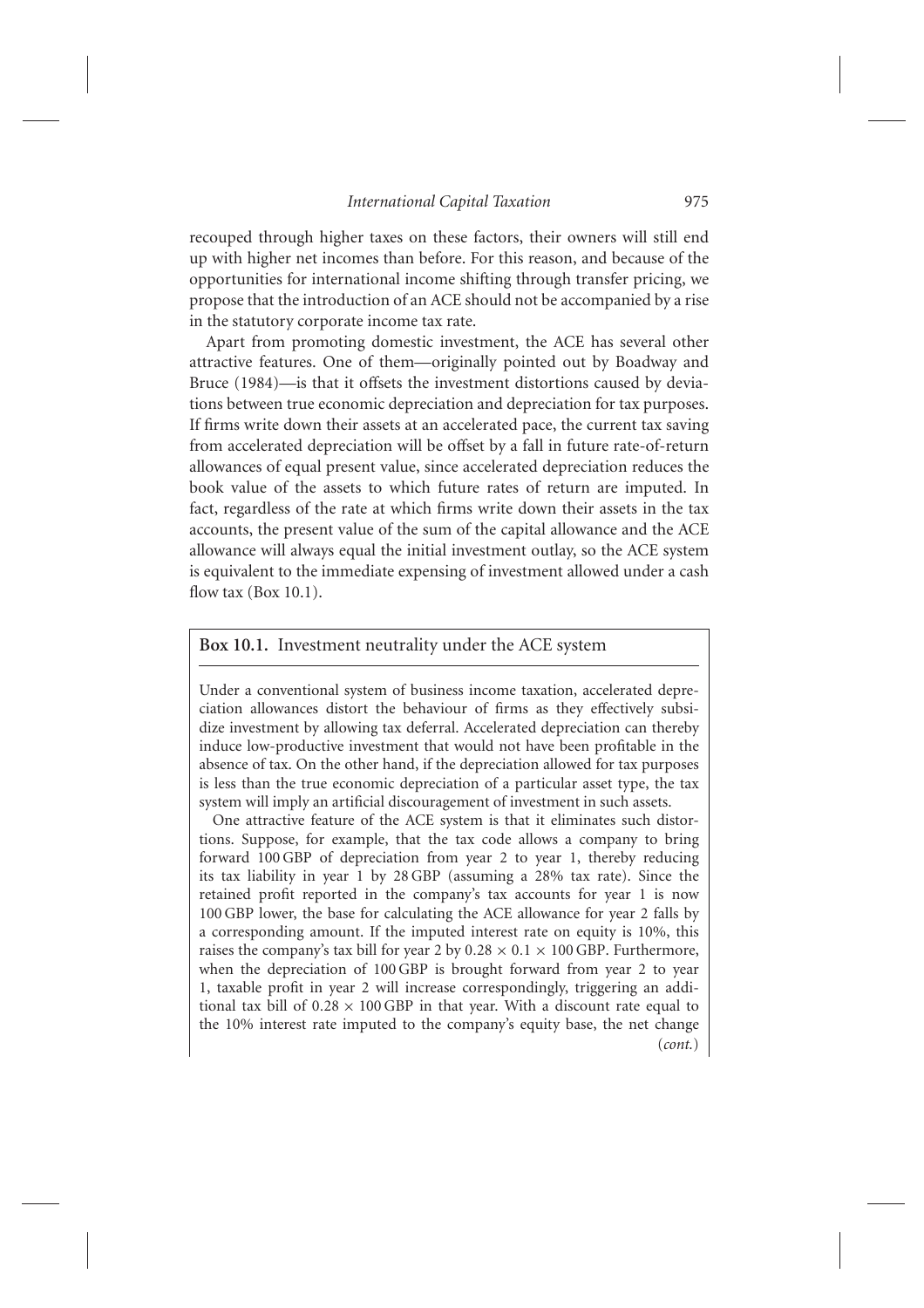recouped through higher taxes on these factors, their owners will still end up with higher net incomes than before. For this reason, and because of the opportunities for international income shifting through transfer pricing, we propose that the introduction of an ACE should not be accompanied by a rise in the statutory corporate income tax rate.

Apart from promoting domestic investment, the ACE has several other attractive features. One of them—originally pointed out by Boadway and Bruce (1984)—is that it offsets the investment distortions caused by deviations between true economic depreciation and depreciation for tax purposes. If firms write down their assets at an accelerated pace, the current tax saving from accelerated depreciation will be offset by a fall in future rate-of-return allowances of equal present value, since accelerated depreciation reduces the book value of the assets to which future rates of return are imputed. In fact, regardless of the rate at which firms write down their assets in the tax accounts, the present value of the sum of the capital allowance and the ACE allowance will always equal the initial investment outlay, so the ACE system is equivalent to the immediate expensing of investment allowed under a cash flow tax (Box 10.1).

**Box 10.1.** Investment neutrality under the ACE system

Under a conventional system of business income taxation, accelerated depreciation allowances distort the behaviour of firms as they effectively subsidize investment by allowing tax deferral. Accelerated depreciation can thereby induce low-productive investment that would not have been profitable in the absence of tax. On the other hand, if the depreciation allowed for tax purposes is less than the true economic depreciation of a particular asset type, the tax system will imply an artificial discouragement of investment in such assets.

One attractive feature of the ACE system is that it eliminates such distortions. Suppose, for example, that the tax code allows a company to bring forward 100 GBP of depreciation from year 2 to year 1, thereby reducing its tax liability in year 1 by 28 GBP (assuming a 28% tax rate). Since the retained profit reported in the company's tax accounts for year 1 is now 100 GBP lower, the base for calculating the ACE allowance for year 2 falls by a corresponding amount. If the imputed interest rate on equity is 10%, this raises the company's tax bill for year 2 by $0.28 \times 0.1 \times 100$ GBP. Furthermore, when the depreciation of 100 GBP is brought forward from year 2 to year 1, taxable profit in year 2 will increase correspondingly, triggering an additional tax bill of $0.28 \times 100$ GBP in that year. With a discount rate equal to the 10% interest rate imputed to the company's equity base, the net change

(*cont.*)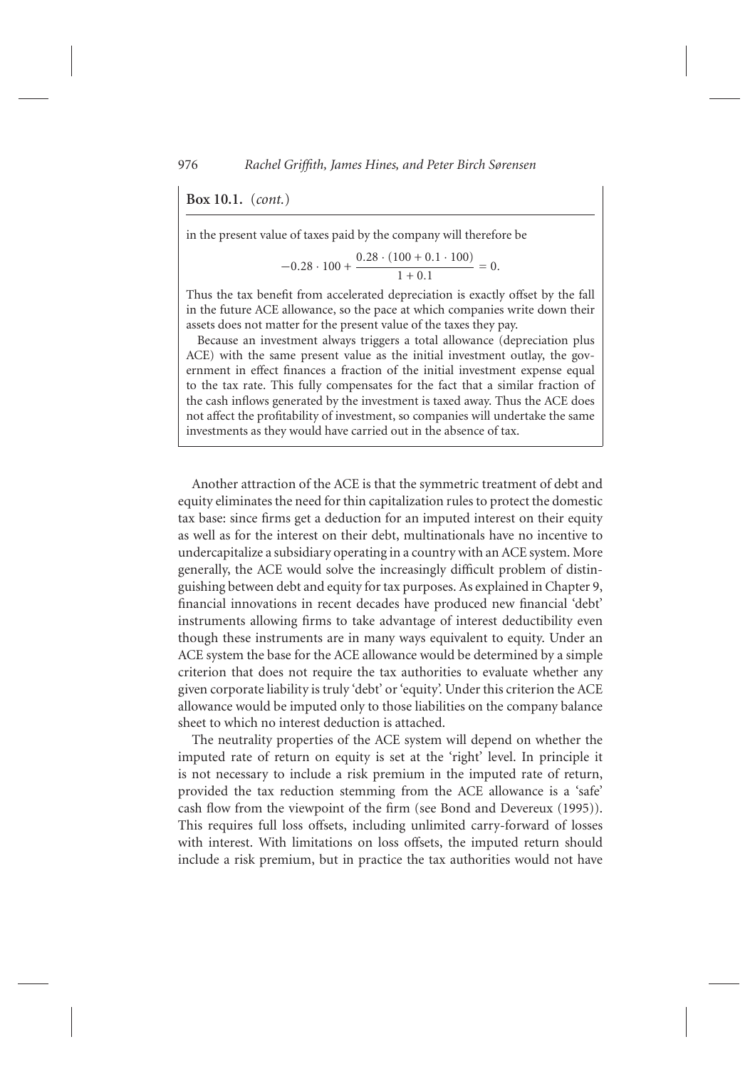**Box 10.1.** (*cont.*)

in the present value of taxes paid by the company will therefore be

$$-0.28 \cdot 100 + \frac{0.28 \cdot (100 + 0.1 \cdot 100)}{1 + 0.1} = 0.$$

Thus the tax benefit from accelerated depreciation is exactly offset by the fall in the future ACE allowance, so the pace at which companies write down their assets does not matter for the present value of the taxes they pay.

Because an investment always triggers a total allowance (depreciation plus ACE) with the same present value as the initial investment outlay, the government in effect finances a fraction of the initial investment expense equal to the tax rate. This fully compensates for the fact that a similar fraction of the cash inflows generated by the investment is taxed away. Thus the ACE does not affect the profitability of investment, so companies will undertake the same investments as they would have carried out in the absence of tax.

Another attraction of the ACE is that the symmetric treatment of debt and equity eliminates the need for thin capitalization rules to protect the domestic tax base: since firms get a deduction for an imputed interest on their equity as well as for the interest on their debt, multinationals have no incentive to undercapitalize a subsidiary operating in a country with an ACE system. More generally, the ACE would solve the increasingly difficult problem of distinguishing between debt and equity for tax purposes. As explained in Chapter 9, financial innovations in recent decades have produced new financial 'debt' instruments allowing firms to take advantage of interest deductibility even though these instruments are in many ways equivalent to equity. Under an ACE system the base for the ACE allowance would be determined by a simple criterion that does not require the tax authorities to evaluate whether any given corporate liability is truly 'debt' or 'equity'. Under this criterion the ACE allowance would be imputed only to those liabilities on the company balance sheet to which no interest deduction is attached.

The neutrality properties of the ACE system will depend on whether the imputed rate of return on equity is set at the 'right' level. In principle it is not necessary to include a risk premium in the imputed rate of return, provided the tax reduction stemming from the ACE allowance is a 'safe' cash flow from the viewpoint of the firm (see Bond and Devereux (1995)). This requires full loss offsets, including unlimited carry-forward of losses with interest. With limitations on loss offsets, the imputed return should include a risk premium, but in practice the tax authorities would not have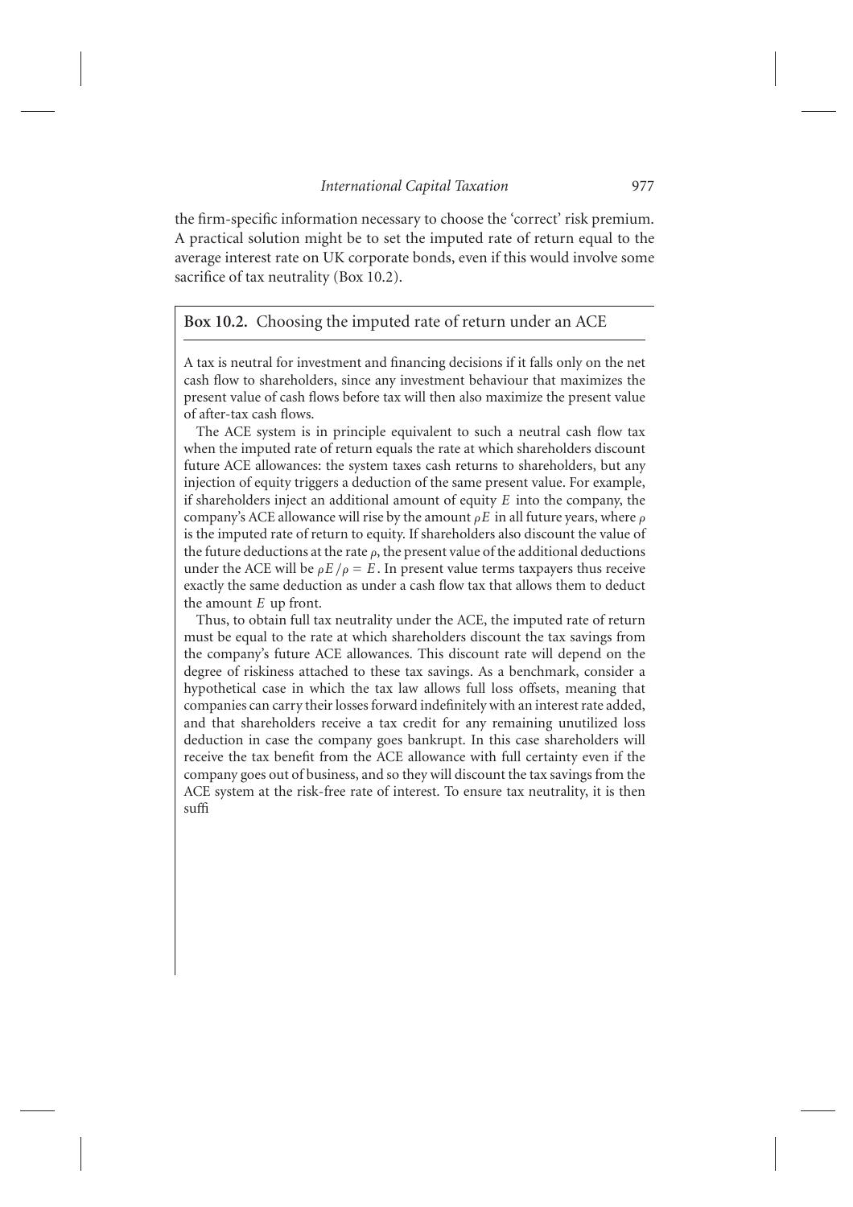the firm-specific information necessary to choose the 'correct' risk premium. A practical solution might be to set the imputed rate of return equal to the average interest rate on UK corporate bonds, even if this would involve some sacrifice of tax neutrality (Box 10.2).

**Box 10.2.** Choosing the imputed rate of return under an ACE

A tax is neutral for investment and financing decisions if it falls only on the net cash flow to shareholders, since any investment behaviour that maximizes the present value of cash flows before tax will then also maximize the present value of after-tax cash flows.

The ACE system is in principle equivalent to such a neutral cash flow tax when the imputed rate of return equals the rate at which shareholders discount future ACE allowances: the system taxes cash returns to shareholders, but any injection of equity triggers a deduction of the same present value. For example, if shareholders inject an additional amount of equity $E$ into the company, the company's ACE allowance will rise by the amount $\rho E$ in all future years, where $\rho$ is the imputed rate of return to equity. If shareholders also discount the value of the future deductions at the rate $\rho$, the present value of the additional deductions under the ACE will be $\rho E/\rho = E$. In present value terms taxpayers thus receive exactly the same deduction as under a cash flow tax that allows them to deduct the amount $E$ up front.

Thus, to obtain full tax neutrality under the ACE, the imputed rate of return must be equal to the rate at which shareholders discount the tax savings from the company's future ACE allowances. This discount rate will depend on the degree of riskiness attached to these tax savings. As a benchmark, consider a hypothetical case in which the tax law allows full loss offsets, meaning that companies can carry their losses forward indefinitely with an interest rate added, and that shareholders receive a tax credit for any remaining unutilized loss deduction in case the company goes bankrupt. In this case shareholders will receive the tax benefit from the ACE allowance with full certainty even if the company goes out of business, and so they will discount the tax savings from the ACE system at the risk-free rate of interest. To ensure tax neutrality, it is then suffi